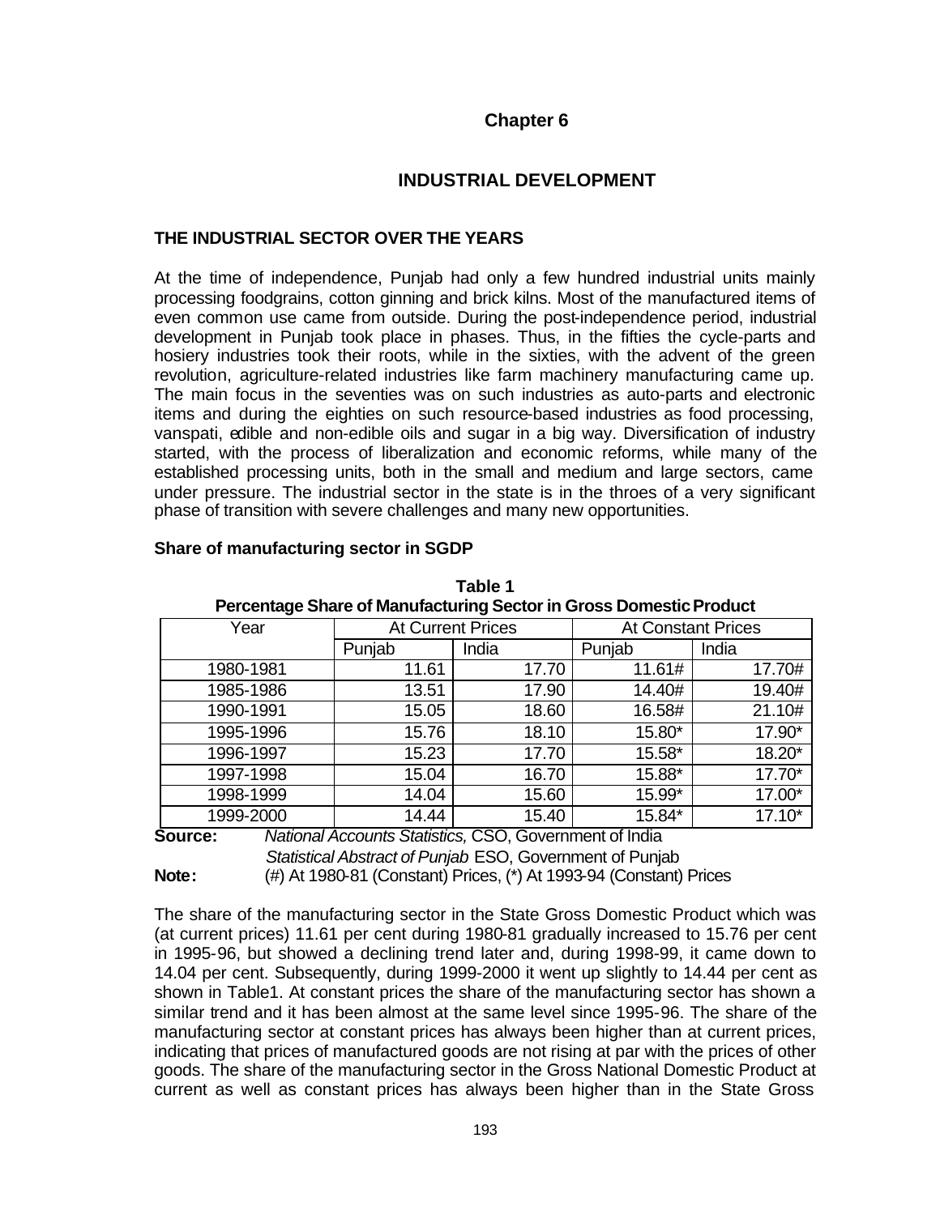# Chapter 6

## INDUSTRIAL DEVELOPMENT

### THE INDUSTRIAL SECTOR OVER THE YEARS

At the time of independence, Punjab had only a few hundred industrial units mainly processing foodgrains, cotton ginning and brick kilns. Most of the manufactured items of even common use came from outside. During the post-independence period, industrial development in Punjab took place in phases. Thus, in the fifties the cycle-parts and hosiery industries took their roots, while in the sixties, with the advent of the green revolution, agriculture-related industries like farm machinery manufacturing came up. The main focus in the seventies was on such industries as auto-parts and electronic items and during the eighties on such resource-based industries as food processing, vanspati, edible and non-edible oils and sugar in a big way. Diversification of industry started, with the process of liberalization and economic reforms, while many of the established processing units, both in the small and medium and large sectors, came under pressure. The industrial sector in the state is in the throes of a very significant phase of transition with severe challenges and many new opportunities.

### Share of manufacturing sector in SGDP

**Table 1**
**Percentage Share of Manufacturing Sector in Gross Domestic Product**

| Year | At Current Prices | | At Constant Prices | |
|---|---|---|---|---|
| | Punjab | India | Punjab | India |
| 1980-1981 | 11.61 | 17.70 | 11.61# | 17.70# |
| 1985-1986 | 13.51 | 17.90 | 14.40# | 19.40# |
| 1990-1991 | 15.05 | 18.60 | 16.58# | 21.10# |
| 1995-1996 | 15.76 | 18.10 | 15.80* | 17.90* |
| 1996-1997 | 15.23 | 17.70 | 15.58* | 18.20* |
| 1997-1998 | 15.04 | 16.70 | 15.88* | 17.70* |
| 1998-1999 | 14.04 | 15.60 | 15.99* | 17.00* |
| 1999-2000 | 14.44 | 15.40 | 15.84* | 17.10* |

**Source:** *National Accounts Statistics,* CSO, Government of India
*Statistical Abstract of Punjab* ESO, Government of Punjab

**Note:** (#) At 1980-81 (Constant) Prices, (*) At 1993-94 (Constant) Prices

The share of the manufacturing sector in the State Gross Domestic Product which was (at current prices) 11.61 per cent during 1980-81 gradually increased to 15.76 per cent in 1995-96, but showed a declining trend later and, during 1998-99, it came down to 14.04 per cent. Subsequently, during 1999-2000 it went up slightly to 14.44 per cent as shown in Table1. At constant prices the share of the manufacturing sector has shown a similar trend and it has been almost at the same level since 1995-96. The share of the manufacturing sector at constant prices has always been higher than at current prices, indicating that prices of manufactured goods are not rising at par with the prices of other goods. The share of the manufacturing sector in the Gross National Domestic Product at current as well as constant prices has always been higher than in the State Gross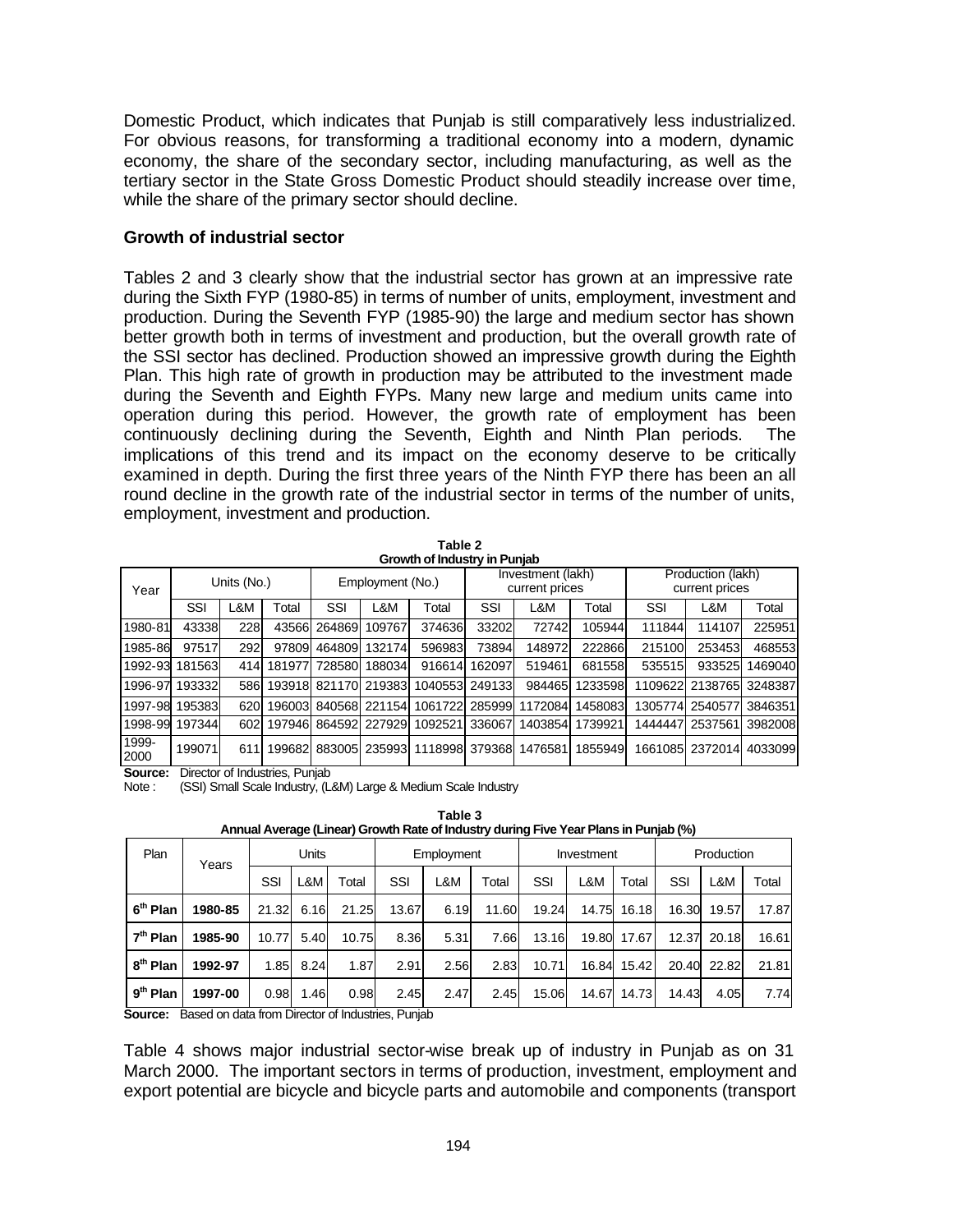Domestic Product, which indicates that Punjab is still comparatively less industrialized. For obvious reasons, for transforming a traditional economy into a modern, dynamic economy, the share of the secondary sector, including manufacturing, as well as the tertiary sector in the State Gross Domestic Product should steadily increase over time, while the share of the primary sector should decline.

### Growth of industrial sector

Tables 2 and 3 clearly show that the industrial sector has grown at an impressive rate during the Sixth FYP (1980-85) in terms of number of units, employment, investment and production. During the Seventh FYP (1985-90) the large and medium sector has shown better growth both in terms of investment and production, but the overall growth rate of the SSI sector has declined. Production showed an impressive growth during the Eighth Plan. This high rate of growth in production may be attributed to the investment made during the Seventh and Eighth FYPs. Many new large and medium units came into operation during this period. However, the growth rate of employment has been continuously declining during the Seventh, Eighth and Ninth Plan periods. The implications of this trend and its impact on the economy deserve to be critically examined in depth. During the first three years of the Ninth FYP there has been an all round decline in the growth rate of the industrial sector in terms of the number of units, employment, investment and production.

**Table 2**
**Growth of Industry in Punjab**

| Year | Units (No.) | | | Employment (No.) | | | Investment (lakh) current prices | | | Production (lakh) current prices | | |
|---|---|---|---|---|---|---|---|---|---|---|---|---|
| | SSI | L&M | Total | SSI | L&M | Total | SSI | L&M | Total | SSI | L&M | Total |
| 1980-81 | 43338 | 228 | 43566 | 264869 | 109767 | 374636 | 33202 | 72742 | 105944 | 111844 | 114107 | 225951 |
| 1985-86 | 97517 | 292 | 97809 | 464809 | 132174 | 596983 | 73894 | 148972 | 222866 | 215100 | 253453 | 468553 |
| 1992-93 | 181563 | 414 | 181977 | 728580 | 188034 | 916614 | 162097 | 519461 | 681558 | 535515 | 933525 | 1469040 |
| 1996-97 | 193332 | 586 | 193918 | 821170 | 219383 | 1040553 | 249133 | 984465 | 1233598 | 1109622 | 2138765 | 3248387 |
| 1997-98 | 195383 | 620 | 196003 | 840568 | 221154 | 1061722 | 285999 | 1172084 | 1458083 | 1305774 | 2540577 | 3846351 |
| 1998-99 | 197344 | 602 | 197946 | 864592 | 227929 | 1092521 | 336067 | 1403854 | 1739921 | 1444447 | 2537561 | 3982008 |
| 1999-2000 | 199071 | 611 | 199682 | 883005 | 235993 | 1118998 | 379368 | 1476581 | 1855949 | 1661085 | 2372014 | 4033099 |

**Source:** Director of Industries, Punjab
Note : (SSI) Small Scale Industry, (L&M) Large & Medium Scale Industry

**Table 3**
**Annual Average (Linear) Growth Rate of Industry during Five Year Plans in Punjab (%)**

| Plan | Years | Units | | | Employment | | | Investment | | | Production | | |
|---|---|---|---|---|---|---|---|---|---|---|---|---|---|
| | | SSI | L&M | Total | SSI | L&M | Total | SSI | L&M | Total | SSI | L&M | Total |
| **6th Plan** | **1980-85** | 21.32 | 6.16 | 21.25 | 13.67 | 6.19 | 11.60 | 19.24 | 14.75 | 16.18 | 16.30 | 19.57 | 17.87 |
| **7th Plan** | **1985-90** | 10.77 | 5.40 | 10.75 | 8.36 | 5.31 | 7.66 | 13.16 | 19.80 | 17.67 | 12.37 | 20.18 | 16.61 |
| **8th Plan** | **1992-97** | 1.85 | 8.24 | 1.87 | 2.91 | 2.56 | 2.83 | 10.71 | 16.84 | 15.42 | 20.40 | 22.82 | 21.81 |
| **9th Plan** | **1997-00** | 0.98 | 1.46 | 0.98 | 2.45 | 2.47 | 2.45 | 15.06 | 14.67 | 14.73 | 14.43 | 4.05 | 7.74 |

**Source:** Based on data from Director of Industries, Punjab

Table 4 shows major industrial sector-wise break up of industry in Punjab as on 31 March 2000. The important sectors in terms of production, investment, employment and export potential are bicycle and bicycle parts and automobile and components (transport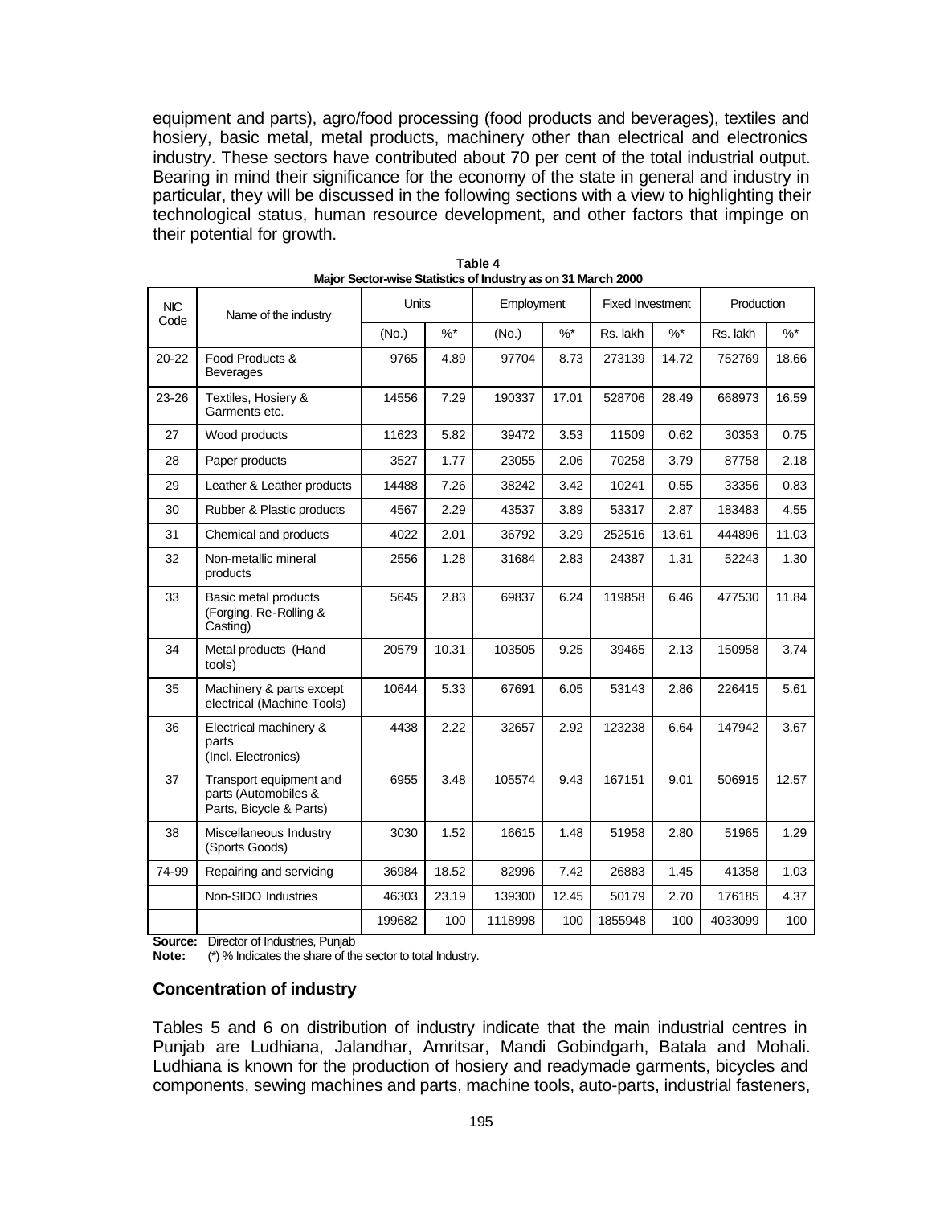equipment and parts), agro/food processing (food products and beverages), textiles and hosiery, basic metal, metal products, machinery other than electrical and electronics industry. These sectors have contributed about 70 per cent of the total industrial output. Bearing in mind their significance for the economy of the state in general and industry in particular, they will be discussed in the following sections with a view to highlighting their technological status, human resource development, and other factors that impinge on their potential for growth.

**Table 4**
**Major Sector-wise Statistics of Industry as on 31 March 2000**

| NIC Code | Name of the industry | Units | | Employment | | Fixed Investment | | Production | |
|---|---|---|---|---|---|---|---|---|---|
| | | (No.) | %* | (No.) | %* | Rs. lakh | %* | Rs. lakh | %* |
| 20-22 | Food Products & Beverages | 9765 | 4.89 | 97704 | 8.73 | 273139 | 14.72 | 752769 | 18.66 |
| 23-26 | Textiles, Hosiery & Garments etc. | 14556 | 7.29 | 190337 | 17.01 | 528706 | 28.49 | 668973 | 16.59 |
| 27 | Wood products | 11623 | 5.82 | 39472 | 3.53 | 11509 | 0.62 | 30353 | 0.75 |
| 28 | Paper products | 3527 | 1.77 | 23055 | 2.06 | 70258 | 3.79 | 87758 | 2.18 |
| 29 | Leather & Leather products | 14488 | 7.26 | 38242 | 3.42 | 10241 | 0.55 | 33356 | 0.83 |
| 30 | Rubber & Plastic products | 4567 | 2.29 | 43537 | 3.89 | 53317 | 2.87 | 183483 | 4.55 |
| 31 | Chemical and products | 4022 | 2.01 | 36792 | 3.29 | 252516 | 13.61 | 444896 | 11.03 |
| 32 | Non-metallic mineral products | 2556 | 1.28 | 31684 | 2.83 | 24387 | 1.31 | 52243 | 1.30 |
| 33 | Basic metal products (Forging, Re-Rolling & Casting) | 5645 | 2.83 | 69837 | 6.24 | 119858 | 6.46 | 477530 | 11.84 |
| 34 | Metal products (Hand tools) | 20579 | 10.31 | 103505 | 9.25 | 39465 | 2.13 | 150958 | 3.74 |
| 35 | Machinery & parts except electrical (Machine Tools) | 10644 | 5.33 | 67691 | 6.05 | 53143 | 2.86 | 226415 | 5.61 |
| 36 | Electrical machinery & parts (Incl. Electronics) | 4438 | 2.22 | 32657 | 2.92 | 123238 | 6.64 | 147942 | 3.67 |
| 37 | Transport equipment and parts (Automobiles & Parts, Bicycle & Parts) | 6955 | 3.48 | 105574 | 9.43 | 167151 | 9.01 | 506915 | 12.57 |
| 38 | Miscellaneous Industry (Sports Goods) | 3030 | 1.52 | 16615 | 1.48 | 51958 | 2.80 | 51965 | 1.29 |
| 74-99 | Repairing and servicing | 36984 | 18.52 | 82996 | 7.42 | 26883 | 1.45 | 41358 | 1.03 |
| | Non-SIDO Industries | 46303 | 23.19 | 139300 | 12.45 | 50179 | 2.70 | 176185 | 4.37 |
| | | 199682 | 100 | 1118998 | 100 | 1855948 | 100 | 4033099 | 100 |

**Source:** Director of Industries, Punjab
**Note:** (*) % Indicates the share of the sector to total Industry.

### Concentration of industry

Tables 5 and 6 on distribution of industry indicate that the main industrial centres in Punjab are Ludhiana, Jalandhar, Amritsar, Mandi Gobindgarh, Batala and Mohali. Ludhiana is known for the production of hosiery and readymade garments, bicycles and components, sewing machines and parts, machine tools, auto-parts, industrial fasteners,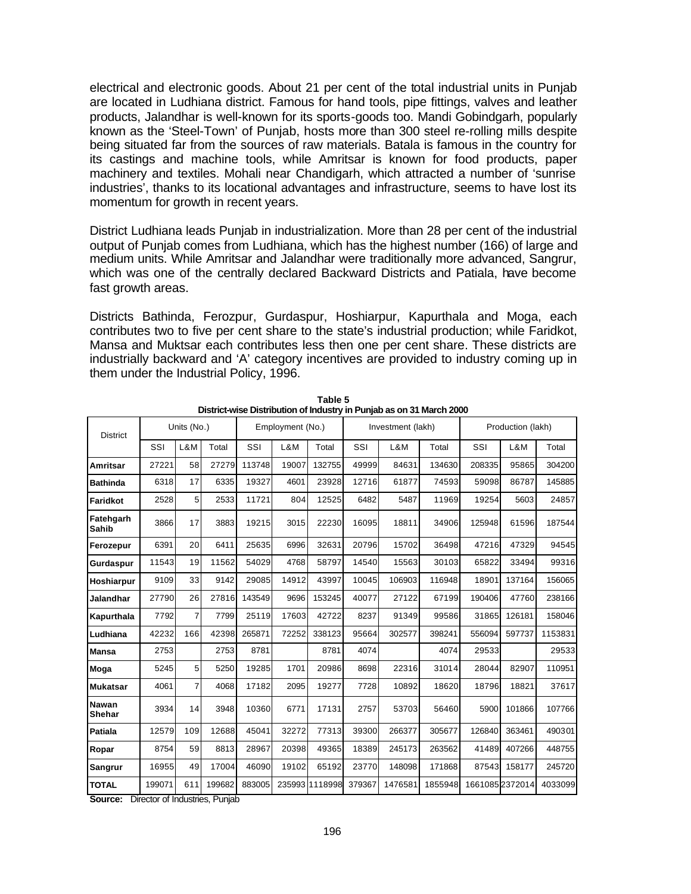electrical and electronic goods. About 21 per cent of the total industrial units in Punjab are located in Ludhiana district. Famous for hand tools, pipe fittings, valves and leather products, Jalandhar is well-known for its sports-goods too. Mandi Gobindgarh, popularly known as the 'Steel-Town' of Punjab, hosts more than 300 steel re-rolling mills despite being situated far from the sources of raw materials. Batala is famous in the country for its castings and machine tools, while Amritsar is known for food products, paper machinery and textiles. Mohali near Chandigarh, which attracted a number of 'sunrise industries', thanks to its locational advantages and infrastructure, seems to have lost its momentum for growth in recent years.

District Ludhiana leads Punjab in industrialization. More than 28 per cent of the industrial output of Punjab comes from Ludhiana, which has the highest number (166) of large and medium units. While Amritsar and Jalandhar were traditionally more advanced, Sangrur, which was one of the centrally declared Backward Districts and Patiala, have become fast growth areas.

Districts Bathinda, Ferozpur, Gurdaspur, Hoshiarpur, Kapurthala and Moga, each contributes two to five per cent share to the state's industrial production; while Faridkot, Mansa and Muktsar each contributes less then one per cent share. These districts are industrially backward and 'A' category incentives are provided to industry coming up in them under the Industrial Policy, 1996.

**Table 5**
**District-wise Distribution of Industry in Punjab as on 31 March 2000**

| District | Units (No.) | | | Employment (No.) | | | Investment (lakh) | | | Production (lakh) | | |
|---|---|---|---|---|---|---|---|---|---|---|---|---|
| | SSI | L&M | Total | SSI | L&M | Total | SSI | L&M | Total | SSI | L&M | Total |
| **Amritsar** | 27221 | 58 | 27279 | 113748 | 19007 | 132755 | 49999 | 84631 | 134630 | 208335 | 95865 | 304200 |
| **Bathinda** | 6318 | 17 | 6335 | 19327 | 4601 | 23928 | 12716 | 61877 | 74593 | 59098 | 86787 | 145885 |
| **Faridkot** | 2528 | 5 | 2533 | 11721 | 804 | 12525 | 6482 | 5487 | 11969 | 19254 | 5603 | 24857 |
| **Fatehgarh Sahib** | 3866 | 17 | 3883 | 19215 | 3015 | 22230 | 16095 | 18811 | 34906 | 125948 | 61596 | 187544 |
| **Ferozepur** | 6391 | 20 | 6411 | 25635 | 6996 | 32631 | 20796 | 15702 | 36498 | 47216 | 47329 | 94545 |
| **Gurdaspur** | 11543 | 19 | 11562 | 54029 | 4768 | 58797 | 14540 | 15563 | 30103 | 65822 | 33494 | 99316 |
| **Hoshiarpur** | 9109 | 33 | 9142 | 29085 | 14912 | 43997 | 10045 | 106903 | 116948 | 18901 | 137164 | 156065 |
| **Jalandhar** | 27790 | 26 | 27816 | 143549 | 9696 | 153245 | 40077 | 27122 | 67199 | 190406 | 47760 | 238166 |
| **Kapurthala** | 7792 | 7 | 7799 | 25119 | 17603 | 42722 | 8237 | 91349 | 99586 | 31865 | 126181 | 158046 |
| **Ludhiana** | 42232 | 166 | 42398 | 265871 | 72252 | 338123 | 95664 | 302577 | 398241 | 556094 | 597737 | 1153831 |
| **Mansa** | 2753 | | 2753 | 8781 | | 8781 | 4074 | | 4074 | 29533 | | 29533 |
| **Moga** | 5245 | 5 | 5250 | 19285 | 1701 | 20986 | 8698 | 22316 | 31014 | 28044 | 82907 | 110951 |
| **Mukatsar** | 4061 | 7 | 4068 | 17182 | 2095 | 19277 | 7728 | 10892 | 18620 | 18796 | 18821 | 37617 |
| **Nawan Shehar** | 3934 | 14 | 3948 | 10360 | 6771 | 17131 | 2757 | 53703 | 56460 | 5900 | 101866 | 107766 |
| **Patiala** | 12579 | 109 | 12688 | 45041 | 32272 | 77313 | 39300 | 266377 | 305677 | 126840 | 363461 | 490301 |
| **Ropar** | 8754 | 59 | 8813 | 28967 | 20398 | 49365 | 18389 | 245173 | 263562 | 41489 | 407266 | 448755 |
| **Sangrur** | 16955 | 49 | 17004 | 46090 | 19102 | 65192 | 23770 | 148098 | 171868 | 87543 | 158177 | 245720 |
| **TOTAL** | 199071 | 611 | 199682 | 883005 | 235993 | 1118998 | 379367 | 1476581 | 1855948 | 1661085 | 2372014 | 4033099 |

**Source:** Director of Industries, Punjab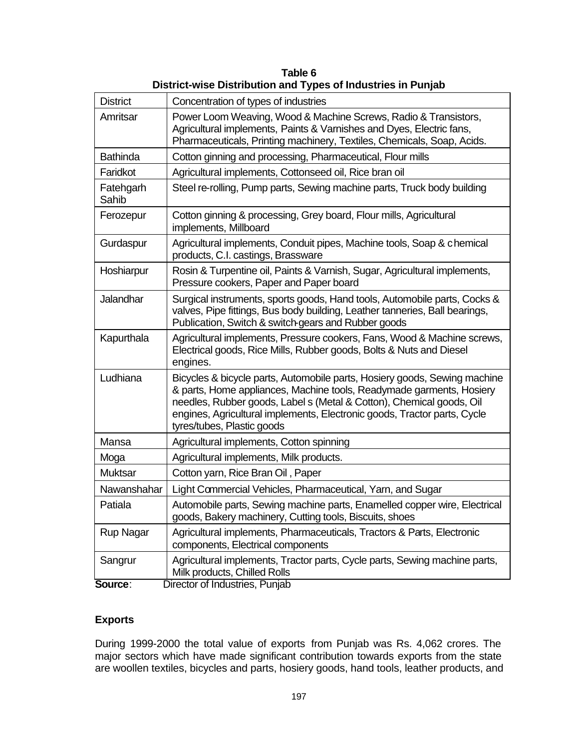**Table 6**
**District-wise Distribution and Types of Industries in Punjab**

| District | Concentration of types of industries |
|---|---|
| Amritsar | Power Loom Weaving, Wood & Machine Screws, Radio & Transistors, Agricultural implements, Paints & Varnishes and Dyes, Electric fans, Pharmaceuticals, Printing machinery, Textiles, Chemicals, Soap, Acids. |
| Bathinda | Cotton ginning and processing, Pharmaceutical, Flour mills |
| Faridkot | Agricultural implements, Cottonseed oil, Rice bran oil |
| Fatehgarh Sahib | Steel re-rolling, Pump parts, Sewing machine parts, Truck body building |
| Ferozepur | Cotton ginning & processing, Grey board, Flour mills, Agricultural implements, Millboard |
| Gurdaspur | Agricultural implements, Conduit pipes, Machine tools, Soap & chemical products, C.I. castings, Brassware |
| Hoshiarpur | Rosin & Turpentine oil, Paints & Varnish, Sugar, Agricultural implements, Pressure cookers, Paper and Paper board |
| Jalandhar | Surgical instruments, sports goods, Hand tools, Automobile parts, Cocks & valves, Pipe fittings, Bus body building, Leather tanneries, Ball bearings, Publication, Switch & switch-gears and Rubber goods |
| Kapurthala | Agricultural implements, Pressure cookers, Fans, Wood & Machine screws, Electrical goods, Rice Mills, Rubber goods, Bolts & Nuts and Diesel engines. |
| Ludhiana | Bicycles & bicycle parts, Automobile parts, Hosiery goods, Sewing machine & parts, Home appliances, Machine tools, Readymade garments, Hosiery needles, Rubber goods, Label s (Metal & Cotton), Chemical goods, Oil engines, Agricultural implements, Electronic goods, Tractor parts, Cycle tyres/tubes, Plastic goods |
| Mansa | Agricultural implements, Cotton spinning |
| Moga | Agricultural implements, Milk products. |
| Muktsar | Cotton yarn, Rice Bran Oil , Paper |
| Nawanshahar | Light Commercial Vehicles, Pharmaceutical, Yarn, and Sugar |
| Patiala | Automobile parts, Sewing machine parts, Enamelled copper wire, Electrical goods, Bakery machinery, Cutting tools, Biscuits, shoes |
| Rup Nagar | Agricultural implements, Pharmaceuticals, Tractors & Parts, Electronic components, Electrical components |
| Sangrur | Agricultural implements, Tractor parts, Cycle parts, Sewing machine parts, Milk products, Chilled Rolls |

**Source**: Director of Industries, Punjab

**Exports**

During 1999-2000 the total value of exports from Punjab was Rs. 4,062 crores. The major sectors which have made significant contribution towards exports from the state are woollen textiles, bicycles and parts, hosiery goods, hand tools, leather products, and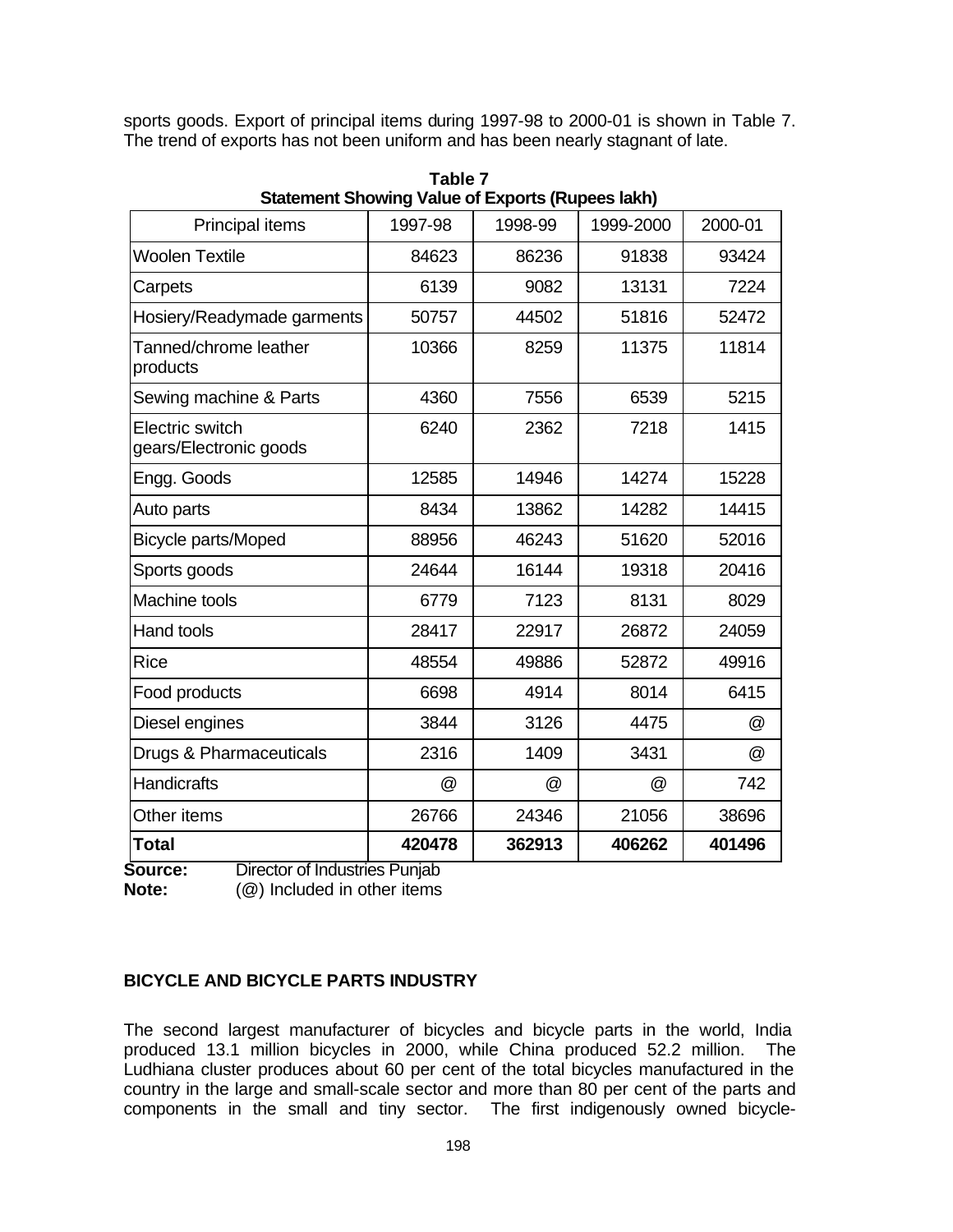sports goods. Export of principal items during 1997-98 to 2000-01 is shown in Table 7. The trend of exports has not been uniform and has been nearly stagnant of late.

**Table 7**
**Statement Showing Value of Exports (Rupees lakh)**

| Principal items | 1997-98 | 1998-99 | 1999-2000 | 2000-01 |
|---|---|---|---|---|
| Woolen Textile | 84623 | 86236 | 91838 | 93424 |
| Carpets | 6139 | 9082 | 13131 | 7224 |
| Hosiery/Readymade garments | 50757 | 44502 | 51816 | 52472 |
| Tanned/chrome leather products | 10366 | 8259 | 11375 | 11814 |
| Sewing machine & Parts | 4360 | 7556 | 6539 | 5215 |
| Electric switch gears/Electronic goods | 6240 | 2362 | 7218 | 1415 |
| Engg. Goods | 12585 | 14946 | 14274 | 15228 |
| Auto parts | 8434 | 13862 | 14282 | 14415 |
| Bicycle parts/Moped | 88956 | 46243 | 51620 | 52016 |
| Sports goods | 24644 | 16144 | 19318 | 20416 |
| Machine tools | 6779 | 7123 | 8131 | 8029 |
| Hand tools | 28417 | 22917 | 26872 | 24059 |
| Rice | 48554 | 49886 | 52872 | 49916 |
| Food products | 6698 | 4914 | 8014 | 6415 |
| Diesel engines | 3844 | 3126 | 4475 | @ |
| Drugs & Pharmaceuticals | 2316 | 1409 | 3431 | @ |
| Handicrafts | @ | @ | @ | 742 |
| Other items | 26766 | 24346 | 21056 | 38696 |
| **Total** | **420478** | **362913** | **406262** | **401496** |

**Source:** Director of Industries Punjab
**Note:** (@) Included in other items

### BICYCLE AND BICYCLE PARTS INDUSTRY

The second largest manufacturer of bicycles and bicycle parts in the world, India produced 13.1 million bicycles in 2000, while China produced 52.2 million. The Ludhiana cluster produces about 60 per cent of the total bicycles manufactured in the country in the large and small-scale sector and more than 80 per cent of the parts and components in the small and tiny sector. The first indigenously owned bicycle-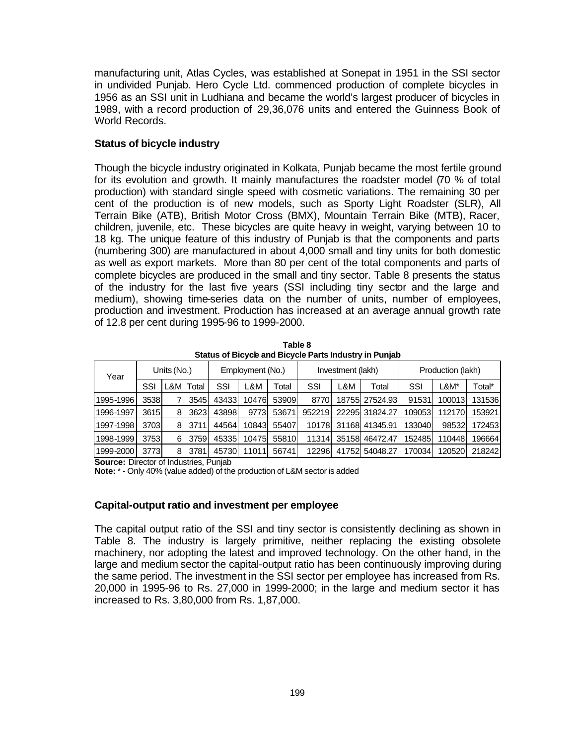manufacturing unit, Atlas Cycles, was established at Sonepat in 1951 in the SSI sector in undivided Punjab. Hero Cycle Ltd. commenced production of complete bicycles in 1956 as an SSI unit in Ludhiana and became the world's largest producer of bicycles in 1989, with a record production of 29,36,076 units and entered the Guinness Book of World Records.

### Status of bicycle industry

Though the bicycle industry originated in Kolkata, Punjab became the most fertile ground for its evolution and growth. It mainly manufactures the roadster model (70 % of total production) with standard single speed with cosmetic variations. The remaining 30 per cent of the production is of new models, such as Sporty Light Roadster (SLR), All Terrain Bike (ATB), British Motor Cross (BMX), Mountain Terrain Bike (MTB), Racer, children, juvenile, etc. These bicycles are quite heavy in weight, varying between 10 to 18 kg. The unique feature of this industry of Punjab is that the components and parts (numbering 300) are manufactured in about 4,000 small and tiny units for both domestic as well as export markets. More than 80 per cent of the total components and parts of complete bicycles are produced in the small and tiny sector. Table 8 presents the status of the industry for the last five years (SSI including tiny sector and the large and medium), showing time-series data on the number of units, number of employees, production and investment. Production has increased at an average annual growth rate of 12.8 per cent during 1995-96 to 1999-2000.

**Table 8**
**Status of Bicycle and Bicycle Parts Industry in Punjab**

| Year | Units (No.) | | | Employment (No.) | | | Investment (lakh) | | | Production (lakh) | | |
|---|---|---|---|---|---|---|---|---|---|---|---|---|
| | SSI | L&M | Total | SSI | L&M | Total | SSI | L&M | Total | SSI | L&M* | Total* |
| 1995-1996 | 3538 | 7 | 3545 | 43433 | 10476 | 53909 | 8770 | 18755 | 27524.93 | 91531 | 100013 | 131536 |
| 1996-1997 | 3615 | 8 | 3623 | 43898 | 9773 | 53671 | 952219 | 22295 | 31824.27 | 109053 | 112170 | 153921 |
| 1997-1998 | 3703 | 8 | 3711 | 44564 | 10843 | 55407 | 10178 | 31168 | 41345.91 | 133040 | 98532 | 172453 |
| 1998-1999 | 3753 | 6 | 3759 | 45335 | 10475 | 55810 | 11314 | 35158 | 46472.47 | 152485 | 110448 | 196664 |
| 1999-2000 | 3773 | 8 | 3781 | 45730 | 11011 | 56741 | 12296 | 41752 | 54048.27 | 170034 | 120520 | 218242 |

**Source:** Director of Industries, Punjab
**Note:** * - Only 40% (value added) of the production of L&M sector is added

### Capital-output ratio and investment per employee

The capital output ratio of the SSI and tiny sector is consistently declining as shown in Table 8. The industry is largely primitive, neither replacing the existing obsolete machinery, nor adopting the latest and improved technology. On the other hand, in the large and medium sector the capital-output ratio has been continuously improving during the same period. The investment in the SSI sector per employee has increased from Rs. 20,000 in 1995-96 to Rs. 27,000 in 1999-2000; in the large and medium sector it has increased to Rs. 3,80,000 from Rs. 1,87,000.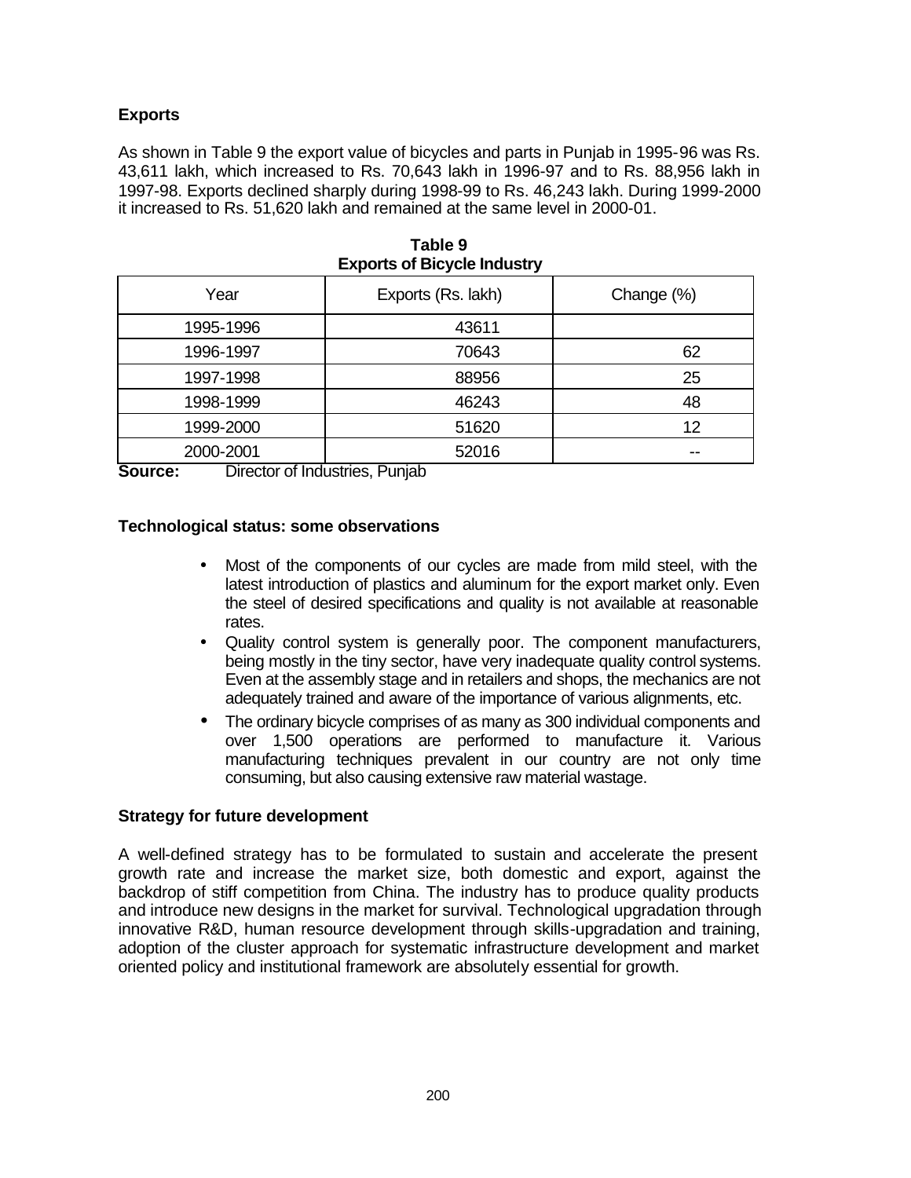## Exports

As shown in Table 9 the export value of bicycles and parts in Punjab in 1995-96 was Rs. 43,611 lakh, which increased to Rs. 70,643 lakh in 1996-97 and to Rs. 88,956 lakh in 1997-98. Exports declined sharply during 1998-99 to Rs. 46,243 lakh. During 1999-2000 it increased to Rs. 51,620 lakh and remained at the same level in 2000-01.

**Table 9**
**Exports of Bicycle Industry**

| Year | Exports (Rs. lakh) | Change (%) |
|---|---|---|
| 1995-1996 | 43611 | |
| 1996-1997 | 70643 | 62 |
| 1997-1998 | 88956 | 25 |
| 1998-1999 | 46243 | 48 |
| 1999-2000 | 51620 | 12 |
| 2000-2001 | 52016 | -- |

**Source:** Director of Industries, Punjab

## Technological status: some observations

- Most of the components of our cycles are made from mild steel, with the latest introduction of plastics and aluminum for the export market only. Even the steel of desired specifications and quality is not available at reasonable rates.
- Quality control system is generally poor. The component manufacturers, being mostly in the tiny sector, have very inadequate quality control systems. Even at the assembly stage and in retailers and shops, the mechanics are not adequately trained and aware of the importance of various alignments, etc.
- The ordinary bicycle comprises of as many as 300 individual components and over 1,500 operations are performed to manufacture it. Various manufacturing techniques prevalent in our country are not only time consuming, but also causing extensive raw material wastage.

## Strategy for future development

A well-defined strategy has to be formulated to sustain and accelerate the present growth rate and increase the market size, both domestic and export, against the backdrop of stiff competition from China. The industry has to produce quality products and introduce new designs in the market for survival. Technological upgradation through innovative R&D, human resource development through skills-upgradation and training, adoption of the cluster approach for systematic infrastructure development and market oriented policy and institutional framework are absolutely essential for growth.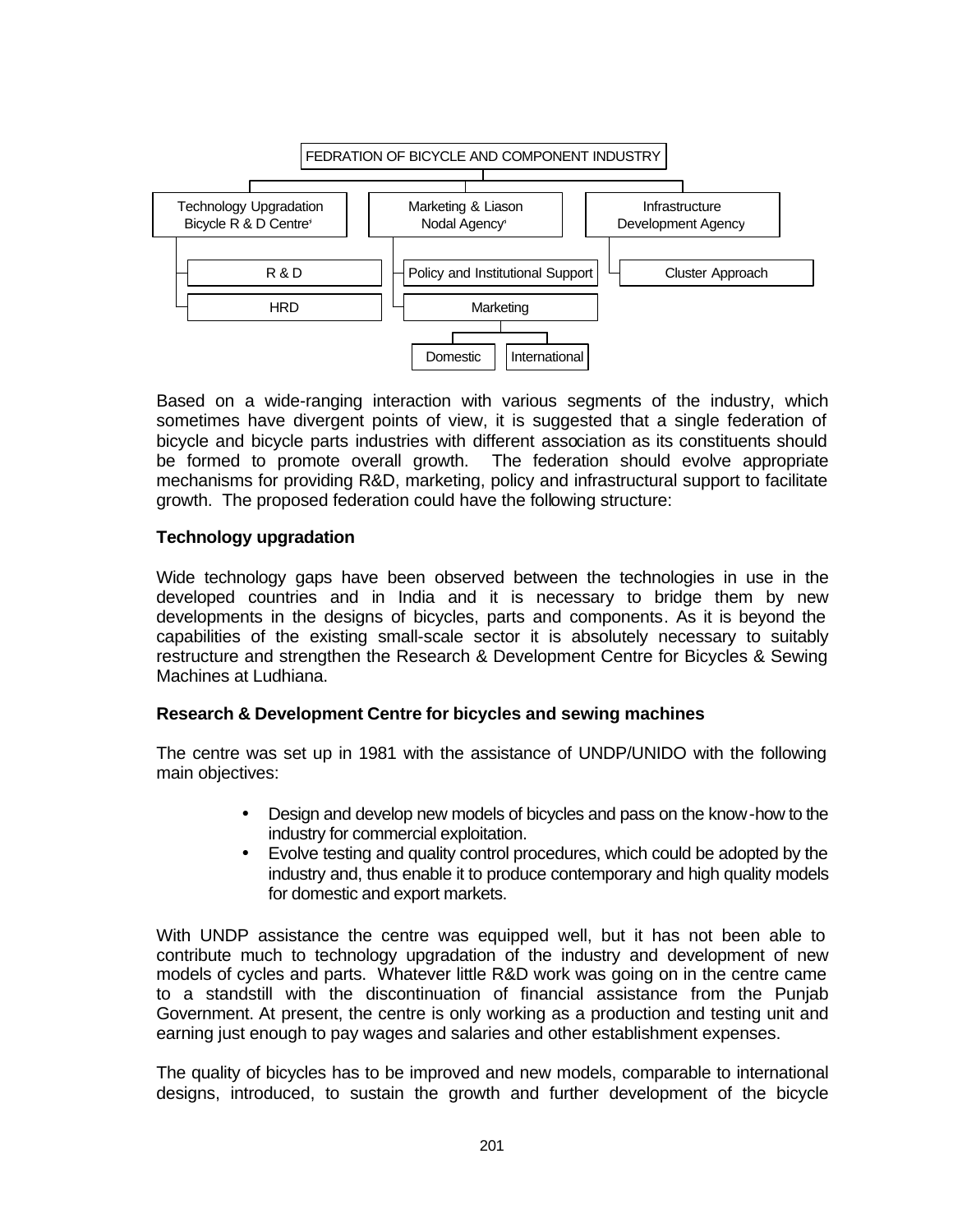FEDRATION OF BICYCLE AND COMPONENT INDUSTRY

- Technology Upgradation Bicycle R & D Centre
  - R & D
  - HRD
- Marketing & Liason Nodal Agency
  - Policy and Institutional Support
  - Marketing
    - Domestic
    - International
- Infrastructure Development Agency
  - Cluster Approach

Based on a wide-ranging interaction with various segments of the industry, which sometimes have divergent points of view, it is suggested that a single federation of bicycle and bicycle parts industries with different association as its constituents should be formed to promote overall growth. The federation should evolve appropriate mechanisms for providing R&D, marketing, policy and infrastructural support to facilitate growth. The proposed federation could have the following structure:

**Technology upgradation**

Wide technology gaps have been observed between the technologies in use in the developed countries and in India and it is necessary to bridge them by new developments in the designs of bicycles, parts and components. As it is beyond the capabilities of the existing small-scale sector it is absolutely necessary to suitably restructure and strengthen the Research & Development Centre for Bicycles & Sewing Machines at Ludhiana.

**Research & Development Centre for bicycles and sewing machines**

The centre was set up in 1981 with the assistance of UNDP/UNIDO with the following main objectives:

- Design and develop new models of bicycles and pass on the know-how to the industry for commercial exploitation.
- Evolve testing and quality control procedures, which could be adopted by the industry and, thus enable it to produce contemporary and high quality models for domestic and export markets.

With UNDP assistance the centre was equipped well, but it has not been able to contribute much to technology upgradation of the industry and development of new models of cycles and parts. Whatever little R&D work was going on in the centre came to a standstill with the discontinuation of financial assistance from the Punjab Government. At present, the centre is only working as a production and testing unit and earning just enough to pay wages and salaries and other establishment expenses.

The quality of bicycles has to be improved and new models, comparable to international designs, introduced, to sustain the growth and further development of the bicycle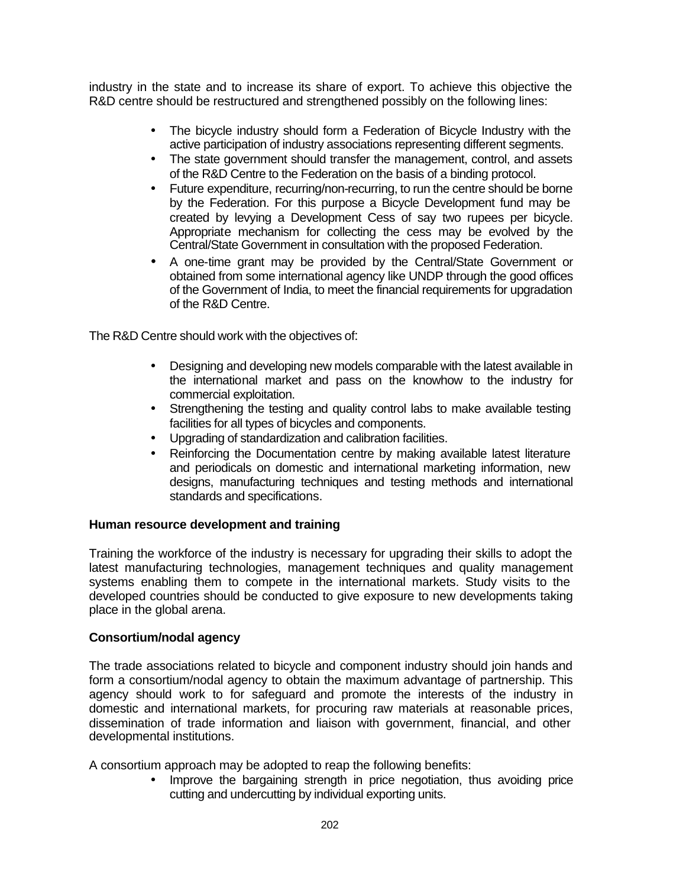industry in the state and to increase its share of export. To achieve this objective the R&D centre should be restructured and strengthened possibly on the following lines:

- The bicycle industry should form a Federation of Bicycle Industry with the active participation of industry associations representing different segments.
- The state government should transfer the management, control, and assets of the R&D Centre to the Federation on the basis of a binding protocol.
- Future expenditure, recurring/non-recurring, to run the centre should be borne by the Federation. For this purpose a Bicycle Development fund may be created by levying a Development Cess of say two rupees per bicycle. Appropriate mechanism for collecting the cess may be evolved by the Central/State Government in consultation with the proposed Federation.
- A one-time grant may be provided by the Central/State Government or obtained from some international agency like UNDP through the good offices of the Government of India, to meet the financial requirements for upgradation of the R&D Centre.

The R&D Centre should work with the objectives of:

- Designing and developing new models comparable with the latest available in the international market and pass on the knowhow to the industry for commercial exploitation.
- Strengthening the testing and quality control labs to make available testing facilities for all types of bicycles and components.
- Upgrading of standardization and calibration facilities.
- Reinforcing the Documentation centre by making available latest literature and periodicals on domestic and international marketing information, new designs, manufacturing techniques and testing methods and international standards and specifications.

**Human resource development and training**

Training the workforce of the industry is necessary for upgrading their skills to adopt the latest manufacturing technologies, management techniques and quality management systems enabling them to compete in the international markets. Study visits to the developed countries should be conducted to give exposure to new developments taking place in the global arena.

**Consortium/nodal agency**

The trade associations related to bicycle and component industry should join hands and form a consortium/nodal agency to obtain the maximum advantage of partnership. This agency should work to for safeguard and promote the interests of the industry in domestic and international markets, for procuring raw materials at reasonable prices, dissemination of trade information and liaison with government, financial, and other developmental institutions.

A consortium approach may be adopted to reap the following benefits:

- Improve the bargaining strength in price negotiation, thus avoiding price cutting and undercutting by individual exporting units.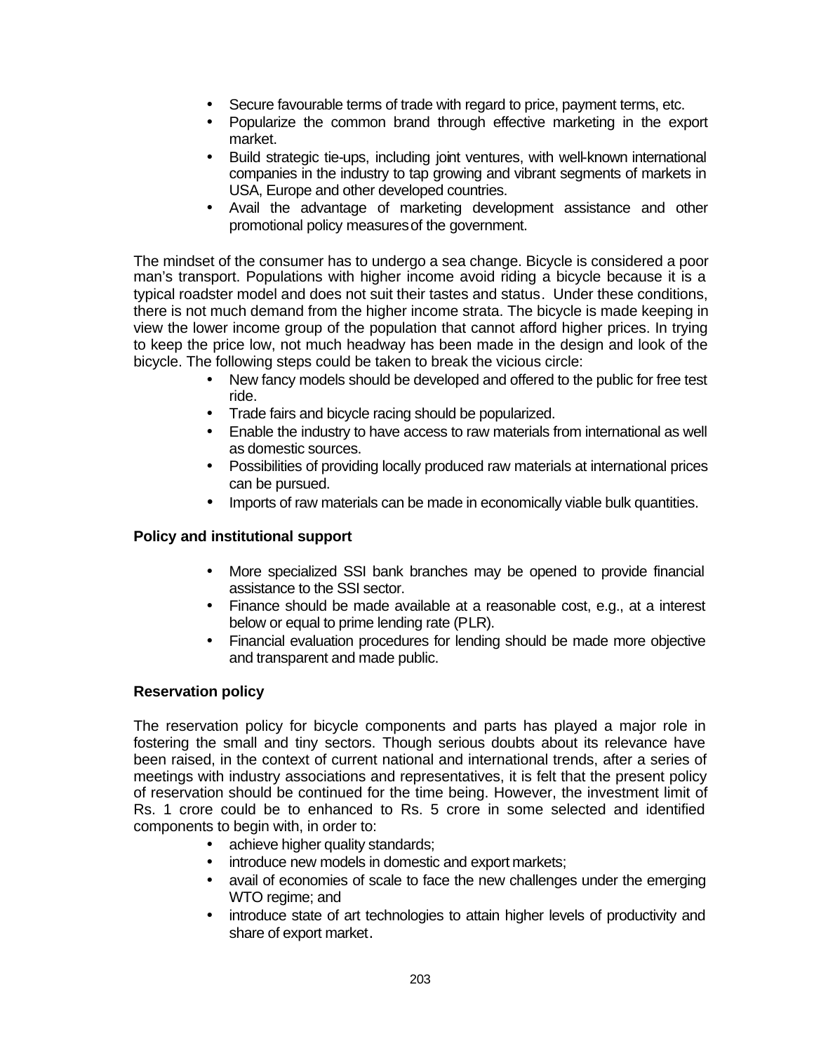- Secure favourable terms of trade with regard to price, payment terms, etc.
- Popularize the common brand through effective marketing in the export market.
- Build strategic tie-ups, including joint ventures, with well-known international companies in the industry to tap growing and vibrant segments of markets in USA, Europe and other developed countries.
- Avail the advantage of marketing development assistance and other promotional policy measures of the government.

The mindset of the consumer has to undergo a sea change. Bicycle is considered a poor man's transport. Populations with higher income avoid riding a bicycle because it is a typical roadster model and does not suit their tastes and status. Under these conditions, there is not much demand from the higher income strata. The bicycle is made keeping in view the lower income group of the population that cannot afford higher prices. In trying to keep the price low, not much headway has been made in the design and look of the bicycle. The following steps could be taken to break the vicious circle:

- New fancy models should be developed and offered to the public for free test ride.
- Trade fairs and bicycle racing should be popularized.
- Enable the industry to have access to raw materials from international as well as domestic sources.
- Possibilities of providing locally produced raw materials at international prices can be pursued.
- Imports of raw materials can be made in economically viable bulk quantities.

**Policy and institutional support**

- More specialized SSI bank branches may be opened to provide financial assistance to the SSI sector.
- Finance should be made available at a reasonable cost, e.g., at a interest below or equal to prime lending rate (PLR).
- Financial evaluation procedures for lending should be made more objective and transparent and made public.

**Reservation policy**

The reservation policy for bicycle components and parts has played a major role in fostering the small and tiny sectors. Though serious doubts about its relevance have been raised, in the context of current national and international trends, after a series of meetings with industry associations and representatives, it is felt that the present policy of reservation should be continued for the time being. However, the investment limit of Rs. 1 crore could be to enhanced to Rs. 5 crore in some selected and identified components to begin with, in order to:

- achieve higher quality standards;
- introduce new models in domestic and export markets;
- avail of economies of scale to face the new challenges under the emerging WTO regime; and
- introduce state of art technologies to attain higher levels of productivity and share of export market.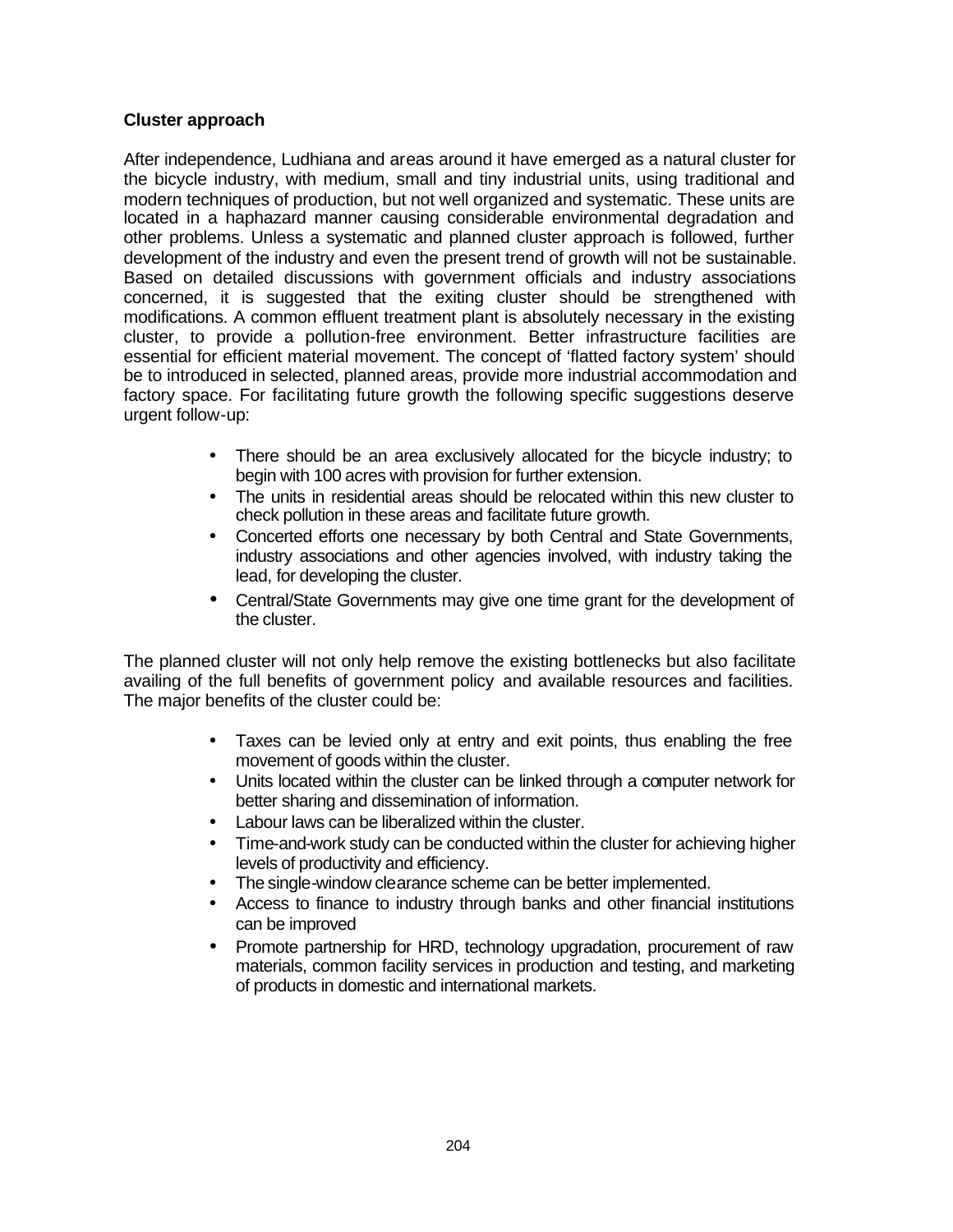**Cluster approach**

After independence, Ludhiana and areas around it have emerged as a natural cluster for the bicycle industry, with medium, small and tiny industrial units, using traditional and modern techniques of production, but not well organized and systematic. These units are located in a haphazard manner causing considerable environmental degradation and other problems. Unless a systematic and planned cluster approach is followed, further development of the industry and even the present trend of growth will not be sustainable. Based on detailed discussions with government officials and industry associations concerned, it is suggested that the exiting cluster should be strengthened with modifications. A common effluent treatment plant is absolutely necessary in the existing cluster, to provide a pollution-free environment. Better infrastructure facilities are essential for efficient material movement. The concept of 'flatted factory system' should be to introduced in selected, planned areas, provide more industrial accommodation and factory space. For facilitating future growth the following specific suggestions deserve urgent follow-up:

- There should be an area exclusively allocated for the bicycle industry; to begin with 100 acres with provision for further extension.
- The units in residential areas should be relocated within this new cluster to check pollution in these areas and facilitate future growth.
- Concerted efforts one necessary by both Central and State Governments, industry associations and other agencies involved, with industry taking the lead, for developing the cluster.
- Central/State Governments may give one time grant for the development of the cluster.

The planned cluster will not only help remove the existing bottlenecks but also facilitate availing of the full benefits of government policy and available resources and facilities. The major benefits of the cluster could be:

- Taxes can be levied only at entry and exit points, thus enabling the free movement of goods within the cluster.
- Units located within the cluster can be linked through a computer network for better sharing and dissemination of information.
- Labour laws can be liberalized within the cluster.
- Time-and-work study can be conducted within the cluster for achieving higher levels of productivity and efficiency.
- The single-window clearance scheme can be better implemented.
- Access to finance to industry through banks and other financial institutions can be improved
- Promote partnership for HRD, technology upgradation, procurement of raw materials, common facility services in production and testing, and marketing of products in domestic and international markets.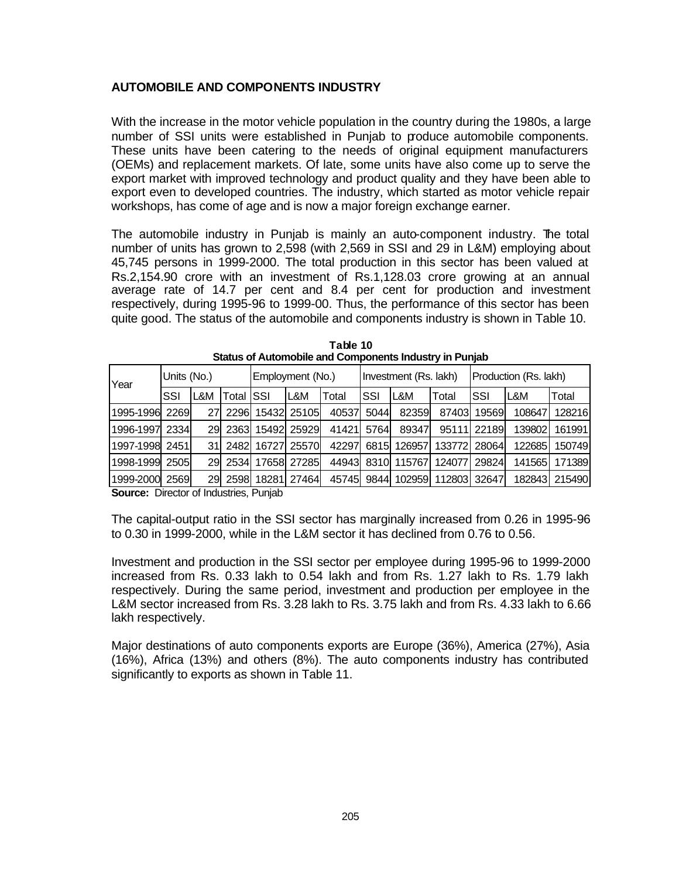## AUTOMOBILE AND COMPONENTS INDUSTRY

With the increase in the motor vehicle population in the country during the 1980s, a large number of SSI units were established in Punjab to produce automobile components. These units have been catering to the needs of original equipment manufacturers (OEMs) and replacement markets. Of late, some units have also come up to serve the export market with improved technology and product quality and they have been able to export even to developed countries. The industry, which started as motor vehicle repair workshops, has come of age and is now a major foreign exchange earner.

The automobile industry in Punjab is mainly an auto-component industry. The total number of units has grown to 2,598 (with 2,569 in SSI and 29 in L&M) employing about 45,745 persons in 1999-2000. The total production in this sector has been valued at Rs.2,154.90 crore with an investment of Rs.1,128.03 crore growing at an annual average rate of 14.7 per cent and 8.4 per cent for production and investment respectively, during 1995-96 to 1999-00. Thus, the performance of this sector has been quite good. The status of the automobile and components industry is shown in Table 10.

**Table 10**
**Status of Automobile and Components Industry in Punjab**

| Year | Units (No.) | | | Employment (No.) | | | Investment (Rs. lakh) | | | Production (Rs. lakh) | | |
|---|---|---|---|---|---|---|---|---|---|---|---|---|
| | SSI | L&M | Total | SSI | L&M | Total | SSI | L&M | Total | SSI | L&M | Total |
| 1995-1996 | 2269 | 27 | 2296 | 15432 | 25105 | 40537 | 5044 | 82359 | 87403 | 19569 | 108647 | 128216 |
| 1996-1997 | 2334 | 29 | 2363 | 15492 | 25929 | 41421 | 5764 | 89347 | 95111 | 22189 | 139802 | 161991 |
| 1997-1998 | 2451 | 31 | 2482 | 16727 | 25570 | 42297 | 6815 | 126957 | 133772 | 28064 | 122685 | 150749 |
| 1998-1999 | 2505 | 29 | 2534 | 17658 | 27285 | 44943 | 8310 | 115767 | 124077 | 29824 | 141565 | 171389 |
| 1999-2000 | 2569 | 29 | 2598 | 18281 | 27464 | 45745 | 9844 | 102959 | 112803 | 32647 | 182843 | 215490 |

**Source:** Director of Industries, Punjab

The capital-output ratio in the SSI sector has marginally increased from 0.26 in 1995-96 to 0.30 in 1999-2000, while in the L&M sector it has declined from 0.76 to 0.56.

Investment and production in the SSI sector per employee during 1995-96 to 1999-2000 increased from Rs. 0.33 lakh to 0.54 lakh and from Rs. 1.27 lakh to Rs. 1.79 lakh respectively. During the same period, investment and production per employee in the L&M sector increased from Rs. 3.28 lakh to Rs. 3.75 lakh and from Rs. 4.33 lakh to 6.66 lakh respectively.

Major destinations of auto components exports are Europe (36%), America (27%), Asia (16%), Africa (13%) and others (8%). The auto components industry has contributed significantly to exports as shown in Table 11.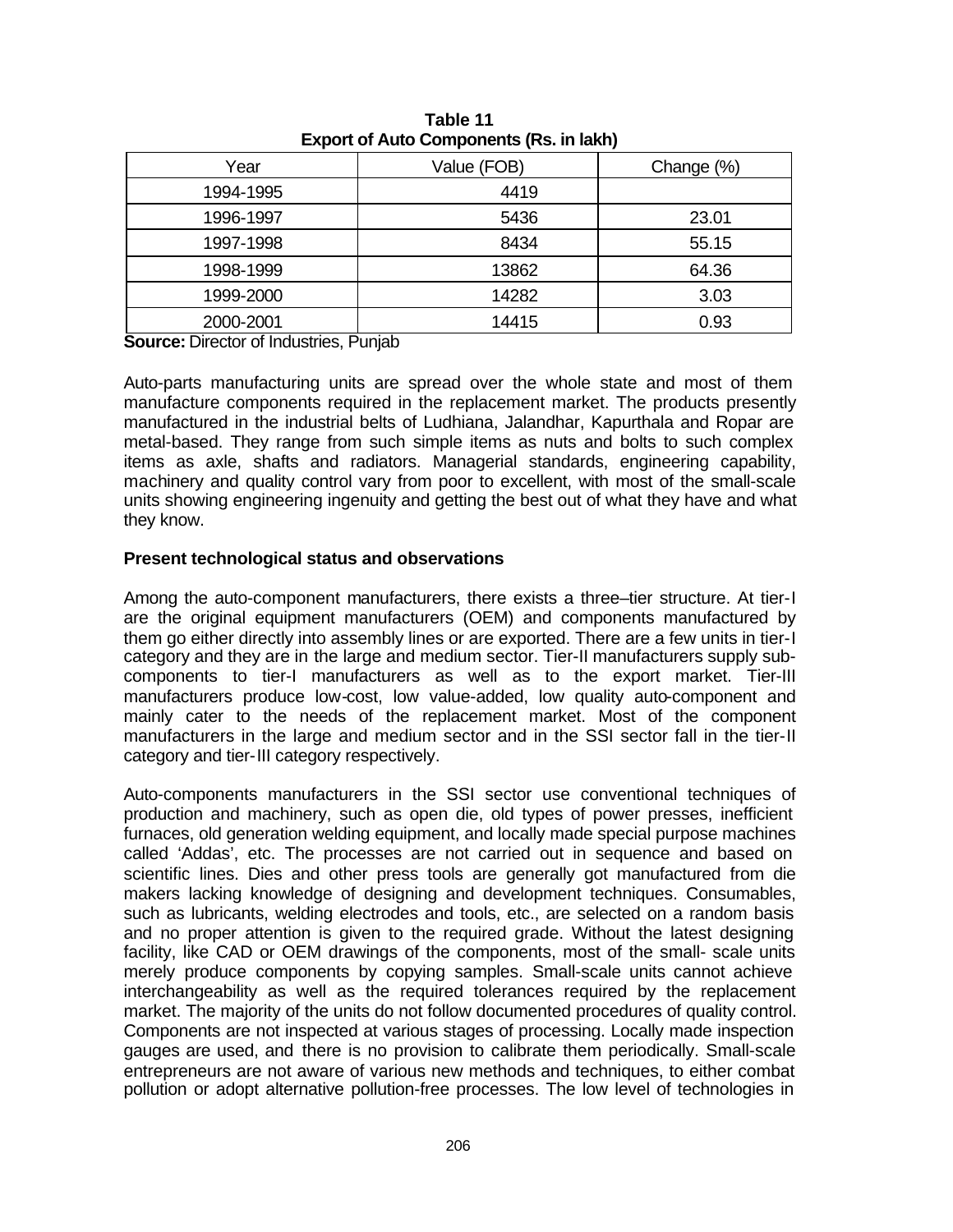**Table 11**
**Export of Auto Components (Rs. in lakh)**

| Year | Value (FOB) | Change (%) |
|---|---|---|
| 1994-1995 | 4419 | |
| 1996-1997 | 5436 | 23.01 |
| 1997-1998 | 8434 | 55.15 |
| 1998-1999 | 13862 | 64.36 |
| 1999-2000 | 14282 | 3.03 |
| 2000-2001 | 14415 | 0.93 |

**Source:** Director of Industries, Punjab

Auto-parts manufacturing units are spread over the whole state and most of them manufacture components required in the replacement market. The products presently manufactured in the industrial belts of Ludhiana, Jalandhar, Kapurthala and Ropar are metal-based. They range from such simple items as nuts and bolts to such complex items as axle, shafts and radiators. Managerial standards, engineering capability, machinery and quality control vary from poor to excellent, with most of the small-scale units showing engineering ingenuity and getting the best out of what they have and what they know.

### Present technological status and observations

Among the auto-component manufacturers, there exists a three–tier structure. At tier-I are the original equipment manufacturers (OEM) and components manufactured by them go either directly into assembly lines or are exported. There are a few units in tier-I category and they are in the large and medium sector. Tier-II manufacturers supply sub-components to tier-I manufacturers as well as to the export market. Tier-III manufacturers produce low-cost, low value-added, low quality auto-component and mainly cater to the needs of the replacement market. Most of the component manufacturers in the large and medium sector and in the SSI sector fall in the tier-II category and tier-III category respectively.

Auto-components manufacturers in the SSI sector use conventional techniques of production and machinery, such as open die, old types of power presses, inefficient furnaces, old generation welding equipment, and locally made special purpose machines called 'Addas', etc. The processes are not carried out in sequence and based on scientific lines. Dies and other press tools are generally got manufactured from die makers lacking knowledge of designing and development techniques. Consumables, such as lubricants, welding electrodes and tools, etc., are selected on a random basis and no proper attention is given to the required grade. Without the latest designing facility, like CAD or OEM drawings of the components, most of the small- scale units merely produce components by copying samples. Small-scale units cannot achieve interchangeability as well as the required tolerances required by the replacement market. The majority of the units do not follow documented procedures of quality control. Components are not inspected at various stages of processing. Locally made inspection gauges are used, and there is no provision to calibrate them periodically. Small-scale entrepreneurs are not aware of various new methods and techniques, to either combat pollution or adopt alternative pollution-free processes. The low level of technologies in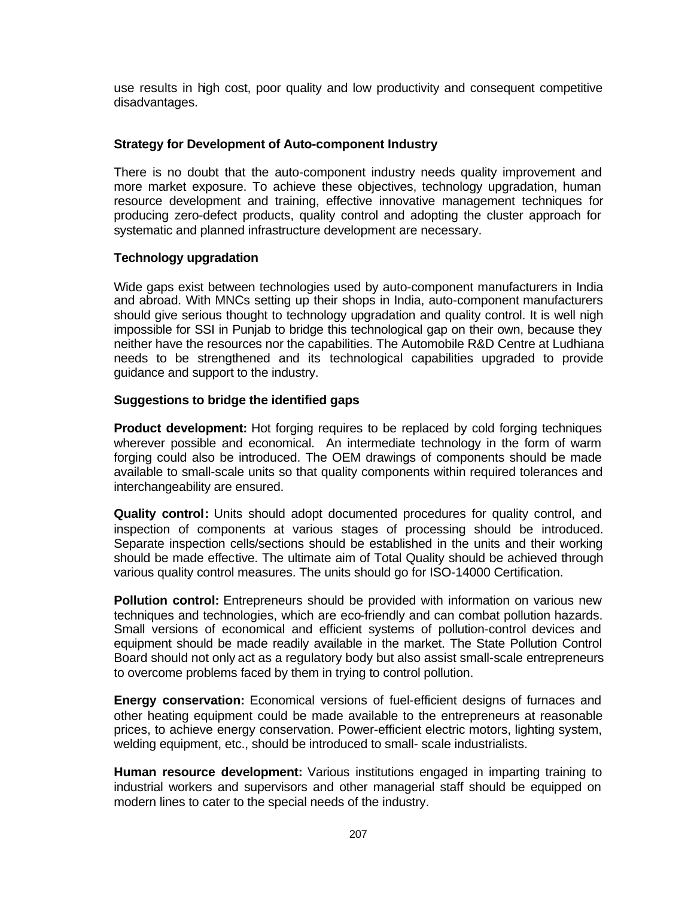use results in high cost, poor quality and low productivity and consequent competitive disadvantages.

### Strategy for Development of Auto-component Industry

There is no doubt that the auto-component industry needs quality improvement and more market exposure. To achieve these objectives, technology upgradation, human resource development and training, effective innovative management techniques for producing zero-defect products, quality control and adopting the cluster approach for systematic and planned infrastructure development are necessary.

### Technology upgradation

Wide gaps exist between technologies used by auto-component manufacturers in India and abroad. With MNCs setting up their shops in India, auto-component manufacturers should give serious thought to technology upgradation and quality control. It is well nigh impossible for SSI in Punjab to bridge this technological gap on their own, because they neither have the resources nor the capabilities. The Automobile R&D Centre at Ludhiana needs to be strengthened and its technological capabilities upgraded to provide guidance and support to the industry.

### Suggestions to bridge the identified gaps

**Product development:** Hot forging requires to be replaced by cold forging techniques wherever possible and economical. An intermediate technology in the form of warm forging could also be introduced. The OEM drawings of components should be made available to small-scale units so that quality components within required tolerances and interchangeability are ensured.

**Quality control:** Units should adopt documented procedures for quality control, and inspection of components at various stages of processing should be introduced. Separate inspection cells/sections should be established in the units and their working should be made effective. The ultimate aim of Total Quality should be achieved through various quality control measures. The units should go for ISO-14000 Certification.

**Pollution control:** Entrepreneurs should be provided with information on various new techniques and technologies, which are eco-friendly and can combat pollution hazards. Small versions of economical and efficient systems of pollution-control devices and equipment should be made readily available in the market. The State Pollution Control Board should not only act as a regulatory body but also assist small-scale entrepreneurs to overcome problems faced by them in trying to control pollution.

**Energy conservation:** Economical versions of fuel-efficient designs of furnaces and other heating equipment could be made available to the entrepreneurs at reasonable prices, to achieve energy conservation. Power-efficient electric motors, lighting system, welding equipment, etc., should be introduced to small- scale industrialists.

**Human resource development:** Various institutions engaged in imparting training to industrial workers and supervisors and other managerial staff should be equipped on modern lines to cater to the special needs of the industry.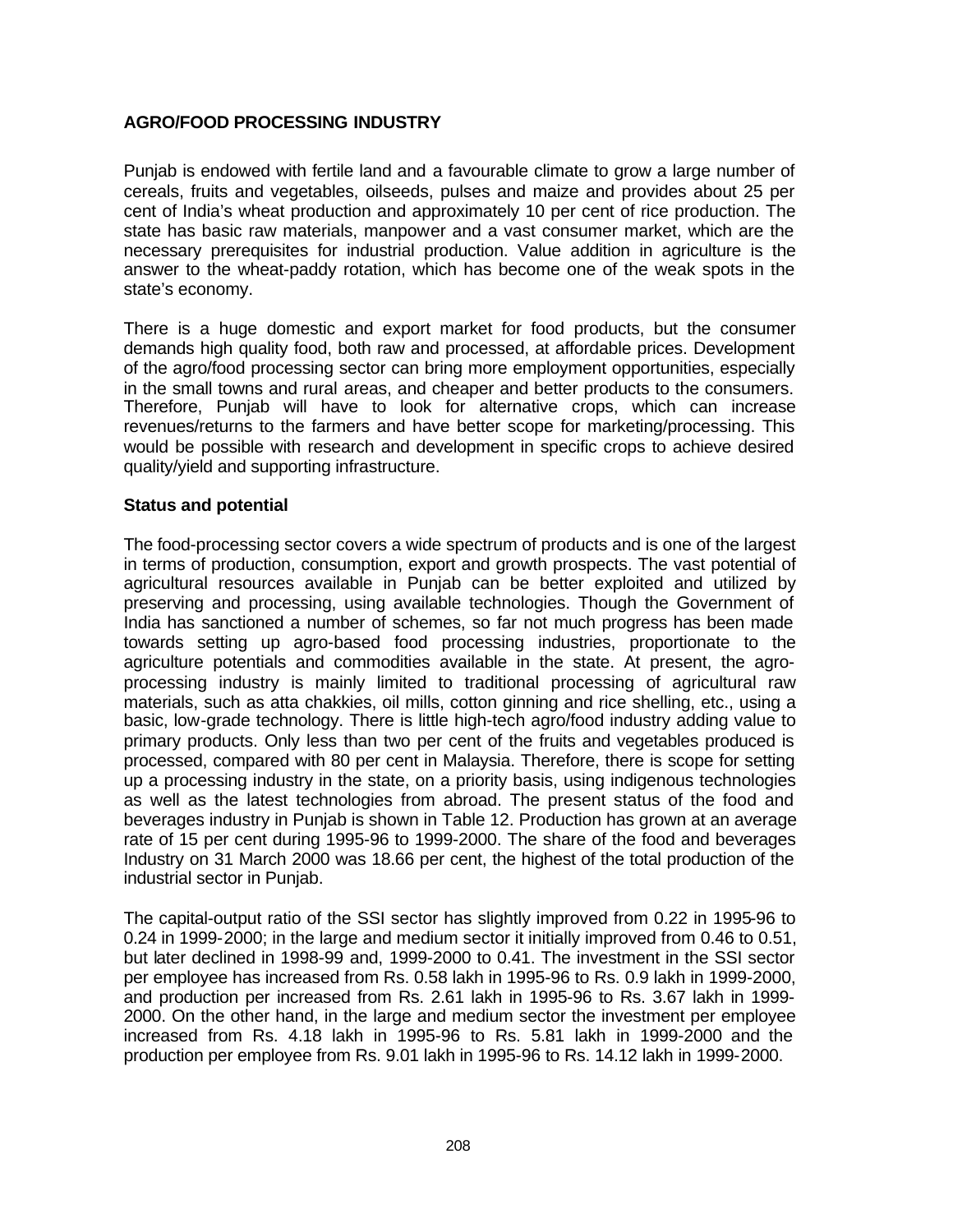## AGRO/FOOD PROCESSING INDUSTRY

Punjab is endowed with fertile land and a favourable climate to grow a large number of cereals, fruits and vegetables, oilseeds, pulses and maize and provides about 25 per cent of India's wheat production and approximately 10 per cent of rice production. The state has basic raw materials, manpower and a vast consumer market, which are the necessary prerequisites for industrial production. Value addition in agriculture is the answer to the wheat-paddy rotation, which has become one of the weak spots in the state's economy.

There is a huge domestic and export market for food products, but the consumer demands high quality food, both raw and processed, at affordable prices. Development of the agro/food processing sector can bring more employment opportunities, especially in the small towns and rural areas, and cheaper and better products to the consumers. Therefore, Punjab will have to look for alternative crops, which can increase revenues/returns to the farmers and have better scope for marketing/processing. This would be possible with research and development in specific crops to achieve desired quality/yield and supporting infrastructure.

### Status and potential

The food-processing sector covers a wide spectrum of products and is one of the largest in terms of production, consumption, export and growth prospects. The vast potential of agricultural resources available in Punjab can be better exploited and utilized by preserving and processing, using available technologies. Though the Government of India has sanctioned a number of schemes, so far not much progress has been made towards setting up agro-based food processing industries, proportionate to the agriculture potentials and commodities available in the state. At present, the agro-processing industry is mainly limited to traditional processing of agricultural raw materials, such as atta chakkies, oil mills, cotton ginning and rice shelling, etc., using a basic, low-grade technology. There is little high-tech agro/food industry adding value to primary products. Only less than two per cent of the fruits and vegetables produced is processed, compared with 80 per cent in Malaysia. Therefore, there is scope for setting up a processing industry in the state, on a priority basis, using indigenous technologies as well as the latest technologies from abroad. The present status of the food and beverages industry in Punjab is shown in Table 12. Production has grown at an average rate of 15 per cent during 1995-96 to 1999-2000. The share of the food and beverages Industry on 31 March 2000 was 18.66 per cent, the highest of the total production of the industrial sector in Punjab.

The capital-output ratio of the SSI sector has slightly improved from 0.22 in 1995-96 to 0.24 in 1999-2000; in the large and medium sector it initially improved from 0.46 to 0.51, but later declined in 1998-99 and, 1999-2000 to 0.41. The investment in the SSI sector per employee has increased from Rs. 0.58 lakh in 1995-96 to Rs. 0.9 lakh in 1999-2000, and production per increased from Rs. 2.61 lakh in 1995-96 to Rs. 3.67 lakh in 1999-2000. On the other hand, in the large and medium sector the investment per employee increased from Rs. 4.18 lakh in 1995-96 to Rs. 5.81 lakh in 1999-2000 and the production per employee from Rs. 9.01 lakh in 1995-96 to Rs. 14.12 lakh in 1999-2000.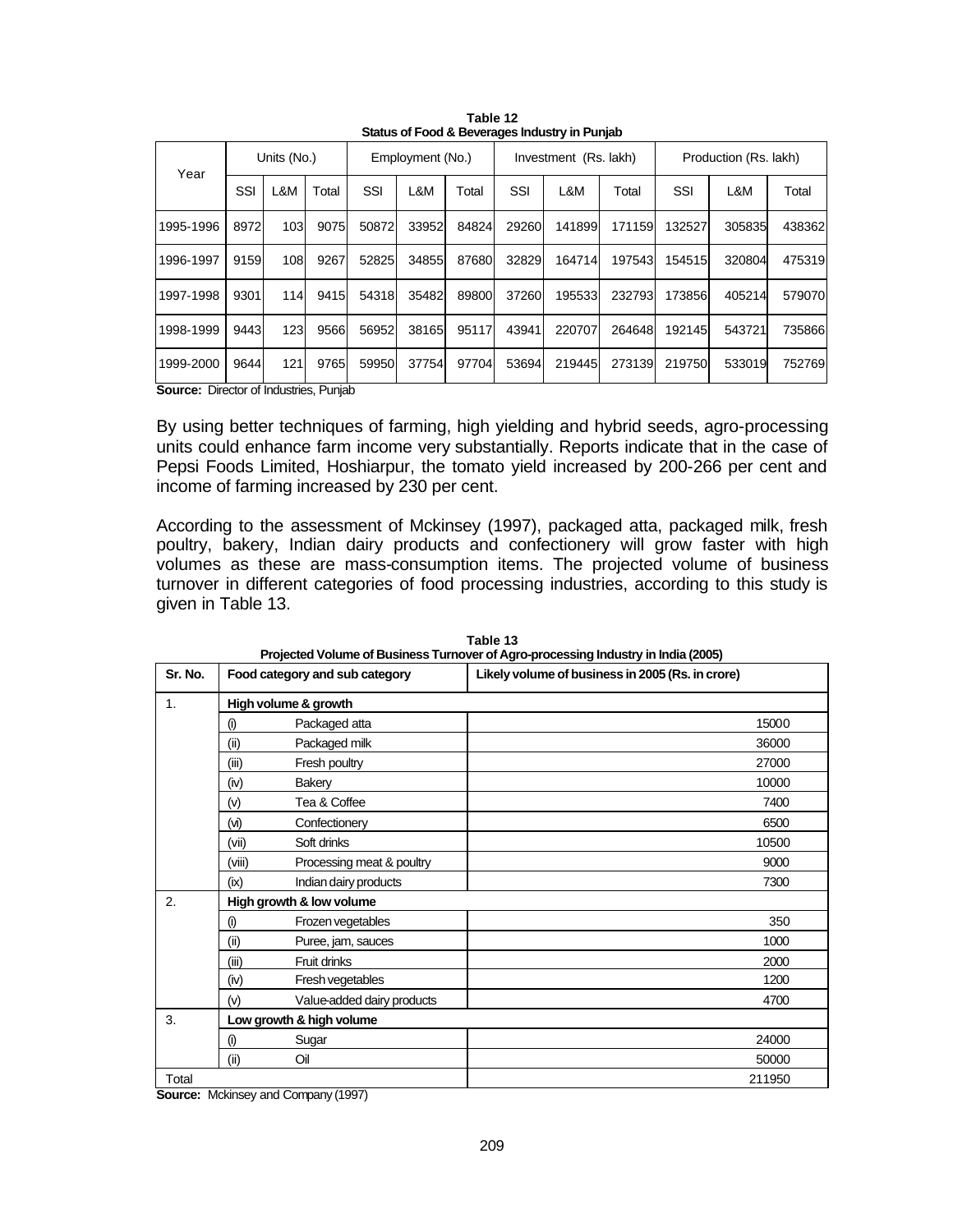**Table 12**
**Status of Food & Beverages Industry in Punjab**

| Year | Units (No.) | | | Employment (No.) | | | Investment (Rs. lakh) | | | Production (Rs. lakh) | | |
|---|---|---|---|---|---|---|---|---|---|---|---|---|
| | SSI | L&M | Total | SSI | L&M | Total | SSI | L&M | Total | SSI | L&M | Total |
| 1995-1996 | 8972 | 103 | 9075 | 50872 | 33952 | 84824 | 29260 | 141899 | 171159 | 132527 | 305835 | 438362 |
| 1996-1997 | 9159 | 108 | 9267 | 52825 | 34855 | 87680 | 32829 | 164714 | 197543 | 154515 | 320804 | 475319 |
| 1997-1998 | 9301 | 114 | 9415 | 54318 | 35482 | 89800 | 37260 | 195533 | 232793 | 173856 | 405214 | 579070 |
| 1998-1999 | 9443 | 123 | 9566 | 56952 | 38165 | 95117 | 43941 | 220707 | 264648 | 192145 | 543721 | 735866 |
| 1999-2000 | 9644 | 121 | 9765 | 59950 | 37754 | 97704 | 53694 | 219445 | 273139 | 219750 | 533019 | 752769 |

**Source:** Director of Industries, Punjab

By using better techniques of farming, high yielding and hybrid seeds, agro-processing units could enhance farm income very substantially. Reports indicate that in the case of Pepsi Foods Limited, Hoshiarpur, the tomato yield increased by 200-266 per cent and income of farming increased by 230 per cent.

According to the assessment of Mckinsey (1997), packaged atta, packaged milk, fresh poultry, bakery, Indian dairy products and confectionery will grow faster with high volumes as these are mass-consumption items. The projected volume of business turnover in different categories of food processing industries, according to this study is given in Table 13.

**Table 13**
**Projected Volume of Business Turnover of Agro-processing Industry in India (2005)**

| Sr. No. | Food category and sub category | | Likely volume of business in 2005 (Rs. in crore) |
|---|---|---|---|
| 1. | **High volume & growth** | | |
| | (i) | Packaged atta | 15000 |
| | (ii) | Packaged milk | 36000 |
| | (iii) | Fresh poultry | 27000 |
| | (iv) | Bakery | 10000 |
| | (v) | Tea & Coffee | 7400 |
| | (vi) | Confectionery | 6500 |
| | (vii) | Soft drinks | 10500 |
| | (viii) | Processing meat & poultry | 9000 |
| | (ix) | Indian dairy products | 7300 |
| 2. | **High growth & low volume** | | |
| | (i) | Frozen vegetables | 350 |
| | (ii) | Puree, jam, sauces | 1000 |
| | (iii) | Fruit drinks | 2000 |
| | (iv) | Fresh vegetables | 1200 |
| | (v) | Value-added dairy products | 4700 |
| 3. | **Low growth & high volume** | | |
| | (i) | Sugar | 24000 |
| | (ii) | Oil | 50000 |
| Total | | | 211950 |

**Source:** Mckinsey and Company (1997)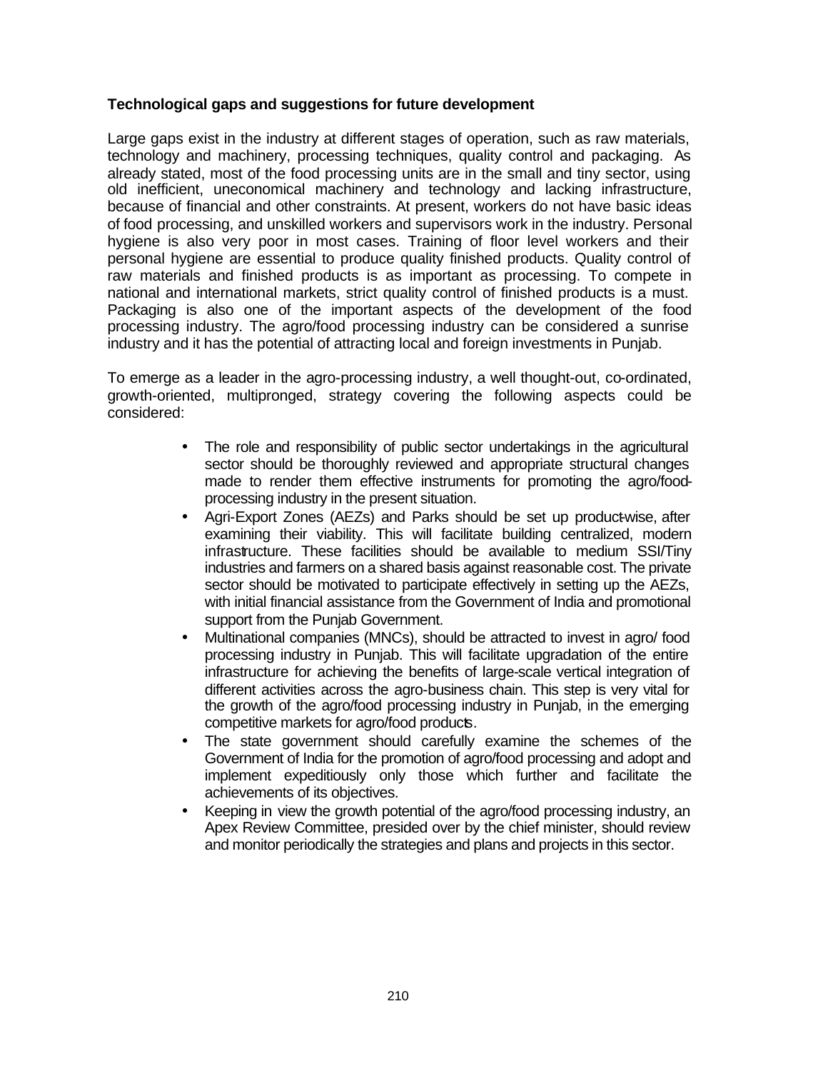**Technological gaps and suggestions for future development**

Large gaps exist in the industry at different stages of operation, such as raw materials, technology and machinery, processing techniques, quality control and packaging. As already stated, most of the food processing units are in the small and tiny sector, using old inefficient, uneconomical machinery and technology and lacking infrastructure, because of financial and other constraints. At present, workers do not have basic ideas of food processing, and unskilled workers and supervisors work in the industry. Personal hygiene is also very poor in most cases. Training of floor level workers and their personal hygiene are essential to produce quality finished products. Quality control of raw materials and finished products is as important as processing. To compete in national and international markets, strict quality control of finished products is a must. Packaging is also one of the important aspects of the development of the food processing industry. The agro/food processing industry can be considered a sunrise industry and it has the potential of attracting local and foreign investments in Punjab.

To emerge as a leader in the agro-processing industry, a well thought-out, co-ordinated, growth-oriented, multipronged, strategy covering the following aspects could be considered:

- The role and responsibility of public sector undertakings in the agricultural sector should be thoroughly reviewed and appropriate structural changes made to render them effective instruments for promoting the agro/food-processing industry in the present situation.
- Agri-Export Zones (AEZs) and Parks should be set up product-wise, after examining their viability. This will facilitate building centralized, modern infrastructure. These facilities should be available to medium SSI/Tiny industries and farmers on a shared basis against reasonable cost. The private sector should be motivated to participate effectively in setting up the AEZs, with initial financial assistance from the Government of India and promotional support from the Punjab Government.
- Multinational companies (MNCs), should be attracted to invest in agro/ food processing industry in Punjab. This will facilitate upgradation of the entire infrastructure for achieving the benefits of large-scale vertical integration of different activities across the agro-business chain. This step is very vital for the growth of the agro/food processing industry in Punjab, in the emerging competitive markets for agro/food products.
- The state government should carefully examine the schemes of the Government of India for the promotion of agro/food processing and adopt and implement expeditiously only those which further and facilitate the achievements of its objectives.
- Keeping in view the growth potential of the agro/food processing industry, an Apex Review Committee, presided over by the chief minister, should review and monitor periodically the strategies and plans and projects in this sector.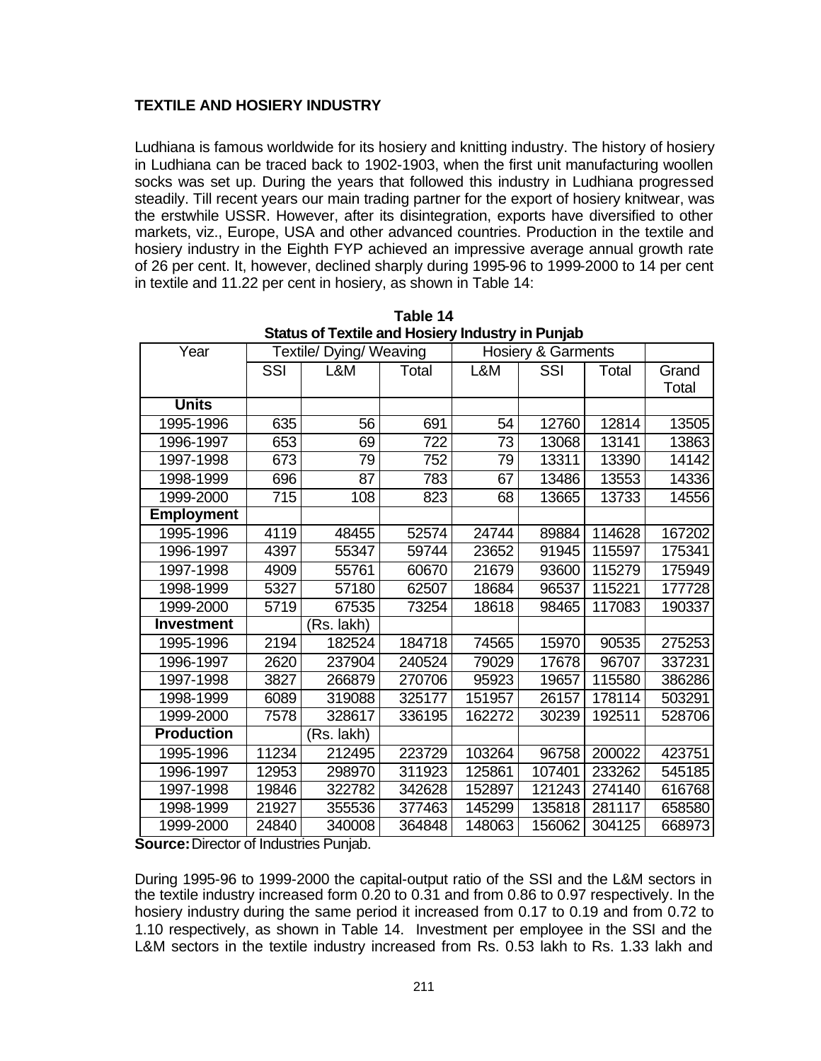**TEXTILE AND HOSIERY INDUSTRY**

Ludhiana is famous worldwide for its hosiery and knitting industry. The history of hosiery in Ludhiana can be traced back to 1902-1903, when the first unit manufacturing woollen socks was set up. During the years that followed this industry in Ludhiana progressed steadily. Till recent years our main trading partner for the export of hosiery knitwear, was the erstwhile USSR. However, after its disintegration, exports have diversified to other markets, viz., Europe, USA and other advanced countries. Production in the textile and hosiery industry in the Eighth FYP achieved an impressive average annual growth rate of 26 per cent. It, however, declined sharply during 1995-96 to 1999-2000 to 14 per cent in textile and 11.22 per cent in hosiery, as shown in Table 14:

**Table 14**
**Status of Textile and Hosiery Industry in Punjab**

| Year | Textile/ Dying/ Weaving | | | Hosiery & Garments | | | |
|---|---|---|---|---|---|---|---|
| | SSI | L&M | Total | L&M | SSI | Total | Grand Total |
| **Units** | | | | | | | |
| 1995-1996 | 635 | 56 | 691 | 54 | 12760 | 12814 | 13505 |
| 1996-1997 | 653 | 69 | 722 | 73 | 13068 | 13141 | 13863 |
| 1997-1998 | 673 | 79 | 752 | 79 | 13311 | 13390 | 14142 |
| 1998-1999 | 696 | 87 | 783 | 67 | 13486 | 13553 | 14336 |
| 1999-2000 | 715 | 108 | 823 | 68 | 13665 | 13733 | 14556 |
| **Employment** | | | | | | | |
| 1995-1996 | 4119 | 48455 | 52574 | 24744 | 89884 | 114628 | 167202 |
| 1996-1997 | 4397 | 55347 | 59744 | 23652 | 91945 | 115597 | 175341 |
| 1997-1998 | 4909 | 55761 | 60670 | 21679 | 93600 | 115279 | 175949 |
| 1998-1999 | 5327 | 57180 | 62507 | 18684 | 96537 | 115221 | 177728 |
| 1999-2000 | 5719 | 67535 | 73254 | 18618 | 98465 | 117083 | 190337 |
| **Investment** | | (Rs. lakh) | | | | | |
| 1995-1996 | 2194 | 182524 | 184718 | 74565 | 15970 | 90535 | 275253 |
| 1996-1997 | 2620 | 237904 | 240524 | 79029 | 17678 | 96707 | 337231 |
| 1997-1998 | 3827 | 266879 | 270706 | 95923 | 19657 | 115580 | 386286 |
| 1998-1999 | 6089 | 319088 | 325177 | 151957 | 26157 | 178114 | 503291 |
| 1999-2000 | 7578 | 328617 | 336195 | 162272 | 30239 | 192511 | 528706 |
| **Production** | | (Rs. lakh) | | | | | |
| 1995-1996 | 11234 | 212495 | 223729 | 103264 | 96758 | 200022 | 423751 |
| 1996-1997 | 12953 | 298970 | 311923 | 125861 | 107401 | 233262 | 545185 |
| 1997-1998 | 19846 | 322782 | 342628 | 152897 | 121243 | 274140 | 616768 |
| 1998-1999 | 21927 | 355536 | 377463 | 145299 | 135818 | 281117 | 658580 |
| 1999-2000 | 24840 | 340008 | 364848 | 148063 | 156062 | 304125 | 668973 |

**Source:** Director of Industries Punjab.

During 1995-96 to 1999-2000 the capital-output ratio of the SSI and the L&M sectors in the textile industry increased form 0.20 to 0.31 and from 0.86 to 0.97 respectively. In the hosiery industry during the same period it increased from 0.17 to 0.19 and from 0.72 to 1.10 respectively, as shown in Table 14. Investment per employee in the SSI and the L&M sectors in the textile industry increased from Rs. 0.53 lakh to Rs. 1.33 lakh and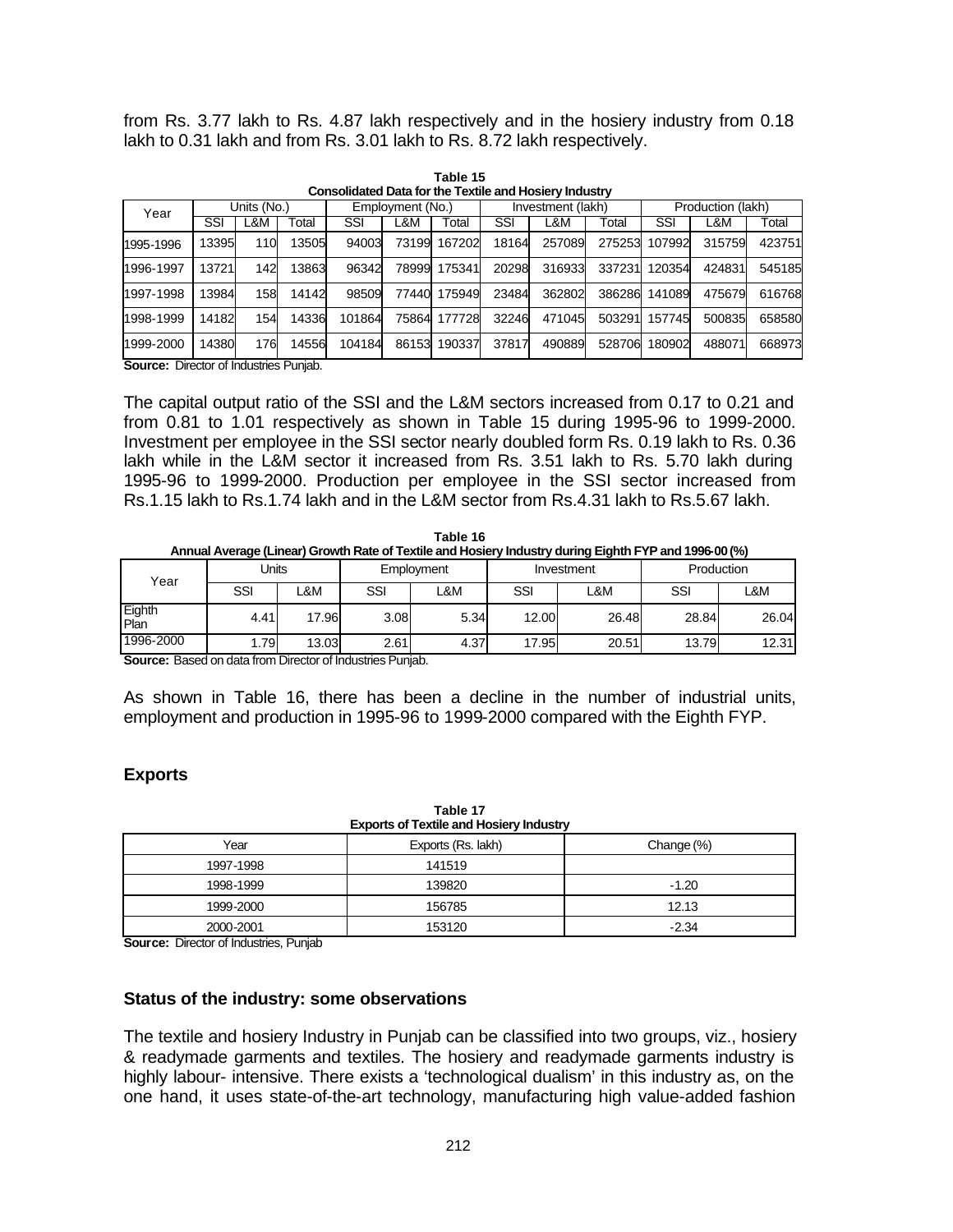from Rs. 3.77 lakh to Rs. 4.87 lakh respectively and in the hosiery industry from 0.18 lakh to 0.31 lakh and from Rs. 3.01 lakh to Rs. 8.72 lakh respectively.

**Table 15**
**Consolidated Data for the Textile and Hosiery Industry**

| Year | Units (No.) | | | Employment (No.) | | | Investment (lakh) | | | Production (lakh) | | |
|---|---|---|---|---|---|---|---|---|---|---|---|---|
| | SSI | L&M | Total | SSI | L&M | Total | SSI | L&M | Total | SSI | L&M | Total |
| 1995-1996 | 13395 | 110 | 13505 | 94003 | 73199 | 167202 | 18164 | 257089 | 275253 | 107992 | 315759 | 423751 |
| 1996-1997 | 13721 | 142 | 13863 | 96342 | 78999 | 175341 | 20298 | 316933 | 337231 | 120354 | 424831 | 545185 |
| 1997-1998 | 13984 | 158 | 14142 | 98509 | 77440 | 175949 | 23484 | 362802 | 386286 | 141089 | 475679 | 616768 |
| 1998-1999 | 14182 | 154 | 14336 | 101864 | 75864 | 177728 | 32246 | 471045 | 503291 | 157745 | 500835 | 658580 |
| 1999-2000 | 14380 | 176 | 14556 | 104184 | 86153 | 190337 | 37817 | 490889 | 528706 | 180902 | 488071 | 668973 |

**Source:** Director of Industries Punjab.

The capital output ratio of the SSI and the L&M sectors increased from 0.17 to 0.21 and from 0.81 to 1.01 respectively as shown in Table 15 during 1995-96 to 1999-2000. Investment per employee in the SSI sector nearly doubled form Rs. 0.19 lakh to Rs. 0.36 lakh while in the L&M sector it increased from Rs. 3.51 lakh to Rs. 5.70 lakh during 1995-96 to 1999-2000. Production per employee in the SSI sector increased from Rs.1.15 lakh to Rs.1.74 lakh and in the L&M sector from Rs.4.31 lakh to Rs.5.67 lakh.

**Table 16**
**Annual Average (Linear) Growth Rate of Textile and Hosiery Industry during Eighth FYP and 1996-00 (%)**

| Year | Units | | Employment | | Investment | | Production | |
|---|---|---|---|---|---|---|---|---|
| | SSI | L&M | SSI | L&M | SSI | L&M | SSI | L&M |
| Eighth Plan | 4.41 | 17.96 | 3.08 | 5.34 | 12.00 | 26.48 | 28.84 | 26.04 |
| 1996-2000 | 1.79 | 13.03 | 2.61 | 4.37 | 17.95 | 20.51 | 13.79 | 12.31 |

**Source:** Based on data from Director of Industries Punjab.

As shown in Table 16, there has been a decline in the number of industrial units, employment and production in 1995-96 to 1999-2000 compared with the Eighth FYP.

## Exports

**Table 17**
**Exports of Textile and Hosiery Industry**

| Year | Exports (Rs. lakh) | Change (%) |
|---|---|---|
| 1997-1998 | 141519 | |
| 1998-1999 | 139820 | -1.20 |
| 1999-2000 | 156785 | 12.13 |
| 2000-2001 | 153120 | -2.34 |

**Source:** Director of Industries, Punjab

## Status of the industry: some observations

The textile and hosiery Industry in Punjab can be classified into two groups, viz., hosiery & readymade garments and textiles. The hosiery and readymade garments industry is highly labour- intensive. There exists a 'technological dualism' in this industry as, on the one hand, it uses state-of-the-art technology, manufacturing high value-added fashion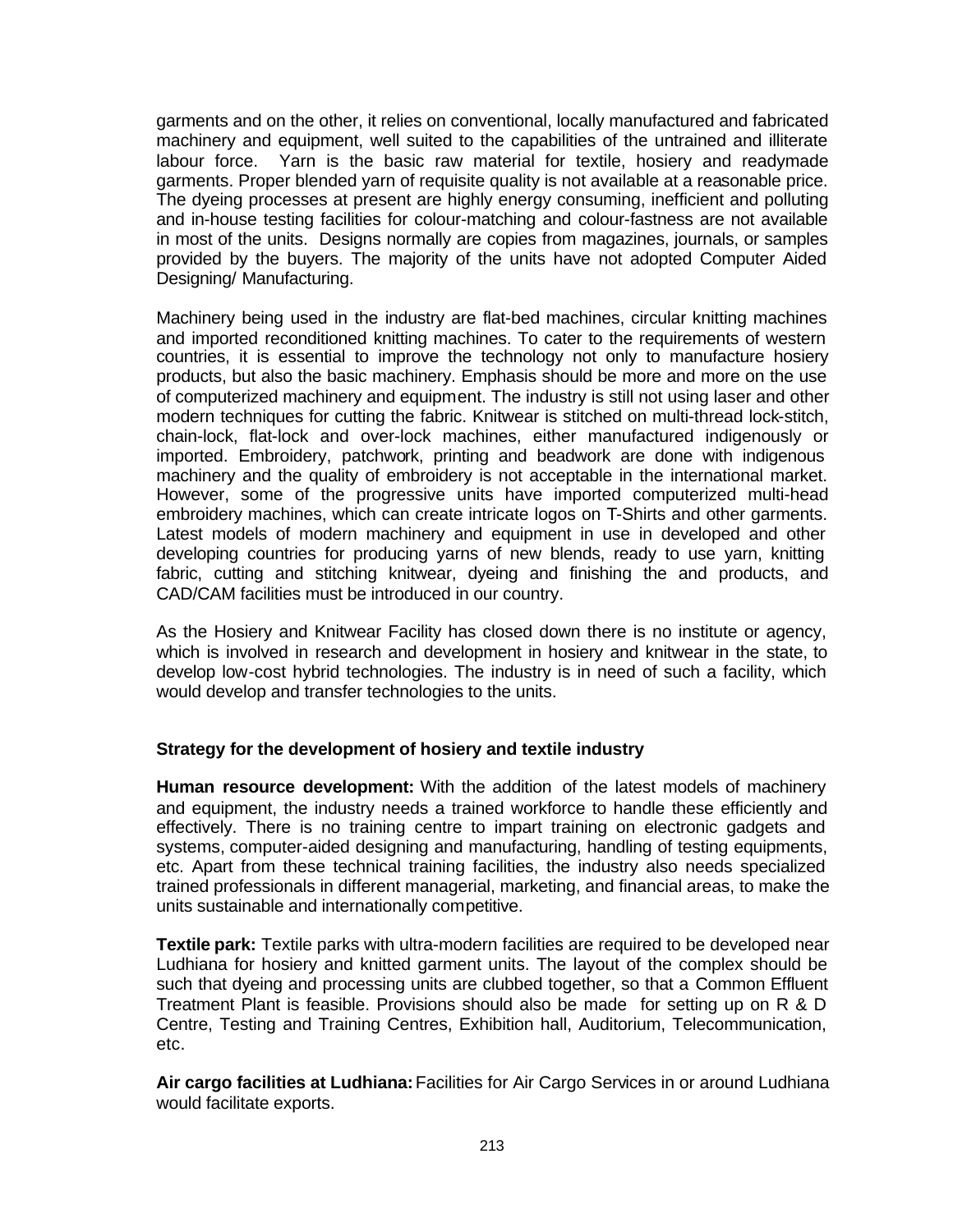garments and on the other, it relies on conventional, locally manufactured and fabricated machinery and equipment, well suited to the capabilities of the untrained and illiterate labour force. Yarn is the basic raw material for textile, hosiery and readymade garments. Proper blended yarn of requisite quality is not available at a reasonable price. The dyeing processes at present are highly energy consuming, inefficient and polluting and in-house testing facilities for colour-matching and colour-fastness are not available in most of the units. Designs normally are copies from magazines, journals, or samples provided by the buyers. The majority of the units have not adopted Computer Aided Designing/ Manufacturing.

Machinery being used in the industry are flat-bed machines, circular knitting machines and imported reconditioned knitting machines. To cater to the requirements of western countries, it is essential to improve the technology not only to manufacture hosiery products, but also the basic machinery. Emphasis should be more and more on the use of computerized machinery and equipment. The industry is still not using laser and other modern techniques for cutting the fabric. Knitwear is stitched on multi-thread lock-stitch, chain-lock, flat-lock and over-lock machines, either manufactured indigenously or imported. Embroidery, patchwork, printing and beadwork are done with indigenous machinery and the quality of embroidery is not acceptable in the international market. However, some of the progressive units have imported computerized multi-head embroidery machines, which can create intricate logos on T-Shirts and other garments. Latest models of modern machinery and equipment in use in developed and other developing countries for producing yarns of new blends, ready to use yarn, knitting fabric, cutting and stitching knitwear, dyeing and finishing the and products, and CAD/CAM facilities must be introduced in our country.

As the Hosiery and Knitwear Facility has closed down there is no institute or agency, which is involved in research and development in hosiery and knitwear in the state, to develop low-cost hybrid technologies. The industry is in need of such a facility, which would develop and transfer technologies to the units.

**Strategy for the development of hosiery and textile industry**

**Human resource development:** With the addition of the latest models of machinery and equipment, the industry needs a trained workforce to handle these efficiently and effectively. There is no training centre to impart training on electronic gadgets and systems, computer-aided designing and manufacturing, handling of testing equipments, etc. Apart from these technical training facilities, the industry also needs specialized trained professionals in different managerial, marketing, and financial areas, to make the units sustainable and internationally competitive.

**Textile park:** Textile parks with ultra-modern facilities are required to be developed near Ludhiana for hosiery and knitted garment units. The layout of the complex should be such that dyeing and processing units are clubbed together, so that a Common Effluent Treatment Plant is feasible. Provisions should also be made for setting up on R & D Centre, Testing and Training Centres, Exhibition hall, Auditorium, Telecommunication, etc.

**Air cargo facilities at Ludhiana:** Facilities for Air Cargo Services in or around Ludhiana would facilitate exports.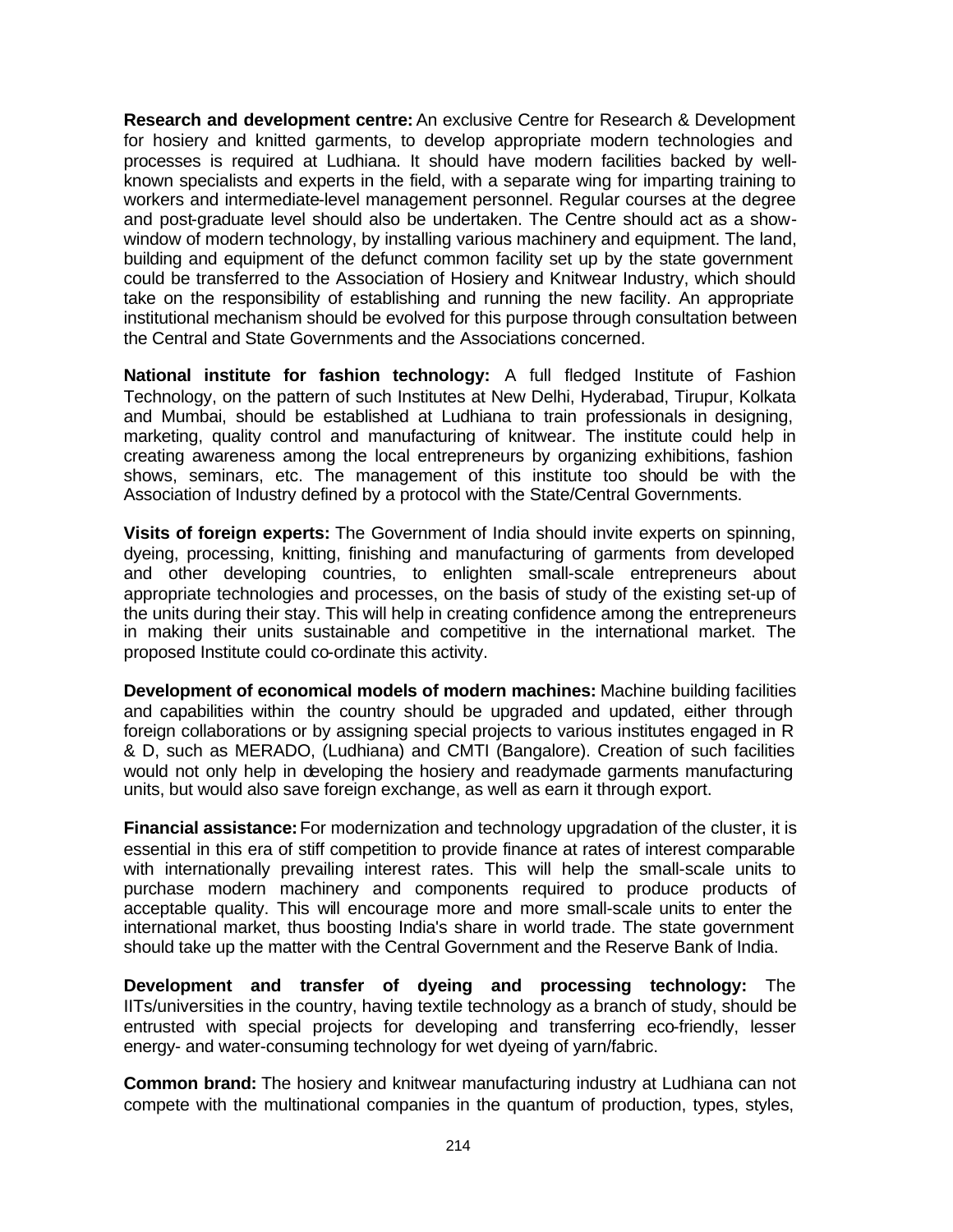**Research and development centre:** An exclusive Centre for Research & Development for hosiery and knitted garments, to develop appropriate modern technologies and processes is required at Ludhiana. It should have modern facilities backed by well-known specialists and experts in the field, with a separate wing for imparting training to workers and intermediate-level management personnel. Regular courses at the degree and post-graduate level should also be undertaken. The Centre should act as a show-window of modern technology, by installing various machinery and equipment. The land, building and equipment of the defunct common facility set up by the state government could be transferred to the Association of Hosiery and Knitwear Industry, which should take on the responsibility of establishing and running the new facility. An appropriate institutional mechanism should be evolved for this purpose through consultation between the Central and State Governments and the Associations concerned.

**National institute for fashion technology:** A full fledged Institute of Fashion Technology, on the pattern of such Institutes at New Delhi, Hyderabad, Tirupur, Kolkata and Mumbai, should be established at Ludhiana to train professionals in designing, marketing, quality control and manufacturing of knitwear. The institute could help in creating awareness among the local entrepreneurs by organizing exhibitions, fashion shows, seminars, etc. The management of this institute too should be with the Association of Industry defined by a protocol with the State/Central Governments.

**Visits of foreign experts:** The Government of India should invite experts on spinning, dyeing, processing, knitting, finishing and manufacturing of garments from developed and other developing countries, to enlighten small-scale entrepreneurs about appropriate technologies and processes, on the basis of study of the existing set-up of the units during their stay. This will help in creating confidence among the entrepreneurs in making their units sustainable and competitive in the international market. The proposed Institute could co-ordinate this activity.

**Development of economical models of modern machines:** Machine building facilities and capabilities within the country should be upgraded and updated, either through foreign collaborations or by assigning special projects to various institutes engaged in R & D, such as MERADO, (Ludhiana) and CMTI (Bangalore). Creation of such facilities would not only help in developing the hosiery and readymade garments manufacturing units, but would also save foreign exchange, as well as earn it through export.

**Financial assistance:** For modernization and technology upgradation of the cluster, it is essential in this era of stiff competition to provide finance at rates of interest comparable with internationally prevailing interest rates. This will help the small-scale units to purchase modern machinery and components required to produce products of acceptable quality. This will encourage more and more small-scale units to enter the international market, thus boosting India's share in world trade. The state government should take up the matter with the Central Government and the Reserve Bank of India.

**Development and transfer of dyeing and processing technology:** The IITs/universities in the country, having textile technology as a branch of study, should be entrusted with special projects for developing and transferring eco-friendly, lesser energy- and water-consuming technology for wet dyeing of yarn/fabric.

**Common brand:** The hosiery and knitwear manufacturing industry at Ludhiana can not compete with the multinational companies in the quantum of production, types, styles,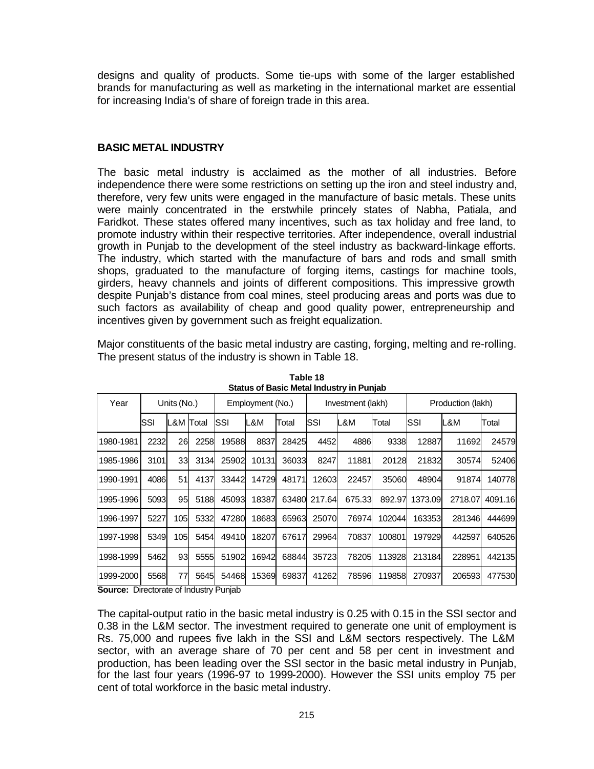designs and quality of products. Some tie-ups with some of the larger established brands for manufacturing as well as marketing in the international market are essential for increasing India's of share of foreign trade in this area.

## BASIC METAL INDUSTRY

The basic metal industry is acclaimed as the mother of all industries. Before independence there were some restrictions on setting up the iron and steel industry and, therefore, very few units were engaged in the manufacture of basic metals. These units were mainly concentrated in the erstwhile princely states of Nabha, Patiala, and Faridkot. These states offered many incentives, such as tax holiday and free land, to promote industry within their respective territories. After independence, overall industrial growth in Punjab to the development of the steel industry as backward-linkage efforts. The industry, which started with the manufacture of bars and rods and small smith shops, graduated to the manufacture of forging items, castings for machine tools, girders, heavy channels and joints of different compositions. This impressive growth despite Punjab's distance from coal mines, steel producing areas and ports was due to such factors as availability of cheap and good quality power, entrepreneurship and incentives given by government such as freight equalization.

Major constituents of the basic metal industry are casting, forging, melting and re-rolling. The present status of the industry is shown in Table 18.

**Table 18**
**Status of Basic Metal Industry in Punjab**

| Year | Units (No.) | | | Employment (No.) | | | Investment (lakh) | | | Production (lakh) | | |
|---|---|---|---|---|---|---|---|---|---|---|---|---|
| | SSI | L&M | Total | SSI | L&M | Total | SSI | L&M | Total | SSI | L&M | Total |
| 1980-1981 | 2232 | 26 | 2258 | 19588 | 8837 | 28425 | 4452 | 4886 | 9338 | 12887 | 11692 | 24579 |
| 1985-1986 | 3101 | 33 | 3134 | 25902 | 10131 | 36033 | 8247 | 11881 | 20128 | 21832 | 30574 | 52406 |
| 1990-1991 | 4086 | 51 | 4137 | 33442 | 14729 | 48171 | 12603 | 22457 | 35060 | 48904 | 91874 | 140778 |
| 1995-1996 | 5093 | 95 | 5188 | 45093 | 18387 | 63480 | 217.64 | 675.33 | 892.97 | 1373.09 | 2718.07 | 4091.16 |
| 1996-1997 | 5227 | 105 | 5332 | 47280 | 18683 | 65963 | 25070 | 76974 | 102044 | 163353 | 281346 | 444699 |
| 1997-1998 | 5349 | 105 | 5454 | 49410 | 18207 | 67617 | 29964 | 70837 | 100801 | 197929 | 442597 | 640526 |
| 1998-1999 | 5462 | 93 | 5555 | 51902 | 16942 | 68844 | 35723 | 78205 | 113928 | 213184 | 228951 | 442135 |
| 1999-2000 | 5568 | 77 | 5645 | 54468 | 15369 | 69837 | 41262 | 78596 | 119858 | 270937 | 206593 | 477530 |

**Source:** Directorate of Industry Punjab

The capital-output ratio in the basic metal industry is 0.25 with 0.15 in the SSI sector and 0.38 in the L&M sector. The investment required to generate one unit of employment is Rs. 75,000 and rupees five lakh in the SSI and L&M sectors respectively. The L&M sector, with an average share of 70 per cent and 58 per cent in investment and production, has been leading over the SSI sector in the basic metal industry in Punjab, for the last four years (1996-97 to 1999-2000). However the SSI units employ 75 per cent of total workforce in the basic metal industry.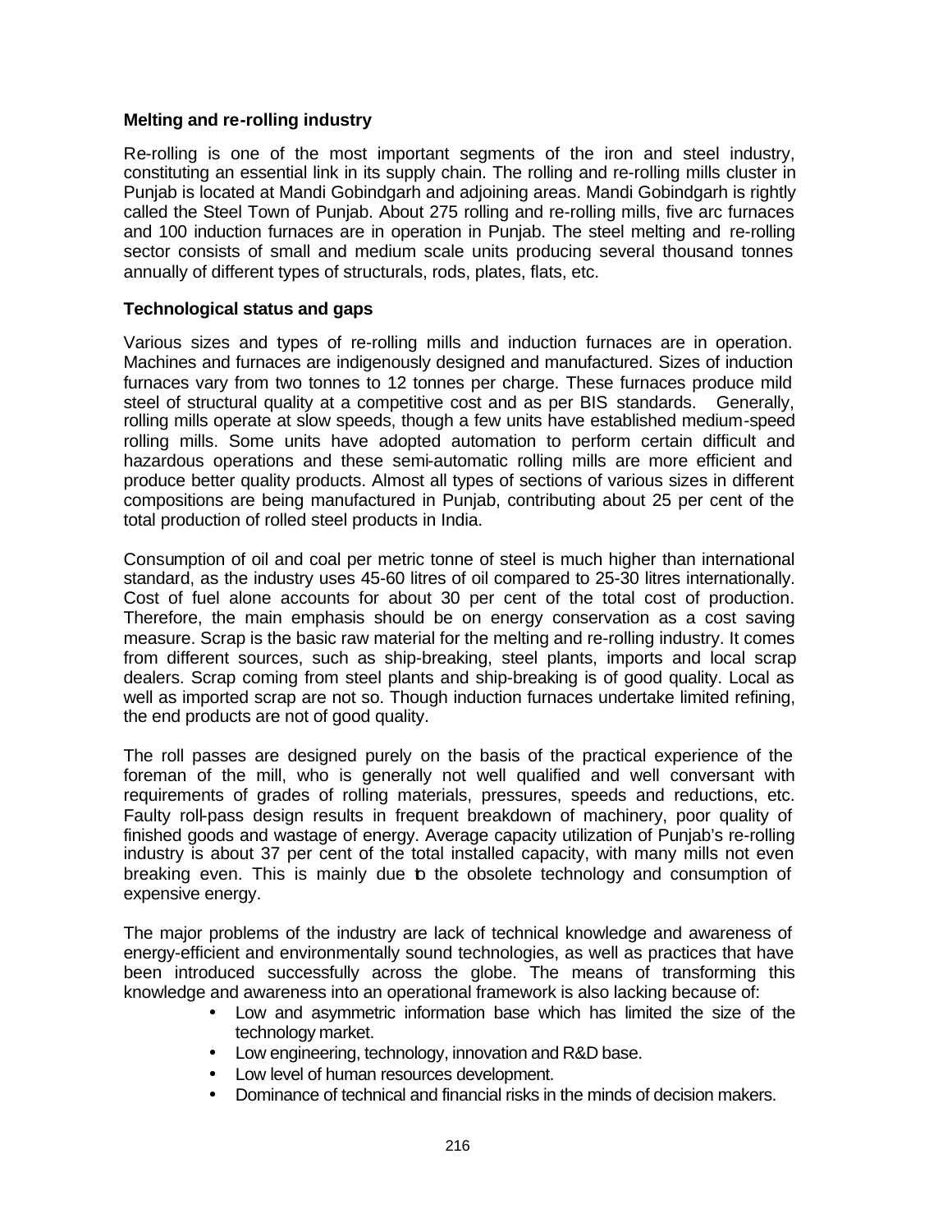**Melting and re-rolling industry**

Re-rolling is one of the most important segments of the iron and steel industry, constituting an essential link in its supply chain. The rolling and re-rolling mills cluster in Punjab is located at Mandi Gobindgarh and adjoining areas. Mandi Gobindgarh is rightly called the Steel Town of Punjab. About 275 rolling and re-rolling mills, five arc furnaces and 100 induction furnaces are in operation in Punjab. The steel melting and re-rolling sector consists of small and medium scale units producing several thousand tonnes annually of different types of structurals, rods, plates, flats, etc.

**Technological status and gaps**

Various sizes and types of re-rolling mills and induction furnaces are in operation. Machines and furnaces are indigenously designed and manufactured. Sizes of induction furnaces vary from two tonnes to 12 tonnes per charge. These furnaces produce mild steel of structural quality at a competitive cost and as per BIS standards. Generally, rolling mills operate at slow speeds, though a few units have established medium-speed rolling mills. Some units have adopted automation to perform certain difficult and hazardous operations and these semi-automatic rolling mills are more efficient and produce better quality products. Almost all types of sections of various sizes in different compositions are being manufactured in Punjab, contributing about 25 per cent of the total production of rolled steel products in India.

Consumption of oil and coal per metric tonne of steel is much higher than international standard, as the industry uses 45-60 litres of oil compared to 25-30 litres internationally. Cost of fuel alone accounts for about 30 per cent of the total cost of production. Therefore, the main emphasis should be on energy conservation as a cost saving measure. Scrap is the basic raw material for the melting and re-rolling industry. It comes from different sources, such as ship-breaking, steel plants, imports and local scrap dealers. Scrap coming from steel plants and ship-breaking is of good quality. Local as well as imported scrap are not so. Though induction furnaces undertake limited refining, the end products are not of good quality.

The roll passes are designed purely on the basis of the practical experience of the foreman of the mill, who is generally not well qualified and well conversant with requirements of grades of rolling materials, pressures, speeds and reductions, etc. Faulty roll-pass design results in frequent breakdown of machinery, poor quality of finished goods and wastage of energy. Average capacity utilization of Punjab's re-rolling industry is about 37 per cent of the total installed capacity, with many mills not even breaking even. This is mainly due to the obsolete technology and consumption of expensive energy.

The major problems of the industry are lack of technical knowledge and awareness of energy-efficient and environmentally sound technologies, as well as practices that have been introduced successfully across the globe. The means of transforming this knowledge and awareness into an operational framework is also lacking because of:

- Low and asymmetric information base which has limited the size of the technology market.
- Low engineering, technology, innovation and R&D base.
- Low level of human resources development.
- Dominance of technical and financial risks in the minds of decision makers.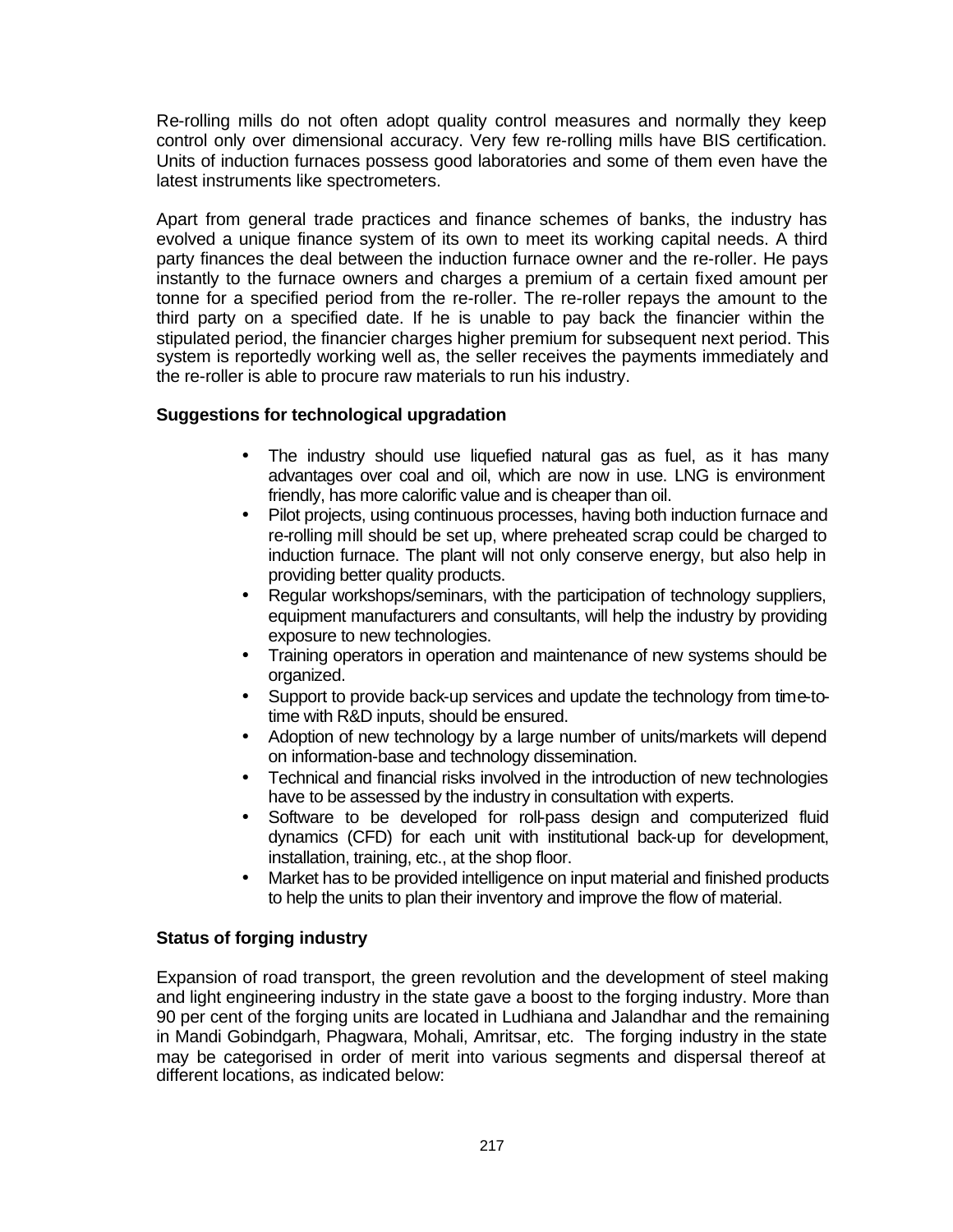Re-rolling mills do not often adopt quality control measures and normally they keep control only over dimensional accuracy. Very few re-rolling mills have BIS certification. Units of induction furnaces possess good laboratories and some of them even have the latest instruments like spectrometers.

Apart from general trade practices and finance schemes of banks, the industry has evolved a unique finance system of its own to meet its working capital needs. A third party finances the deal between the induction furnace owner and the re-roller. He pays instantly to the furnace owners and charges a premium of a certain fixed amount per tonne for a specified period from the re-roller. The re-roller repays the amount to the third party on a specified date. If he is unable to pay back the financier within the stipulated period, the financier charges higher premium for subsequent next period. This system is reportedly working well as, the seller receives the payments immediately and the re-roller is able to procure raw materials to run his industry.

**Suggestions for technological upgradation**

- The industry should use liquefied natural gas as fuel, as it has many advantages over coal and oil, which are now in use. LNG is environment friendly, has more calorific value and is cheaper than oil.
- Pilot projects, using continuous processes, having both induction furnace and re-rolling mill should be set up, where preheated scrap could be charged to induction furnace. The plant will not only conserve energy, but also help in providing better quality products.
- Regular workshops/seminars, with the participation of technology suppliers, equipment manufacturers and consultants, will help the industry by providing exposure to new technologies.
- Training operators in operation and maintenance of new systems should be organized.
- Support to provide back-up services and update the technology from time-to-time with R&D inputs, should be ensured.
- Adoption of new technology by a large number of units/markets will depend on information-base and technology dissemination.
- Technical and financial risks involved in the introduction of new technologies have to be assessed by the industry in consultation with experts.
- Software to be developed for roll-pass design and computerized fluid dynamics (CFD) for each unit with institutional back-up for development, installation, training, etc., at the shop floor.
- Market has to be provided intelligence on input material and finished products to help the units to plan their inventory and improve the flow of material.

**Status of forging industry**

Expansion of road transport, the green revolution and the development of steel making and light engineering industry in the state gave a boost to the forging industry. More than 90 per cent of the forging units are located in Ludhiana and Jalandhar and the remaining in Mandi Gobindgarh, Phagwara, Mohali, Amritsar, etc. The forging industry in the state may be categorised in order of merit into various segments and dispersal thereof at different locations, as indicated below: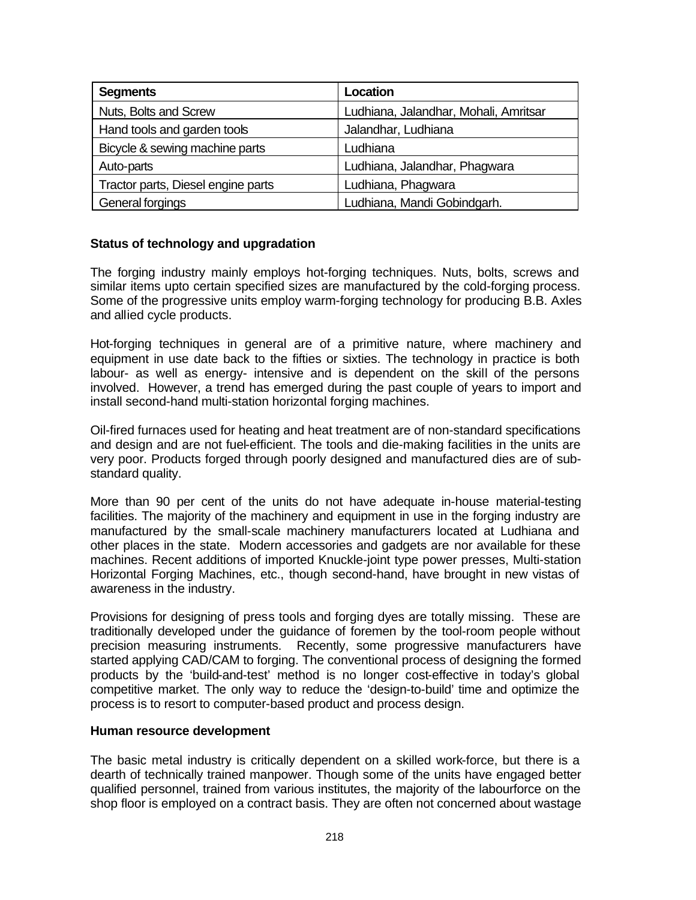| Segments | Location |
|---|---|
| Nuts, Bolts and Screw | Ludhiana, Jalandhar, Mohali, Amritsar |
| Hand tools and garden tools | Jalandhar, Ludhiana |
| Bicycle & sewing machine parts | Ludhiana |
| Auto-parts | Ludhiana, Jalandhar, Phagwara |
| Tractor parts, Diesel engine parts | Ludhiana, Phagwara |
| General forgings | Ludhiana, Mandi Gobindgarh. |

**Status of technology and upgradation**

The forging industry mainly employs hot-forging techniques. Nuts, bolts, screws and similar items upto certain specified sizes are manufactured by the cold-forging process. Some of the progressive units employ warm-forging technology for producing B.B. Axles and allied cycle products.

Hot-forging techniques in general are of a primitive nature, where machinery and equipment in use date back to the fifties or sixties. The technology in practice is both labour- as well as energy- intensive and is dependent on the skill of the persons involved. However, a trend has emerged during the past couple of years to import and install second-hand multi-station horizontal forging machines.

Oil-fired furnaces used for heating and heat treatment are of non-standard specifications and design and are not fuel-efficient. The tools and die-making facilities in the units are very poor. Products forged through poorly designed and manufactured dies are of sub-standard quality.

More than 90 per cent of the units do not have adequate in-house material-testing facilities. The majority of the machinery and equipment in use in the forging industry are manufactured by the small-scale machinery manufacturers located at Ludhiana and other places in the state. Modern accessories and gadgets are nor available for these machines. Recent additions of imported Knuckle-joint type power presses, Multi-station Horizontal Forging Machines, etc., though second-hand, have brought in new vistas of awareness in the industry.

Provisions for designing of press tools and forging dyes are totally missing. These are traditionally developed under the guidance of foremen by the tool-room people without precision measuring instruments. Recently, some progressive manufacturers have started applying CAD/CAM to forging. The conventional process of designing the formed products by the 'build-and-test' method is no longer cost-effective in today's global competitive market. The only way to reduce the 'design-to-build' time and optimize the process is to resort to computer-based product and process design.

**Human resource development**

The basic metal industry is critically dependent on a skilled work-force, but there is a dearth of technically trained manpower. Though some of the units have engaged better qualified personnel, trained from various institutes, the majority of the labourforce on the shop floor is employed on a contract basis. They are often not concerned about wastage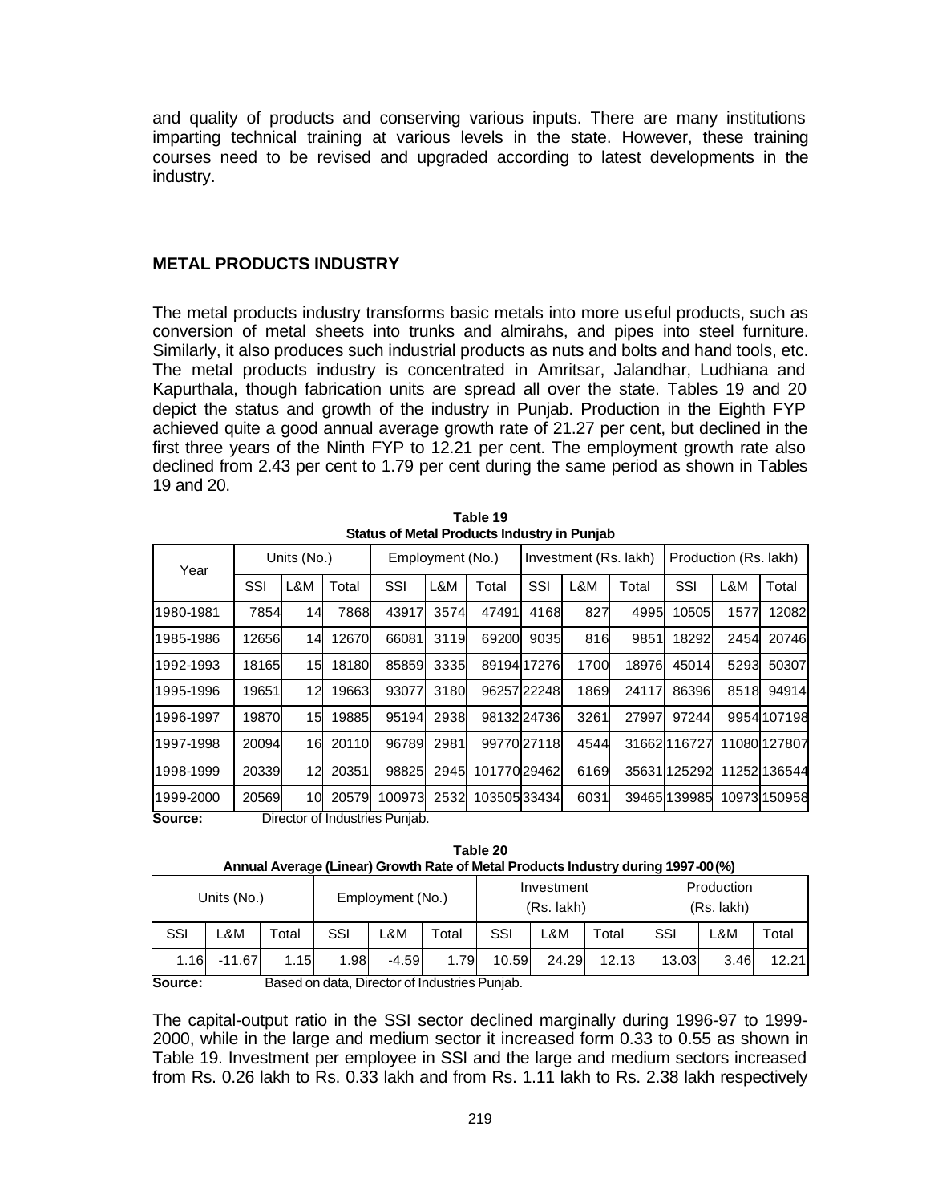and quality of products and conserving various inputs. There are many institutions imparting technical training at various levels in the state. However, these training courses need to be revised and upgraded according to latest developments in the industry.

## METAL PRODUCTS INDUSTRY

The metal products industry transforms basic metals into more useful products, such as conversion of metal sheets into trunks and almirahs, and pipes into steel furniture. Similarly, it also produces such industrial products as nuts and bolts and hand tools, etc. The metal products industry is concentrated in Amritsar, Jalandhar, Ludhiana and Kapurthala, though fabrication units are spread all over the state. Tables 19 and 20 depict the status and growth of the industry in Punjab. Production in the Eighth FYP achieved quite a good annual average growth rate of 21.27 per cent, but declined in the first three years of the Ninth FYP to 12.21 per cent. The employment growth rate also declined from 2.43 per cent to 1.79 per cent during the same period as shown in Tables 19 and 20.

**Table 19**
**Status of Metal Products Industry in Punjab**

| Year | Units (No.) | | | Employment (No.) | | | Investment (Rs. lakh) | | | Production (Rs. lakh) | | |
|---|---|---|---|---|---|---|---|---|---|---|---|---|
| | SSI | L&M | Total | SSI | L&M | Total | SSI | L&M | Total | SSI | L&M | Total |
| 1980-1981 | 7854 | 14 | 7868 | 43917 | 3574 | 47491 | 4168 | 827 | 4995 | 10505 | 1577 | 12082 |
| 1985-1986 | 12656 | 14 | 12670 | 66081 | 3119 | 69200 | 9035 | 816 | 9851 | 18292 | 2454 | 20746 |
| 1992-1993 | 18165 | 15 | 18180 | 85859 | 3335 | 89194 | 17276 | 1700 | 18976 | 45014 | 5293 | 50307 |
| 1995-1996 | 19651 | 12 | 19663 | 93077 | 3180 | 96257 | 22248 | 1869 | 24117 | 86396 | 8518 | 94914 |
| 1996-1997 | 19870 | 15 | 19885 | 95194 | 2938 | 98132 | 24736 | 3261 | 27997 | 97244 | 9954 | 107198 |
| 1997-1998 | 20094 | 16 | 20110 | 96789 | 2981 | 99770 | 27118 | 4544 | 31662 | 116727 | 11080 | 127807 |
| 1998-1999 | 20339 | 12 | 20351 | 98825 | 2945 | 101770 | 29462 | 6169 | 35631 | 125292 | 11252 | 136544 |
| 1999-2000 | 20569 | 10 | 20579 | 100973 | 2532 | 103505 | 33434 | 6031 | 39465 | 139985 | 10973 | 150958 |

**Source:** Director of Industries Punjab.

**Table 20**
**Annual Average (Linear) Growth Rate of Metal Products Industry during 1997-00 (%)**

| Units (No.) | | | Employment (No.) | | | Investment (Rs. lakh) | | | Production (Rs. lakh) | | |
|---|---|---|---|---|---|---|---|---|---|---|---|
| SSI | L&M | Total | SSI | L&M | Total | SSI | L&M | Total | SSI | L&M | Total |
| 1.16 | -11.67 | 1.15 | 1.98 | -4.59 | 1.79 | 10.59 | 24.29 | 12.13 | 13.03 | 3.46 | 12.21 |

**Source:** Based on data, Director of Industries Punjab.

The capital-output ratio in the SSI sector declined marginally during 1996-97 to 1999-2000, while in the large and medium sector it increased form 0.33 to 0.55 as shown in Table 19. Investment per employee in SSI and the large and medium sectors increased from Rs. 0.26 lakh to Rs. 0.33 lakh and from Rs. 1.11 lakh to Rs. 2.38 lakh respectively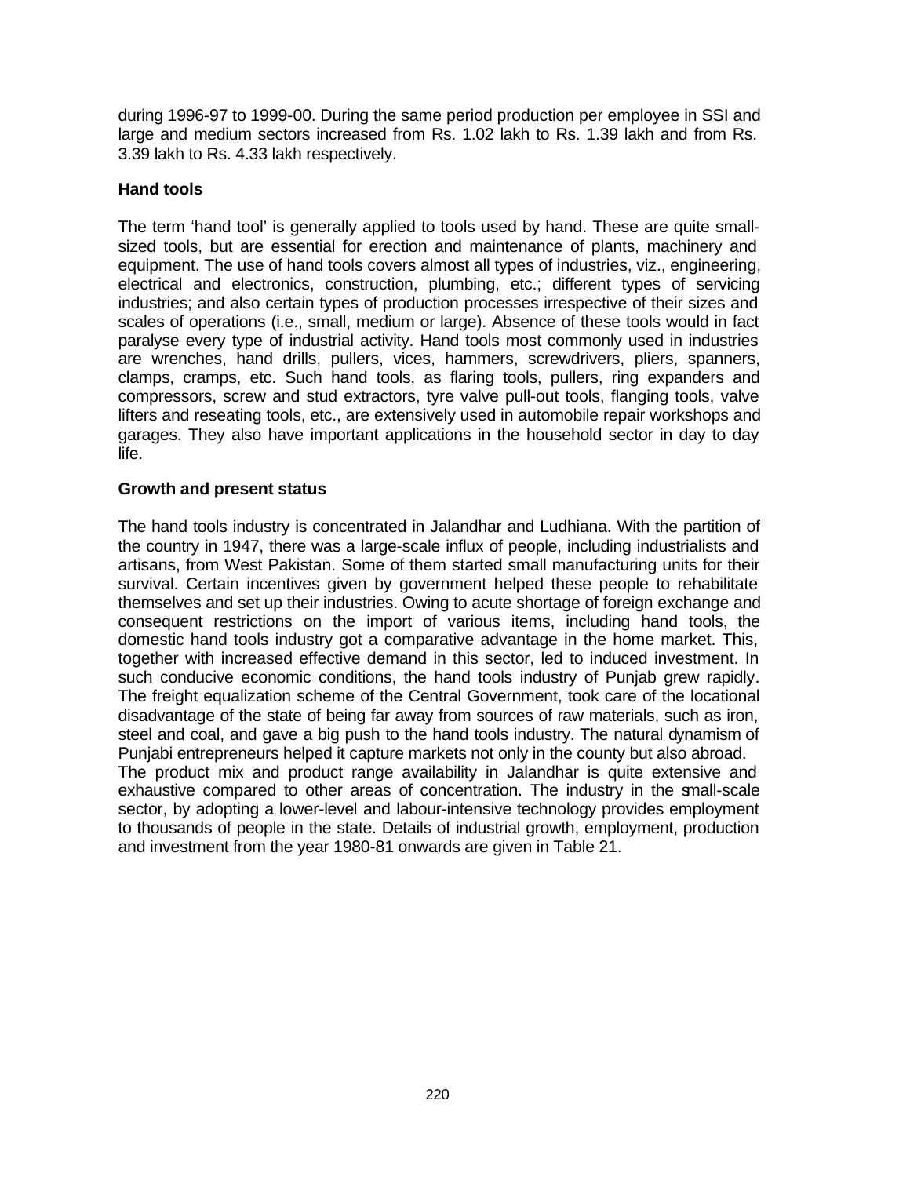during 1996-97 to 1999-00. During the same period production per employee in SSI and large and medium sectors increased from Rs. 1.02 lakh to Rs. 1.39 lakh and from Rs. 3.39 lakh to Rs. 4.33 lakh respectively.

**Hand tools**

The term 'hand tool' is generally applied to tools used by hand. These are quite small-sized tools, but are essential for erection and maintenance of plants, machinery and equipment. The use of hand tools covers almost all types of industries, viz., engineering, electrical and electronics, construction, plumbing, etc.; different types of servicing industries; and also certain types of production processes irrespective of their sizes and scales of operations (i.e., small, medium or large). Absence of these tools would in fact paralyse every type of industrial activity. Hand tools most commonly used in industries are wrenches, hand drills, pullers, vices, hammers, screwdrivers, pliers, spanners, clamps, cramps, etc. Such hand tools, as flaring tools, pullers, ring expanders and compressors, screw and stud extractors, tyre valve pull-out tools, flanging tools, valve lifters and reseating tools, etc., are extensively used in automobile repair workshops and garages. They also have important applications in the household sector in day to day life.

**Growth and present status**

The hand tools industry is concentrated in Jalandhar and Ludhiana. With the partition of the country in 1947, there was a large-scale influx of people, including industrialists and artisans, from West Pakistan. Some of them started small manufacturing units for their survival. Certain incentives given by government helped these people to rehabilitate themselves and set up their industries. Owing to acute shortage of foreign exchange and consequent restrictions on the import of various items, including hand tools, the domestic hand tools industry got a comparative advantage in the home market. This, together with increased effective demand in this sector, led to induced investment. In such conducive economic conditions, the hand tools industry of Punjab grew rapidly. The freight equalization scheme of the Central Government, took care of the locational disadvantage of the state of being far away from sources of raw materials, such as iron, steel and coal, and gave a big push to the hand tools industry. The natural dynamism of Punjabi entrepreneurs helped it capture markets not only in the county but also abroad.
The product mix and product range availability in Jalandhar is quite extensive and exhaustive compared to other areas of concentration. The industry in the small-scale sector, by adopting a lower-level and labour-intensive technology provides employment to thousands of people in the state. Details of industrial growth, employment, production and investment from the year 1980-81 onwards are given in Table 21.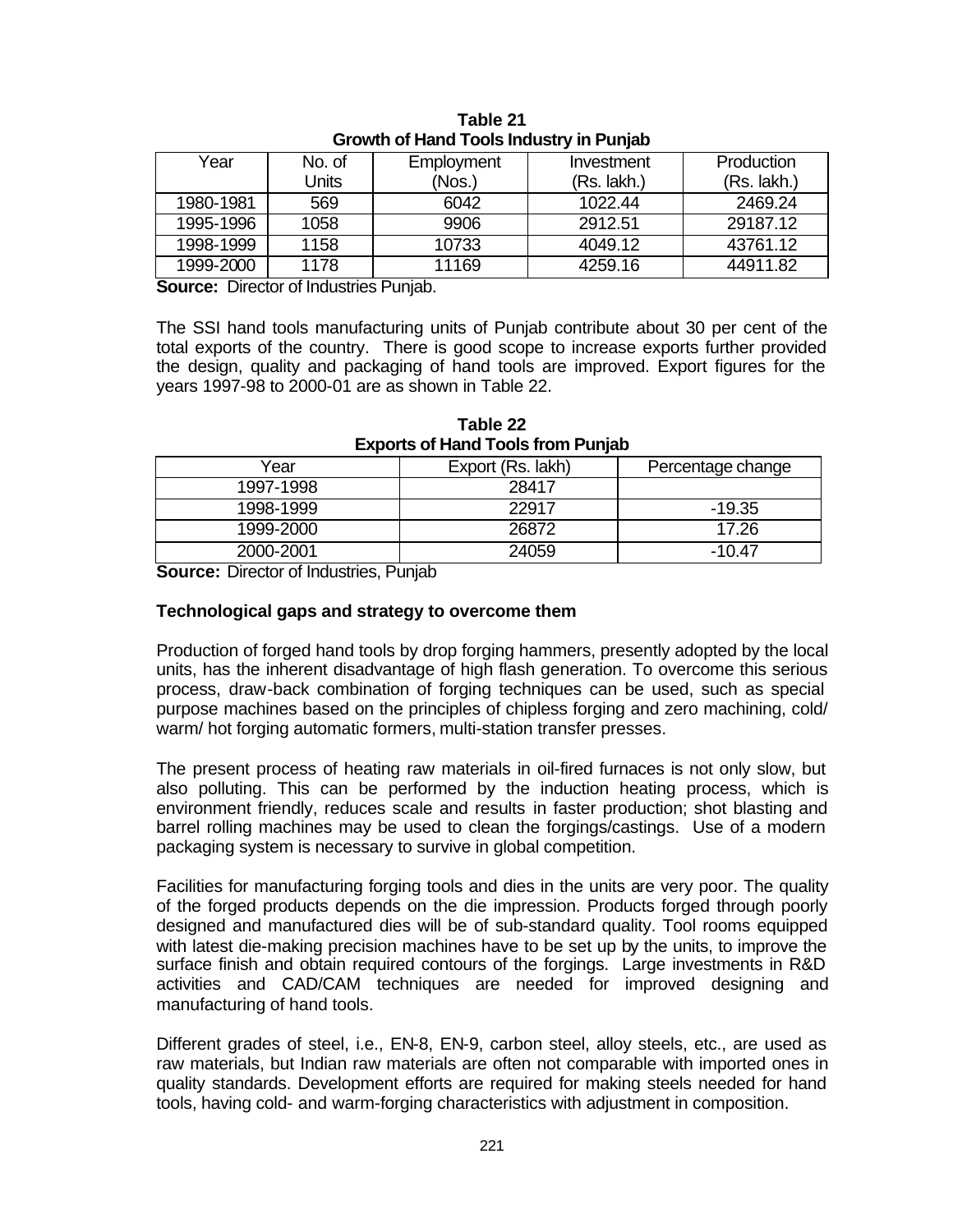**Table 21**
**Growth of Hand Tools Industry in Punjab**

| Year | No. of Units | Employment (Nos.) | Investment (Rs. lakh.) | Production (Rs. lakh.) |
|---|---|---|---|---|
| 1980-1981 | 569 | 6042 | 1022.44 | 2469.24 |
| 1995-1996 | 1058 | 9906 | 2912.51 | 29187.12 |
| 1998-1999 | 1158 | 10733 | 4049.12 | 43761.12 |
| 1999-2000 | 1178 | 11169 | 4259.16 | 44911.82 |

**Source:** Director of Industries Punjab.

The SSI hand tools manufacturing units of Punjab contribute about 30 per cent of the total exports of the country. There is good scope to increase exports further provided the design, quality and packaging of hand tools are improved. Export figures for the years 1997-98 to 2000-01 are as shown in Table 22.

**Table 22**
**Exports of Hand Tools from Punjab**

| Year | Export (Rs. lakh) | Percentage change |
|---|---|---|
| 1997-1998 | 28417 | |
| 1998-1999 | 22917 | -19.35 |
| 1999-2000 | 26872 | 17.26 |
| 2000-2001 | 24059 | -10.47 |

**Source:** Director of Industries, Punjab

**Technological gaps and strategy to overcome them**

Production of forged hand tools by drop forging hammers, presently adopted by the local units, has the inherent disadvantage of high flash generation. To overcome this serious process, draw-back combination of forging techniques can be used, such as special purpose machines based on the principles of chipless forging and zero machining, cold/ warm/ hot forging automatic formers, multi-station transfer presses.

The present process of heating raw materials in oil-fired furnaces is not only slow, but also polluting. This can be performed by the induction heating process, which is environment friendly, reduces scale and results in faster production; shot blasting and barrel rolling machines may be used to clean the forgings/castings. Use of a modern packaging system is necessary to survive in global competition.

Facilities for manufacturing forging tools and dies in the units are very poor. The quality of the forged products depends on the die impression. Products forged through poorly designed and manufactured dies will be of sub-standard quality. Tool rooms equipped with latest die-making precision machines have to be set up by the units, to improve the surface finish and obtain required contours of the forgings. Large investments in R&D activities and CAD/CAM techniques are needed for improved designing and manufacturing of hand tools.

Different grades of steel, i.e., EN-8, EN-9, carbon steel, alloy steels, etc., are used as raw materials, but Indian raw materials are often not comparable with imported ones in quality standards. Development efforts are required for making steels needed for hand tools, having cold- and warm-forging characteristics with adjustment in composition.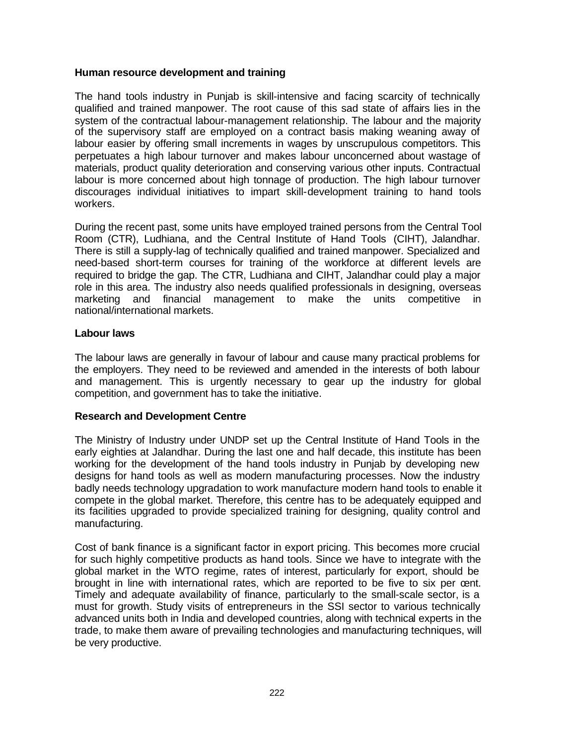**Human resource development and training**

The hand tools industry in Punjab is skill-intensive and facing scarcity of technically qualified and trained manpower. The root cause of this sad state of affairs lies in the system of the contractual labour-management relationship. The labour and the majority of the supervisory staff are employed on a contract basis making weaning away of labour easier by offering small increments in wages by unscrupulous competitors. This perpetuates a high labour turnover and makes labour unconcerned about wastage of materials, product quality deterioration and conserving various other inputs. Contractual labour is more concerned about high tonnage of production. The high labour turnover discourages individual initiatives to impart skill-development training to hand tools workers.

During the recent past, some units have employed trained persons from the Central Tool Room (CTR), Ludhiana, and the Central Institute of Hand Tools (CIHT), Jalandhar. There is still a supply-lag of technically qualified and trained manpower. Specialized and need-based short-term courses for training of the workforce at different levels are required to bridge the gap. The CTR, Ludhiana and CIHT, Jalandhar could play a major role in this area. The industry also needs qualified professionals in designing, overseas marketing and financial management to make the units competitive in national/international markets.

**Labour laws**

The labour laws are generally in favour of labour and cause many practical problems for the employers. They need to be reviewed and amended in the interests of both labour and management. This is urgently necessary to gear up the industry for global competition, and government has to take the initiative.

**Research and Development Centre**

The Ministry of Industry under UNDP set up the Central Institute of Hand Tools in the early eighties at Jalandhar. During the last one and half decade, this institute has been working for the development of the hand tools industry in Punjab by developing new designs for hand tools as well as modern manufacturing processes. Now the industry badly needs technology upgradation to work manufacture modern hand tools to enable it compete in the global market. Therefore, this centre has to be adequately equipped and its facilities upgraded to provide specialized training for designing, quality control and manufacturing.

Cost of bank finance is a significant factor in export pricing. This becomes more crucial for such highly competitive products as hand tools. Since we have to integrate with the global market in the WTO regime, rates of interest, particularly for export, should be brought in line with international rates, which are reported to be five to six per cent. Timely and adequate availability of finance, particularly to the small-scale sector, is a must for growth. Study visits of entrepreneurs in the SSI sector to various technically advanced units both in India and developed countries, along with technical experts in the trade, to make them aware of prevailing technologies and manufacturing techniques, will be very productive.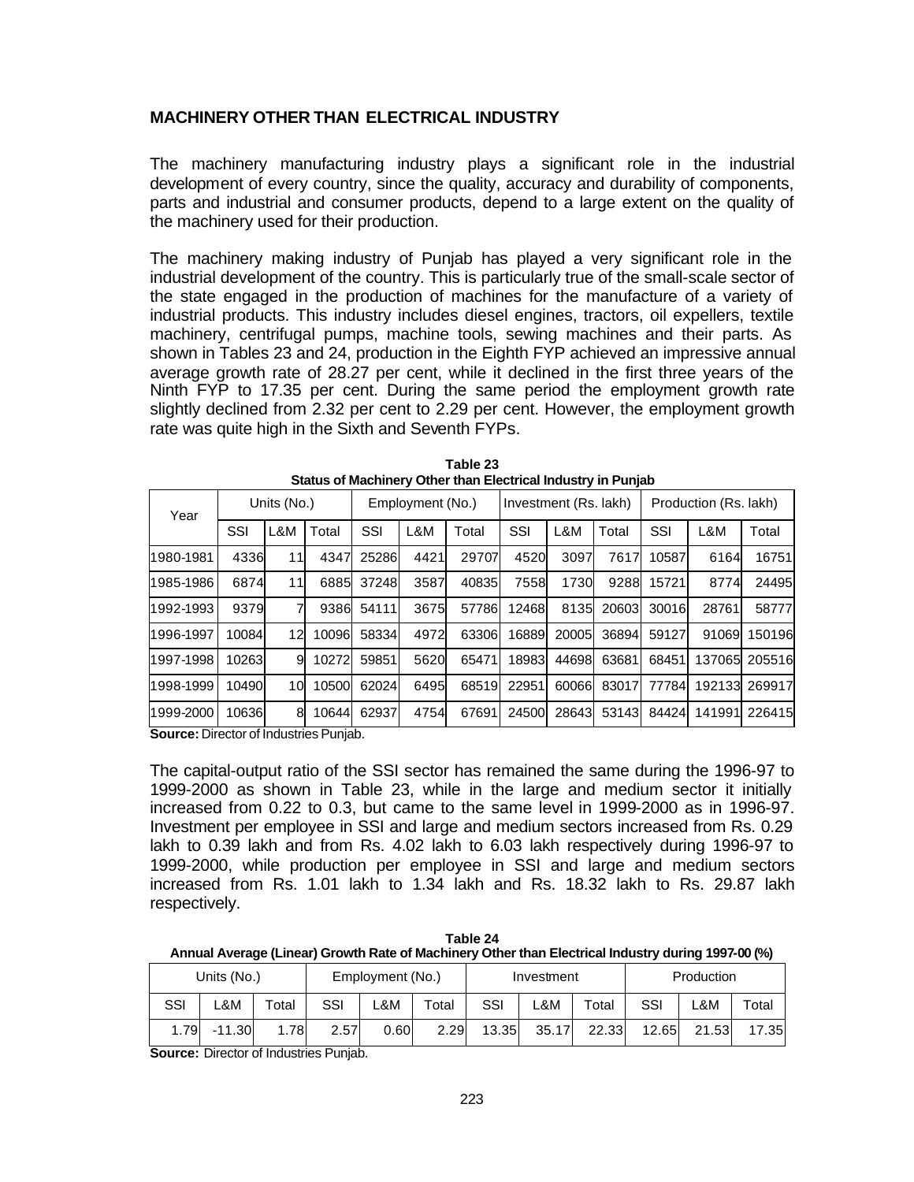## MACHINERY OTHER THAN ELECTRICAL INDUSTRY

The machinery manufacturing industry plays a significant role in the industrial development of every country, since the quality, accuracy and durability of components, parts and industrial and consumer products, depend to a large extent on the quality of the machinery used for their production.

The machinery making industry of Punjab has played a very significant role in the industrial development of the country. This is particularly true of the small-scale sector of the state engaged in the production of machines for the manufacture of a variety of industrial products. This industry includes diesel engines, tractors, oil expellers, textile machinery, centrifugal pumps, machine tools, sewing machines and their parts. As shown in Tables 23 and 24, production in the Eighth FYP achieved an impressive annual average growth rate of 28.27 per cent, while it declined in the first three years of the Ninth FYP to 17.35 per cent. During the same period the employment growth rate slightly declined from 2.32 per cent to 2.29 per cent. However, the employment growth rate was quite high in the Sixth and Seventh FYPs.

**Table 23**
**Status of Machinery Other than Electrical Industry in Punjab**

| Year | Units (No.) | | | Employment (No.) | | | Investment (Rs. lakh) | | | Production (Rs. lakh) | | |
|---|---|---|---|---|---|---|---|---|---|---|---|---|
| | SSI | L&M | Total | SSI | L&M | Total | SSI | L&M | Total | SSI | L&M | Total |
| 1980-1981 | 4336 | 11 | 4347 | 25286 | 4421 | 29707 | 4520 | 3097 | 7617 | 10587 | 6164 | 16751 |
| 1985-1986 | 6874 | 11 | 6885 | 37248 | 3587 | 40835 | 7558 | 1730 | 9288 | 15721 | 8774 | 24495 |
| 1992-1993 | 9379 | 7 | 9386 | 54111 | 3675 | 57786 | 12468 | 8135 | 20603 | 30016 | 28761 | 58777 |
| 1996-1997 | 10084 | 12 | 10096 | 58334 | 4972 | 63306 | 16889 | 20005 | 36894 | 59127 | 91069 | 150196 |
| 1997-1998 | 10263 | 9 | 10272 | 59851 | 5620 | 65471 | 18983 | 44698 | 63681 | 68451 | 137065 | 205516 |
| 1998-1999 | 10490 | 10 | 10500 | 62024 | 6495 | 68519 | 22951 | 60066 | 83017 | 77784 | 192133 | 269917 |
| 1999-2000 | 10636 | 8 | 10644 | 62937 | 4754 | 67691 | 24500 | 28643 | 53143 | 84424 | 141991 | 226415 |

**Source:** Director of Industries Punjab.

The capital-output ratio of the SSI sector has remained the same during the 1996-97 to 1999-2000 as shown in Table 23, while in the large and medium sector it initially increased from 0.22 to 0.3, but came to the same level in 1999-2000 as in 1996-97. Investment per employee in SSI and large and medium sectors increased from Rs. 0.29 lakh to 0.39 lakh and from Rs. 4.02 lakh to 6.03 lakh respectively during 1996-97 to 1999-2000, while production per employee in SSI and large and medium sectors increased from Rs. 1.01 lakh to 1.34 lakh and Rs. 18.32 lakh to Rs. 29.87 lakh respectively.

**Table 24**
**Annual Average (Linear) Growth Rate of Machinery Other than Electrical Industry during 1997-00 (%)**

| Units (No.) | | | Employment (No.) | | | Investment | | | Production | | |
|---|---|---|---|---|---|---|---|---|---|---|---|
| SSI | L&M | Total | SSI | L&M | Total | SSI | L&M | Total | SSI | L&M | Total |
| 1.79 | -11.30 | 1.78 | 2.57 | 0.60 | 2.29 | 13.35 | 35.17 | 22.33 | 12.65 | 21.53 | 17.35 |

**Source:** Director of Industries Punjab.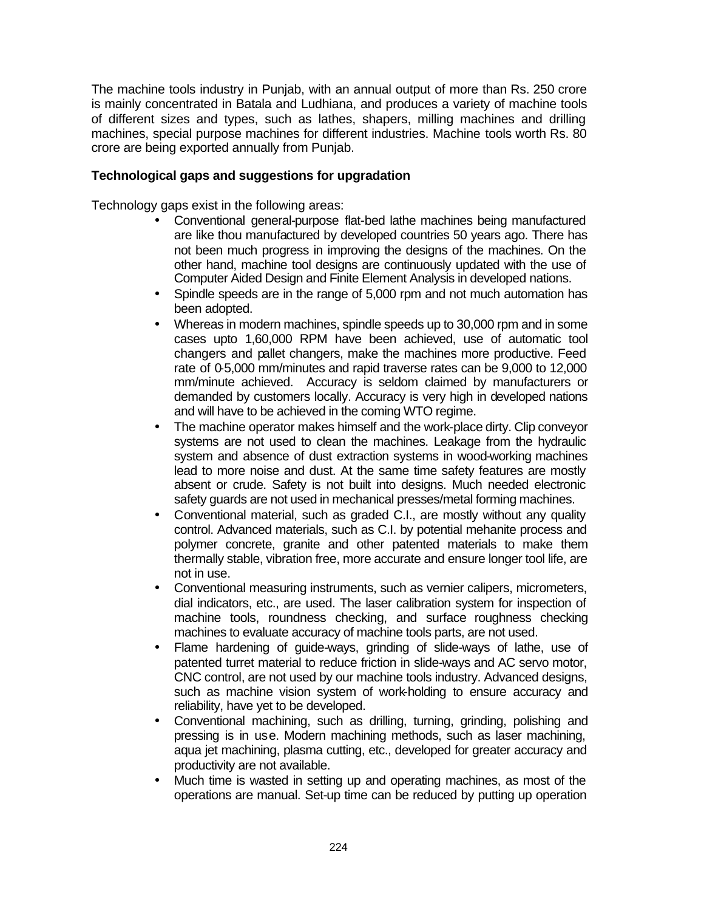The machine tools industry in Punjab, with an annual output of more than Rs. 250 crore is mainly concentrated in Batala and Ludhiana, and produces a variety of machine tools of different sizes and types, such as lathes, shapers, milling machines and drilling machines, special purpose machines for different industries. Machine tools worth Rs. 80 crore are being exported annually from Punjab.

**Technological gaps and suggestions for upgradation**

Technology gaps exist in the following areas:

- Conventional general-purpose flat-bed lathe machines being manufactured are like thou manufactured by developed countries 50 years ago. There has not been much progress in improving the designs of the machines. On the other hand, machine tool designs are continuously updated with the use of Computer Aided Design and Finite Element Analysis in developed nations.
- Spindle speeds are in the range of 5,000 rpm and not much automation has been adopted.
- Whereas in modern machines, spindle speeds up to 30,000 rpm and in some cases upto 1,60,000 RPM have been achieved, use of automatic tool changers and pallet changers, make the machines more productive. Feed rate of 0-5,000 mm/minutes and rapid traverse rates can be 9,000 to 12,000 mm/minute achieved. Accuracy is seldom claimed by manufacturers or demanded by customers locally. Accuracy is very high in developed nations and will have to be achieved in the coming WTO regime.
- The machine operator makes himself and the work-place dirty. Clip conveyor systems are not used to clean the machines. Leakage from the hydraulic system and absence of dust extraction systems in wood-working machines lead to more noise and dust. At the same time safety features are mostly absent or crude. Safety is not built into designs. Much needed electronic safety guards are not used in mechanical presses/metal forming machines.
- Conventional material, such as graded C.I., are mostly without any quality control. Advanced materials, such as C.I. by potential mehanite process and polymer concrete, granite and other patented materials to make them thermally stable, vibration free, more accurate and ensure longer tool life, are not in use.
- Conventional measuring instruments, such as vernier calipers, micrometers, dial indicators, etc., are used. The laser calibration system for inspection of machine tools, roundness checking, and surface roughness checking machines to evaluate accuracy of machine tools parts, are not used.
- Flame hardening of guide-ways, grinding of slide-ways of lathe, use of patented turret material to reduce friction in slide-ways and AC servo motor, CNC control, are not used by our machine tools industry. Advanced designs, such as machine vision system of work-holding to ensure accuracy and reliability, have yet to be developed.
- Conventional machining, such as drilling, turning, grinding, polishing and pressing is in use. Modern machining methods, such as laser machining, aqua jet machining, plasma cutting, etc., developed for greater accuracy and productivity are not available.
- Much time is wasted in setting up and operating machines, as most of the operations are manual. Set-up time can be reduced by putting up operation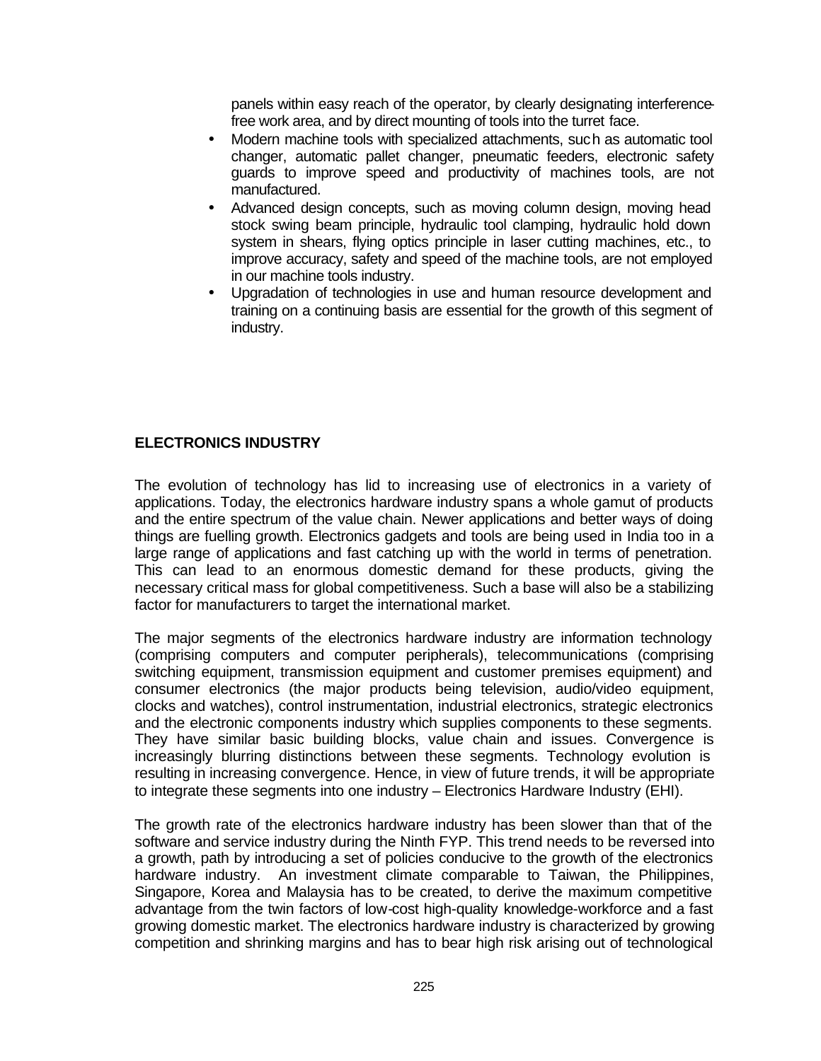panels within easy reach of the operator, by clearly designating interference-free work area, and by direct mounting of tools into the turret face.

- Modern machine tools with specialized attachments, such as automatic tool changer, automatic pallet changer, pneumatic feeders, electronic safety guards to improve speed and productivity of machines tools, are not manufactured.
- Advanced design concepts, such as moving column design, moving head stock swing beam principle, hydraulic tool clamping, hydraulic hold down system in shears, flying optics principle in laser cutting machines, etc., to improve accuracy, safety and speed of the machine tools, are not employed in our machine tools industry.
- Upgradation of technologies in use and human resource development and training on a continuing basis are essential for the growth of this segment of industry.

## ELECTRONICS INDUSTRY

The evolution of technology has lid to increasing use of electronics in a variety of applications. Today, the electronics hardware industry spans a whole gamut of products and the entire spectrum of the value chain. Newer applications and better ways of doing things are fuelling growth. Electronics gadgets and tools are being used in India too in a large range of applications and fast catching up with the world in terms of penetration. This can lead to an enormous domestic demand for these products, giving the necessary critical mass for global competitiveness. Such a base will also be a stabilizing factor for manufacturers to target the international market.

The major segments of the electronics hardware industry are information technology (comprising computers and computer peripherals), telecommunications (comprising switching equipment, transmission equipment and customer premises equipment) and consumer electronics (the major products being television, audio/video equipment, clocks and watches), control instrumentation, industrial electronics, strategic electronics and the electronic components industry which supplies components to these segments. They have similar basic building blocks, value chain and issues. Convergence is increasingly blurring distinctions between these segments. Technology evolution is resulting in increasing convergence. Hence, in view of future trends, it will be appropriate to integrate these segments into one industry – Electronics Hardware Industry (EHI).

The growth rate of the electronics hardware industry has been slower than that of the software and service industry during the Ninth FYP. This trend needs to be reversed into a growth, path by introducing a set of policies conducive to the growth of the electronics hardware industry. An investment climate comparable to Taiwan, the Philippines, Singapore, Korea and Malaysia has to be created, to derive the maximum competitive advantage from the twin factors of low-cost high-quality knowledge-workforce and a fast growing domestic market. The electronics hardware industry is characterized by growing competition and shrinking margins and has to bear high risk arising out of technological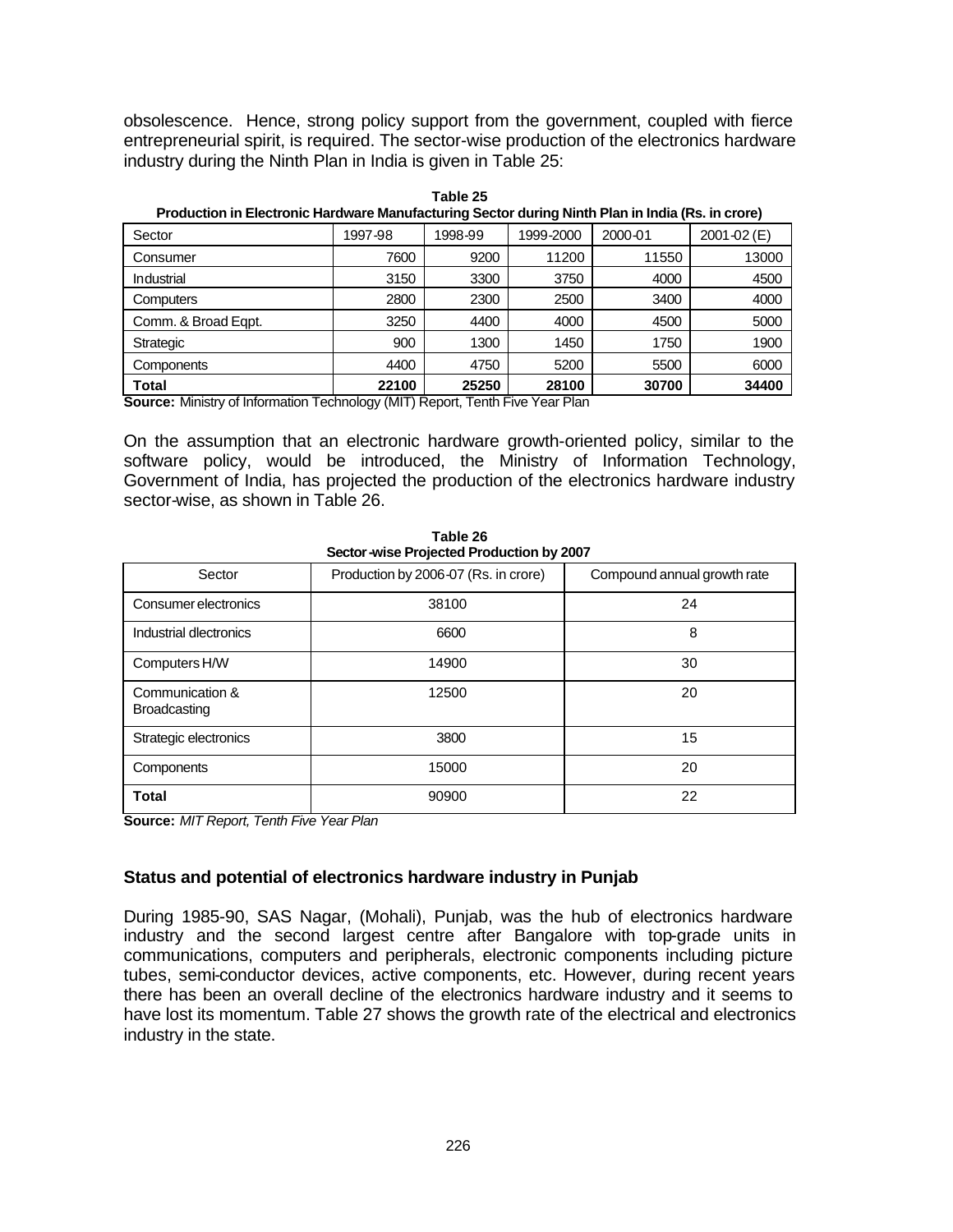obsolescence. Hence, strong policy support from the government, coupled with fierce entrepreneurial spirit, is required. The sector-wise production of the electronics hardware industry during the Ninth Plan in India is given in Table 25:

**Table 25**
**Production in Electronic Hardware Manufacturing Sector during Ninth Plan in India (Rs. in crore)**

| Sector | 1997-98 | 1998-99 | 1999-2000 | 2000-01 | 2001-02 (E) |
|---|---|---|---|---|---|
| Consumer | 7600 | 9200 | 11200 | 11550 | 13000 |
| Industrial | 3150 | 3300 | 3750 | 4000 | 4500 |
| Computers | 2800 | 2300 | 2500 | 3400 | 4000 |
| Comm. & Broad Eqpt. | 3250 | 4400 | 4000 | 4500 | 5000 |
| Strategic | 900 | 1300 | 1450 | 1750 | 1900 |
| Components | 4400 | 4750 | 5200 | 5500 | 6000 |
| **Total** | **22100** | **25250** | **28100** | **30700** | **34400** |

**Source:** Ministry of Information Technology (MIT) Report, Tenth Five Year Plan

On the assumption that an electronic hardware growth-oriented policy, similar to the software policy, would be introduced, the Ministry of Information Technology, Government of India, has projected the production of the electronics hardware industry sector-wise, as shown in Table 26.

**Table 26**
**Sector-wise Projected Production by 2007**

| Sector | Production by 2006-07 (Rs. in crore) | Compound annual growth rate |
|---|---|---|
| Consumer electronics | 38100 | 24 |
| Industrial dlectronics | 6600 | 8 |
| Computers H/W | 14900 | 30 |
| Communication & Broadcasting | 12500 | 20 |
| Strategic electronics | 3800 | 15 |
| Components | 15000 | 20 |
| **Total** | 90900 | 22 |

**Source:** *MIT Report, Tenth Five Year Plan*

### Status and potential of electronics hardware industry in Punjab

During 1985-90, SAS Nagar, (Mohali), Punjab, was the hub of electronics hardware industry and the second largest centre after Bangalore with top-grade units in communications, computers and peripherals, electronic components including picture tubes, semi-conductor devices, active components, etc. However, during recent years there has been an overall decline of the electronics hardware industry and it seems to have lost its momentum. Table 27 shows the growth rate of the electrical and electronics industry in the state.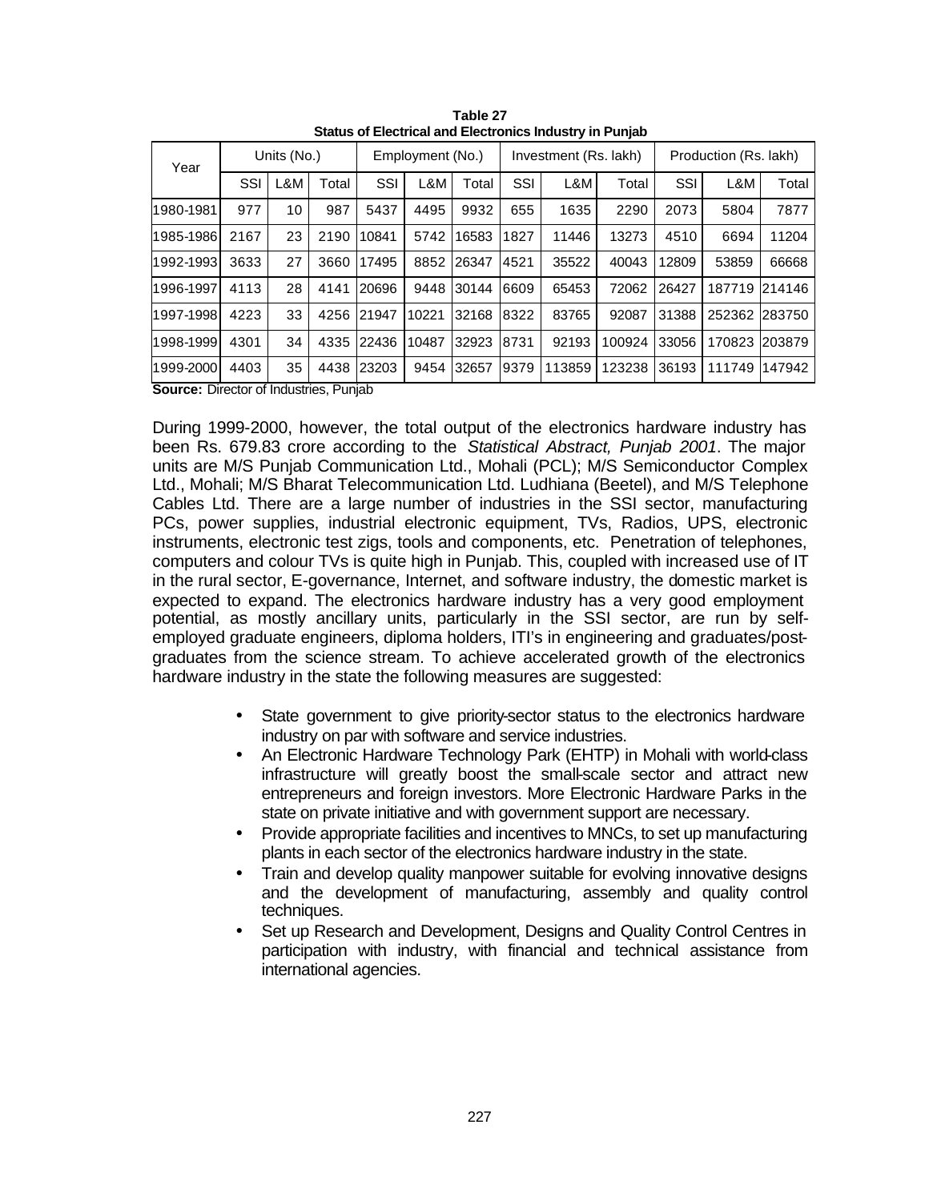**Table 27**
**Status of Electrical and Electronics Industry in Punjab**

| Year | Units (No.) | | | Employment (No.) | | | Investment (Rs. lakh) | | | Production (Rs. lakh) | | |
|---|---|---|---|---|---|---|---|---|---|---|---|---|
| | SSI | L&M | Total | SSI | L&M | Total | SSI | L&M | Total | SSI | L&M | Total |
| 1980-1981 | 977 | 10 | 987 | 5437 | 4495 | 9932 | 655 | 1635 | 2290 | 2073 | 5804 | 7877 |
| 1985-1986 | 2167 | 23 | 2190 | 10841 | 5742 | 16583 | 1827 | 11446 | 13273 | 4510 | 6694 | 11204 |
| 1992-1993 | 3633 | 27 | 3660 | 17495 | 8852 | 26347 | 4521 | 35522 | 40043 | 12809 | 53859 | 66668 |
| 1996-1997 | 4113 | 28 | 4141 | 20696 | 9448 | 30144 | 6609 | 65453 | 72062 | 26427 | 187719 | 214146 |
| 1997-1998 | 4223 | 33 | 4256 | 21947 | 10221 | 32168 | 8322 | 83765 | 92087 | 31388 | 252362 | 283750 |
| 1998-1999 | 4301 | 34 | 4335 | 22436 | 10487 | 32923 | 8731 | 92193 | 100924 | 33056 | 170823 | 203879 |
| 1999-2000 | 4403 | 35 | 4438 | 23203 | 9454 | 32657 | 9379 | 113859 | 123238 | 36193 | 111749 | 147942 |

**Source:** Director of Industries, Punjab

During 1999-2000, however, the total output of the electronics hardware industry has been Rs. 679.83 crore according to the *Statistical Abstract, Punjab 2001*. The major units are M/S Punjab Communication Ltd., Mohali (PCL); M/S Semiconductor Complex Ltd., Mohali; M/S Bharat Telecommunication Ltd. Ludhiana (Beetel), and M/S Telephone Cables Ltd. There are a large number of industries in the SSI sector, manufacturing PCs, power supplies, industrial electronic equipment, TVs, Radios, UPS, electronic instruments, electronic test zigs, tools and components, etc. Penetration of telephones, computers and colour TVs is quite high in Punjab. This, coupled with increased use of IT in the rural sector, E-governance, Internet, and software industry, the domestic market is expected to expand. The electronics hardware industry has a very good employment potential, as mostly ancillary units, particularly in the SSI sector, are run by self-employed graduate engineers, diploma holders, ITI's in engineering and graduates/post-graduates from the science stream. To achieve accelerated growth of the electronics hardware industry in the state the following measures are suggested:

- State government to give priority-sector status to the electronics hardware industry on par with software and service industries.
- An Electronic Hardware Technology Park (EHTP) in Mohali with world-class infrastructure will greatly boost the small-scale sector and attract new entrepreneurs and foreign investors. More Electronic Hardware Parks in the state on private initiative and with government support are necessary.
- Provide appropriate facilities and incentives to MNCs, to set up manufacturing plants in each sector of the electronics hardware industry in the state.
- Train and develop quality manpower suitable for evolving innovative designs and the development of manufacturing, assembly and quality control techniques.
- Set up Research and Development, Designs and Quality Control Centres in participation with industry, with financial and technical assistance from international agencies.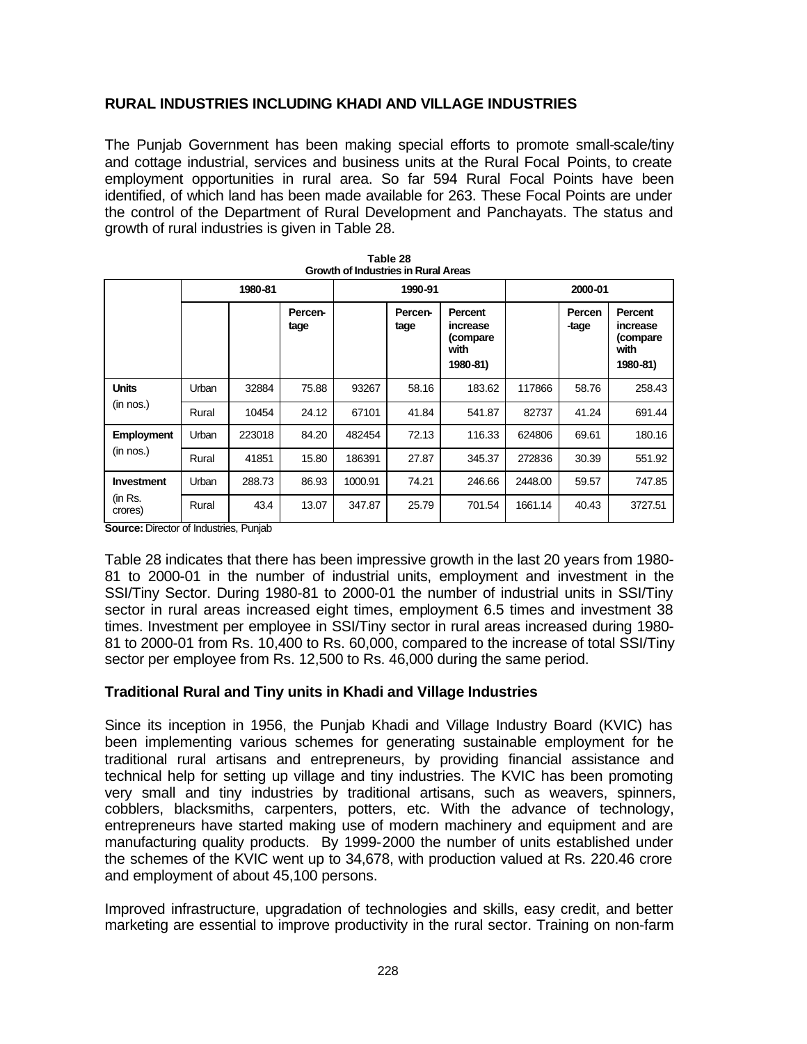## RURAL INDUSTRIES INCLUDING KHADI AND VILLAGE INDUSTRIES

The Punjab Government has been making special efforts to promote small-scale/tiny and cottage industrial, services and business units at the Rural Focal Points, to create employment opportunities in rural area. So far 594 Rural Focal Points have been identified, of which land has been made available for 263. These Focal Points are under the control of the Department of Rural Development and Panchayats. The status and growth of rural industries is given in Table 28.

**Table 28**
**Growth of Industries in Rural Areas**

| | | 1980-81 | | 1990-91 | | | 2000-01 | | |
|---|---|---|---|---|---|---|---|---|---|
| | | | Percentage | | Percentage | Percent increase (compare with 1980-81) | | Percentage | Percent increase (compare with 1980-81) |
| **Units** (in nos.) | Urban | 32884 | 75.88 | 93267 | 58.16 | 183.62 | 117866 | 58.76 | 258.43 |
| | Rural | 10454 | 24.12 | 67101 | 41.84 | 541.87 | 82737 | 41.24 | 691.44 |
| **Employment** (in nos.) | Urban | 223018 | 84.20 | 482454 | 72.13 | 116.33 | 624806 | 69.61 | 180.16 |
| | Rural | 41851 | 15.80 | 186391 | 27.87 | 345.37 | 272836 | 30.39 | 551.92 |
| **Investment** (in Rs. crores) | Urban | 288.73 | 86.93 | 1000.91 | 74.21 | 246.66 | 2448.00 | 59.57 | 747.85 |
| | Rural | 43.4 | 13.07 | 347.87 | 25.79 | 701.54 | 1661.14 | 40.43 | 3727.51 |

**Source:** Director of Industries, Punjab

Table 28 indicates that there has been impressive growth in the last 20 years from 1980-81 to 2000-01 in the number of industrial units, employment and investment in the SSI/Tiny Sector. During 1980-81 to 2000-01 the number of industrial units in SSI/Tiny sector in rural areas increased eight times, employment 6.5 times and investment 38 times. Investment per employee in SSI/Tiny sector in rural areas increased during 1980-81 to 2000-01 from Rs. 10,400 to Rs. 60,000, compared to the increase of total SSI/Tiny sector per employee from Rs. 12,500 to Rs. 46,000 during the same period.

### Traditional Rural and Tiny units in Khadi and Village Industries

Since its inception in 1956, the Punjab Khadi and Village Industry Board (KVIC) has been implementing various schemes for generating sustainable employment for the traditional rural artisans and entrepreneurs, by providing financial assistance and technical help for setting up village and tiny industries. The KVIC has been promoting very small and tiny industries by traditional artisans, such as weavers, spinners, cobblers, blacksmiths, carpenters, potters, etc. With the advance of technology, entrepreneurs have started making use of modern machinery and equipment and are manufacturing quality products. By 1999-2000 the number of units established under the schemes of the KVIC went up to 34,678, with production valued at Rs. 220.46 crore and employment of about 45,100 persons.

Improved infrastructure, upgradation of technologies and skills, easy credit, and better marketing are essential to improve productivity in the rural sector. Training on non-farm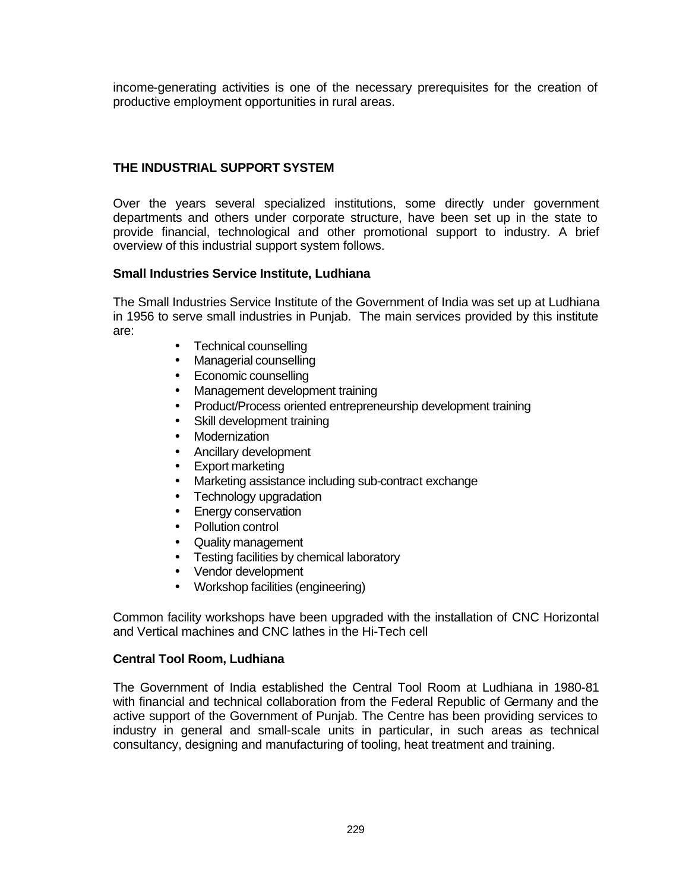income-generating activities is one of the necessary prerequisites for the creation of productive employment opportunities in rural areas.

## THE INDUSTRIAL SUPPORT SYSTEM

Over the years several specialized institutions, some directly under government departments and others under corporate structure, have been set up in the state to provide financial, technological and other promotional support to industry. A brief overview of this industrial support system follows.

### Small Industries Service Institute, Ludhiana

The Small Industries Service Institute of the Government of India was set up at Ludhiana in 1956 to serve small industries in Punjab. The main services provided by this institute are:

- Technical counselling
- Managerial counselling
- Economic counselling
- Management development training
- Product/Process oriented entrepreneurship development training
- Skill development training
- Modernization
- Ancillary development
- Export marketing
- Marketing assistance including sub-contract exchange
- Technology upgradation
- Energy conservation
- Pollution control
- Quality management
- Testing facilities by chemical laboratory
- Vendor development
- Workshop facilities (engineering)

Common facility workshops have been upgraded with the installation of CNC Horizontal and Vertical machines and CNC lathes in the Hi-Tech cell

### Central Tool Room, Ludhiana

The Government of India established the Central Tool Room at Ludhiana in 1980-81 with financial and technical collaboration from the Federal Republic of Germany and the active support of the Government of Punjab. The Centre has been providing services to industry in general and small-scale units in particular, in such areas as technical consultancy, designing and manufacturing of tooling, heat treatment and training.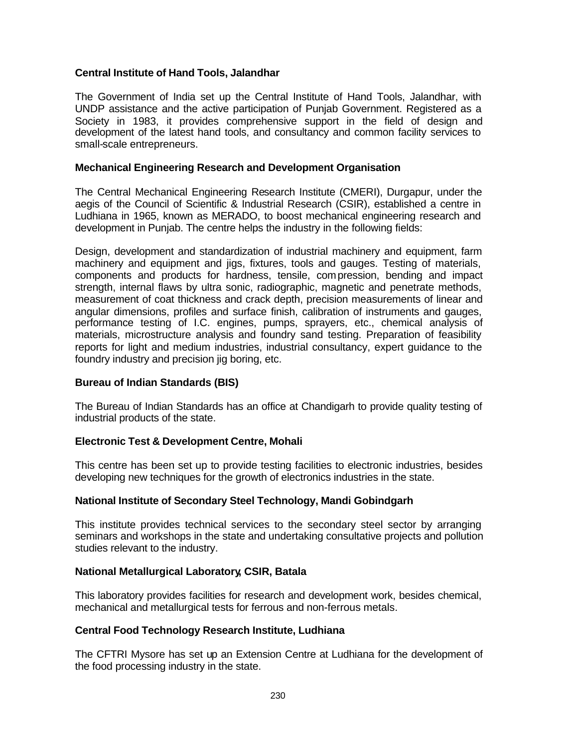**Central Institute of Hand Tools, Jalandhar**

The Government of India set up the Central Institute of Hand Tools, Jalandhar, with UNDP assistance and the active participation of Punjab Government. Registered as a Society in 1983, it provides comprehensive support in the field of design and development of the latest hand tools, and consultancy and common facility services to small-scale entrepreneurs.

**Mechanical Engineering Research and Development Organisation**

The Central Mechanical Engineering Research Institute (CMERI), Durgapur, under the aegis of the Council of Scientific & Industrial Research (CSIR), established a centre in Ludhiana in 1965, known as MERADO, to boost mechanical engineering research and development in Punjab. The centre helps the industry in the following fields:

Design, development and standardization of industrial machinery and equipment, farm machinery and equipment and jigs, fixtures, tools and gauges. Testing of materials, components and products for hardness, tensile, compression, bending and impact strength, internal flaws by ultra sonic, radiographic, magnetic and penetrate methods, measurement of coat thickness and crack depth, precision measurements of linear and angular dimensions, profiles and surface finish, calibration of instruments and gauges, performance testing of I.C. engines, pumps, sprayers, etc., chemical analysis of materials, microstructure analysis and foundry sand testing. Preparation of feasibility reports for light and medium industries, industrial consultancy, expert guidance to the foundry industry and precision jig boring, etc.

**Bureau of Indian Standards (BIS)**

The Bureau of Indian Standards has an office at Chandigarh to provide quality testing of industrial products of the state.

**Electronic Test & Development Centre, Mohali**

This centre has been set up to provide testing facilities to electronic industries, besides developing new techniques for the growth of electronics industries in the state.

**National Institute of Secondary Steel Technology, Mandi Gobindgarh**

This institute provides technical services to the secondary steel sector by arranging seminars and workshops in the state and undertaking consultative projects and pollution studies relevant to the industry.

**National Metallurgical Laboratory, CSIR, Batala**

This laboratory provides facilities for research and development work, besides chemical, mechanical and metallurgical tests for ferrous and non-ferrous metals.

**Central Food Technology Research Institute, Ludhiana**

The CFTRI Mysore has set up an Extension Centre at Ludhiana for the development of the food processing industry in the state.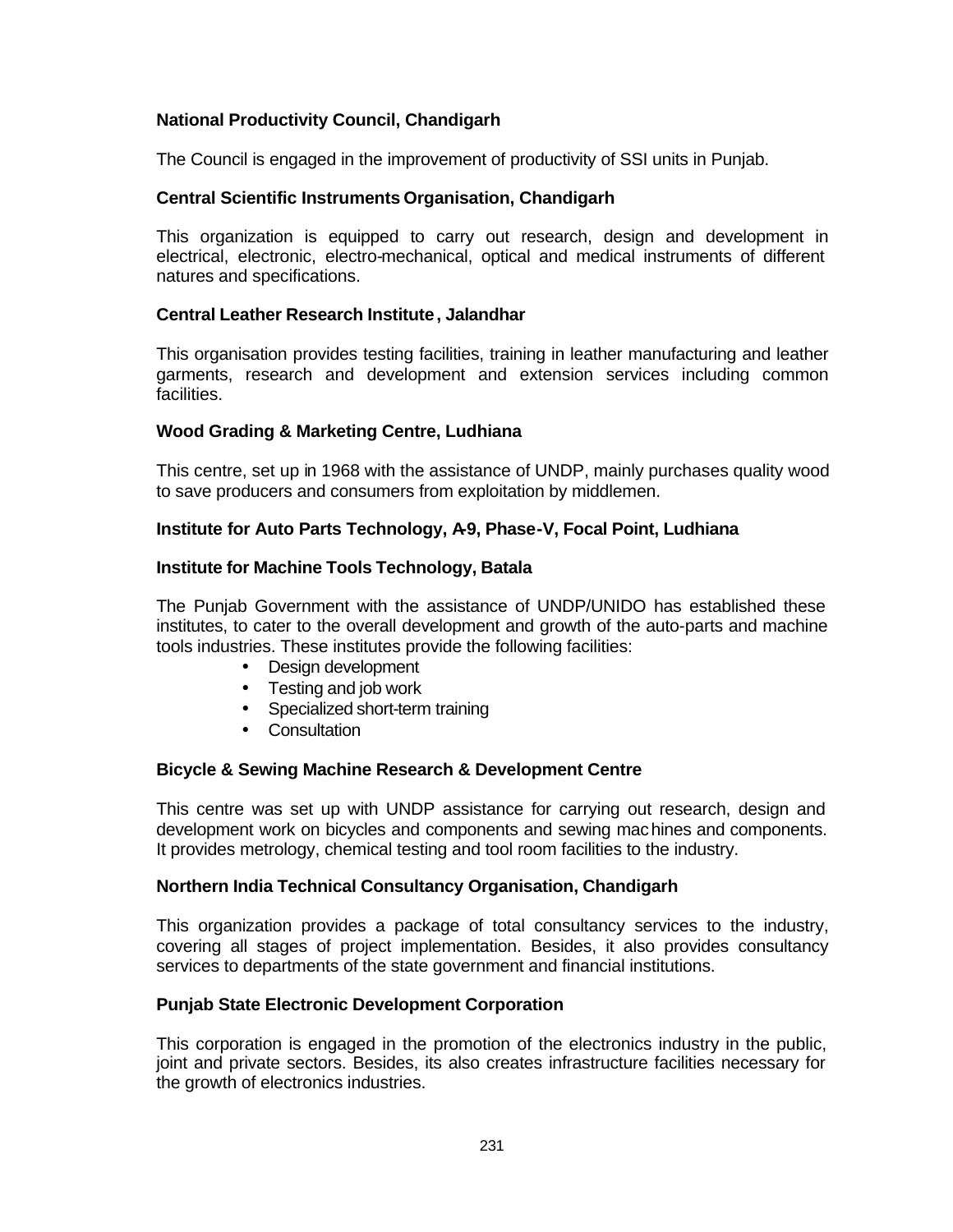**National Productivity Council, Chandigarh**

The Council is engaged in the improvement of productivity of SSI units in Punjab.

**Central Scientific Instruments Organisation, Chandigarh**

This organization is equipped to carry out research, design and development in electrical, electronic, electro-mechanical, optical and medical instruments of different natures and specifications.

**Central Leather Research Institute, Jalandhar**

This organisation provides testing facilities, training in leather manufacturing and leather garments, research and development and extension services including common facilities.

**Wood Grading & Marketing Centre, Ludhiana**

This centre, set up in 1968 with the assistance of UNDP, mainly purchases quality wood to save producers and consumers from exploitation by middlemen.

**Institute for Auto Parts Technology, A-9, Phase-V, Focal Point, Ludhiana**

**Institute for Machine Tools Technology, Batala**

The Punjab Government with the assistance of UNDP/UNIDO has established these institutes, to cater to the overall development and growth of the auto-parts and machine tools industries. These institutes provide the following facilities:

- Design development
- Testing and job work
- Specialized short-term training
- Consultation

**Bicycle & Sewing Machine Research & Development Centre**

This centre was set up with UNDP assistance for carrying out research, design and development work on bicycles and components and sewing machines and components. It provides metrology, chemical testing and tool room facilities to the industry.

**Northern India Technical Consultancy Organisation, Chandigarh**

This organization provides a package of total consultancy services to the industry, covering all stages of project implementation. Besides, it also provides consultancy services to departments of the state government and financial institutions.

**Punjab State Electronic Development Corporation**

This corporation is engaged in the promotion of the electronics industry in the public, joint and private sectors. Besides, its also creates infrastructure facilities necessary for the growth of electronics industries.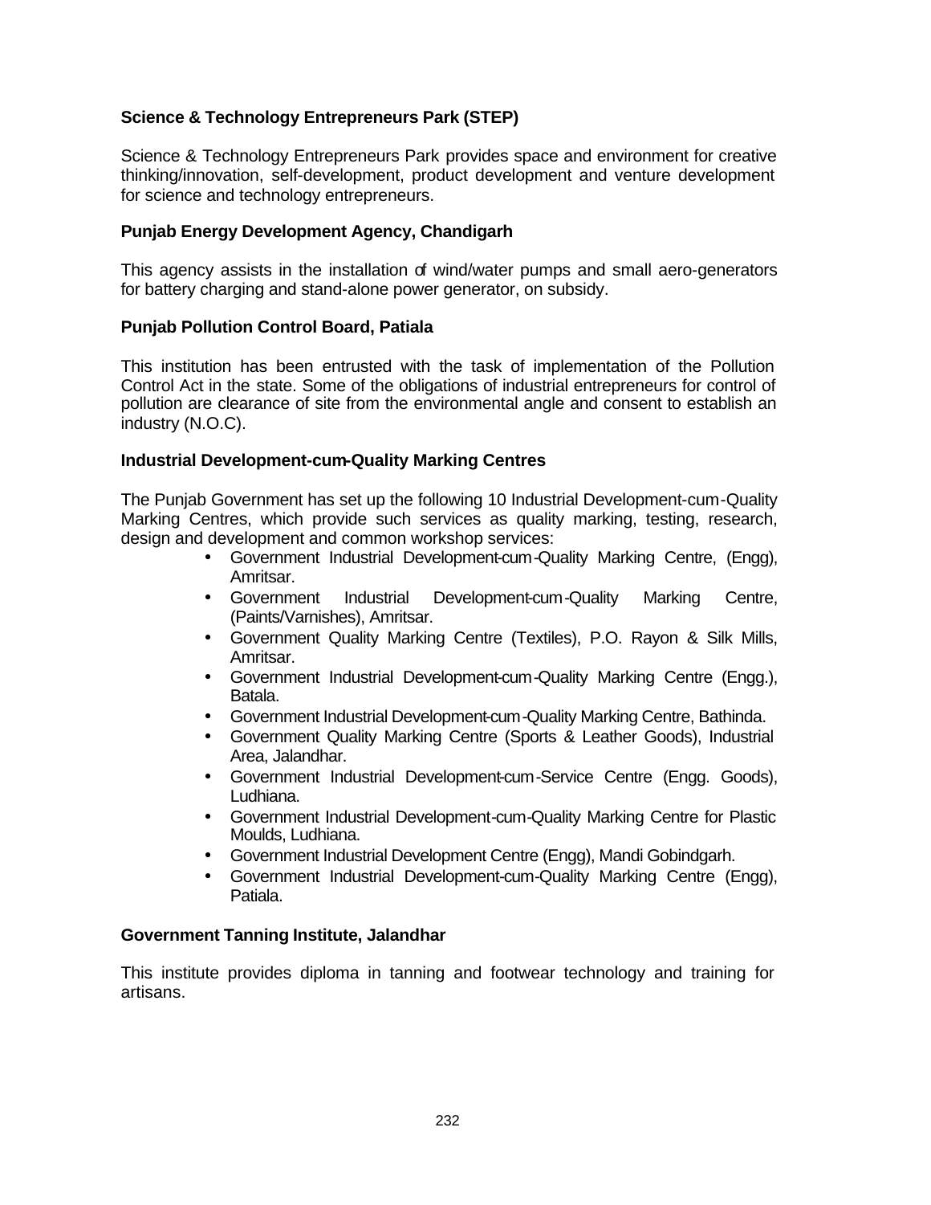**Science & Technology Entrepreneurs Park (STEP)**

Science & Technology Entrepreneurs Park provides space and environment for creative thinking/innovation, self-development, product development and venture development for science and technology entrepreneurs.

**Punjab Energy Development Agency, Chandigarh**

This agency assists in the installation of wind/water pumps and small aero-generators for battery charging and stand-alone power generator, on subsidy.

**Punjab Pollution Control Board, Patiala**

This institution has been entrusted with the task of implementation of the Pollution Control Act in the state. Some of the obligations of industrial entrepreneurs for control of pollution are clearance of site from the environmental angle and consent to establish an industry (N.O.C).

**Industrial Development-cum-Quality Marking Centres**

The Punjab Government has set up the following 10 Industrial Development-cum-Quality Marking Centres, which provide such services as quality marking, testing, research, design and development and common workshop services:

- Government Industrial Development-cum-Quality Marking Centre, (Engg), Amritsar.
- Government Industrial Development-cum-Quality Marking Centre, (Paints/Varnishes), Amritsar.
- Government Quality Marking Centre (Textiles), P.O. Rayon & Silk Mills, Amritsar.
- Government Industrial Development-cum-Quality Marking Centre (Engg.), Batala.
- Government Industrial Development-cum-Quality Marking Centre, Bathinda.
- Government Quality Marking Centre (Sports & Leather Goods), Industrial Area, Jalandhar.
- Government Industrial Development-cum-Service Centre (Engg. Goods), Ludhiana.
- Government Industrial Development-cum-Quality Marking Centre for Plastic Moulds, Ludhiana.
- Government Industrial Development Centre (Engg), Mandi Gobindgarh.
- Government Industrial Development-cum-Quality Marking Centre (Engg), Patiala.

**Government Tanning Institute, Jalandhar**

This institute provides diploma in tanning and footwear technology and training for artisans.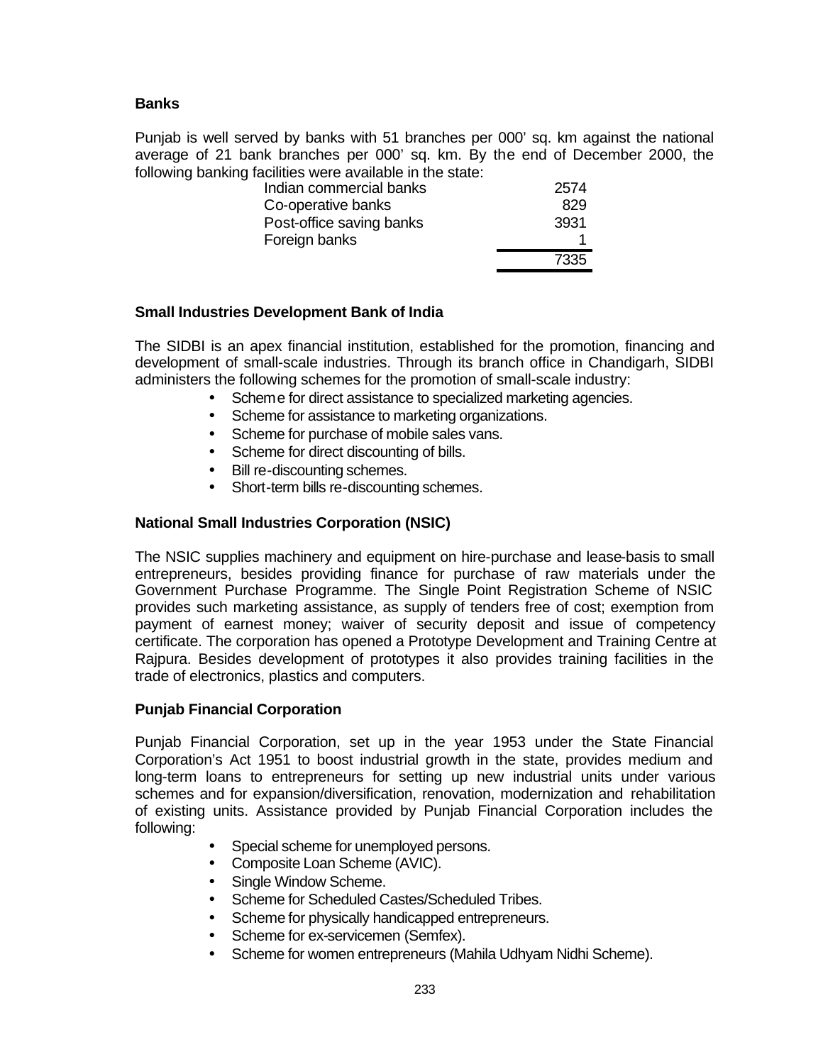**Banks**

Punjab is well served by banks with 51 branches per 000' sq. km against the national average of 21 bank branches per 000' sq. km. By the end of December 2000, the following banking facilities were available in the state:

| | |
|---|---|
| Indian commercial banks | 2574 |
| Co-operative banks | 829 |
| Post-office saving banks | 3931 |
| Foreign banks | 1 |
| | 7335 |

**Small Industries Development Bank of India**

The SIDBI is an apex financial institution, established for the promotion, financing and development of small-scale industries. Through its branch office in Chandigarh, SIDBI administers the following schemes for the promotion of small-scale industry:

- Scheme for direct assistance to specialized marketing agencies.
- Scheme for assistance to marketing organizations.
- Scheme for purchase of mobile sales vans.
- Scheme for direct discounting of bills.
- Bill re-discounting schemes.
- Short-term bills re-discounting schemes.

**National Small Industries Corporation (NSIC)**

The NSIC supplies machinery and equipment on hire-purchase and lease-basis to small entrepreneurs, besides providing finance for purchase of raw materials under the Government Purchase Programme. The Single Point Registration Scheme of NSIC provides such marketing assistance, as supply of tenders free of cost; exemption from payment of earnest money; waiver of security deposit and issue of competency certificate. The corporation has opened a Prototype Development and Training Centre at Rajpura. Besides development of prototypes it also provides training facilities in the trade of electronics, plastics and computers.

**Punjab Financial Corporation**

Punjab Financial Corporation, set up in the year 1953 under the State Financial Corporation's Act 1951 to boost industrial growth in the state, provides medium and long-term loans to entrepreneurs for setting up new industrial units under various schemes and for expansion/diversification, renovation, modernization and rehabilitation of existing units. Assistance provided by Punjab Financial Corporation includes the following:

- Special scheme for unemployed persons.
- Composite Loan Scheme (AVIC).
- Single Window Scheme.
- Scheme for Scheduled Castes/Scheduled Tribes.
- Scheme for physically handicapped entrepreneurs.
- Scheme for ex-servicemen (Semfex).
- Scheme for women entrepreneurs (Mahila Udhyam Nidhi Scheme).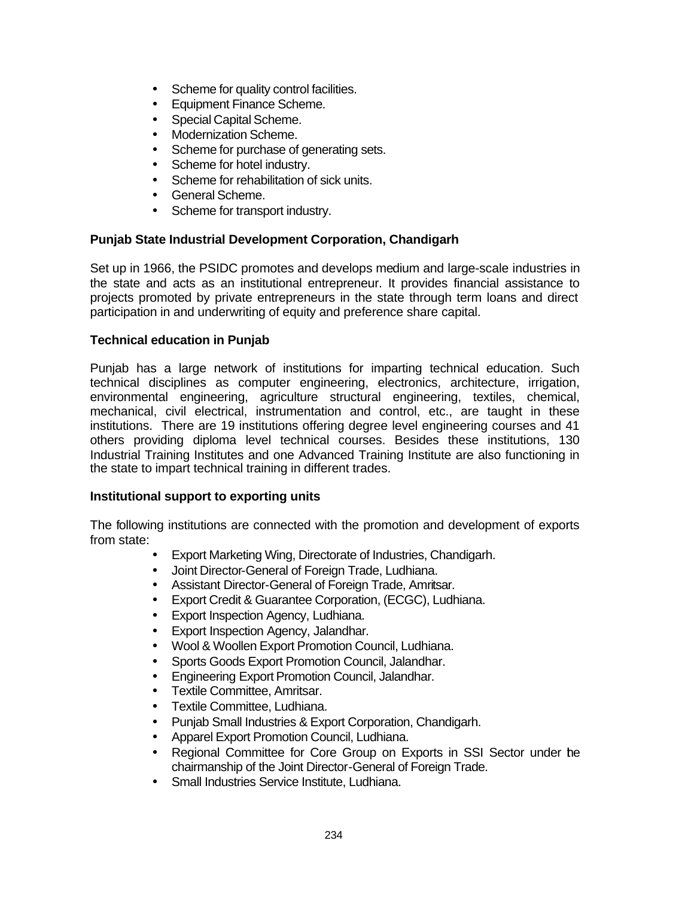- Scheme for quality control facilities.
- Equipment Finance Scheme.
- Special Capital Scheme.
- Modernization Scheme.
- Scheme for purchase of generating sets.
- Scheme for hotel industry.
- Scheme for rehabilitation of sick units.
- General Scheme.
- Scheme for transport industry.

**Punjab State Industrial Development Corporation, Chandigarh**

Set up in 1966, the PSIDC promotes and develops medium and large-scale industries in the state and acts as an institutional entrepreneur. It provides financial assistance to projects promoted by private entrepreneurs in the state through term loans and direct participation in and underwriting of equity and preference share capital.

**Technical education in Punjab**

Punjab has a large network of institutions for imparting technical education. Such technical disciplines as computer engineering, electronics, architecture, irrigation, environmental engineering, agriculture structural engineering, textiles, chemical, mechanical, civil electrical, instrumentation and control, etc., are taught in these institutions. There are 19 institutions offering degree level engineering courses and 41 others providing diploma level technical courses. Besides these institutions, 130 Industrial Training Institutes and one Advanced Training Institute are also functioning in the state to impart technical training in different trades.

**Institutional support to exporting units**

The following institutions are connected with the promotion and development of exports from state:

- Export Marketing Wing, Directorate of Industries, Chandigarh.
- Joint Director-General of Foreign Trade, Ludhiana.
- Assistant Director-General of Foreign Trade, Amritsar.
- Export Credit & Guarantee Corporation, (ECGC), Ludhiana.
- Export Inspection Agency, Ludhiana.
- Export Inspection Agency, Jalandhar.
- Wool & Woollen Export Promotion Council, Ludhiana.
- Sports Goods Export Promotion Council, Jalandhar.
- Engineering Export Promotion Council, Jalandhar.
- Textile Committee, Amritsar.
- Textile Committee, Ludhiana.
- Punjab Small Industries & Export Corporation, Chandigarh.
- Apparel Export Promotion Council, Ludhiana.
- Regional Committee for Core Group on Exports in SSI Sector under the chairmanship of the Joint Director-General of Foreign Trade.
- Small Industries Service Institute, Ludhiana.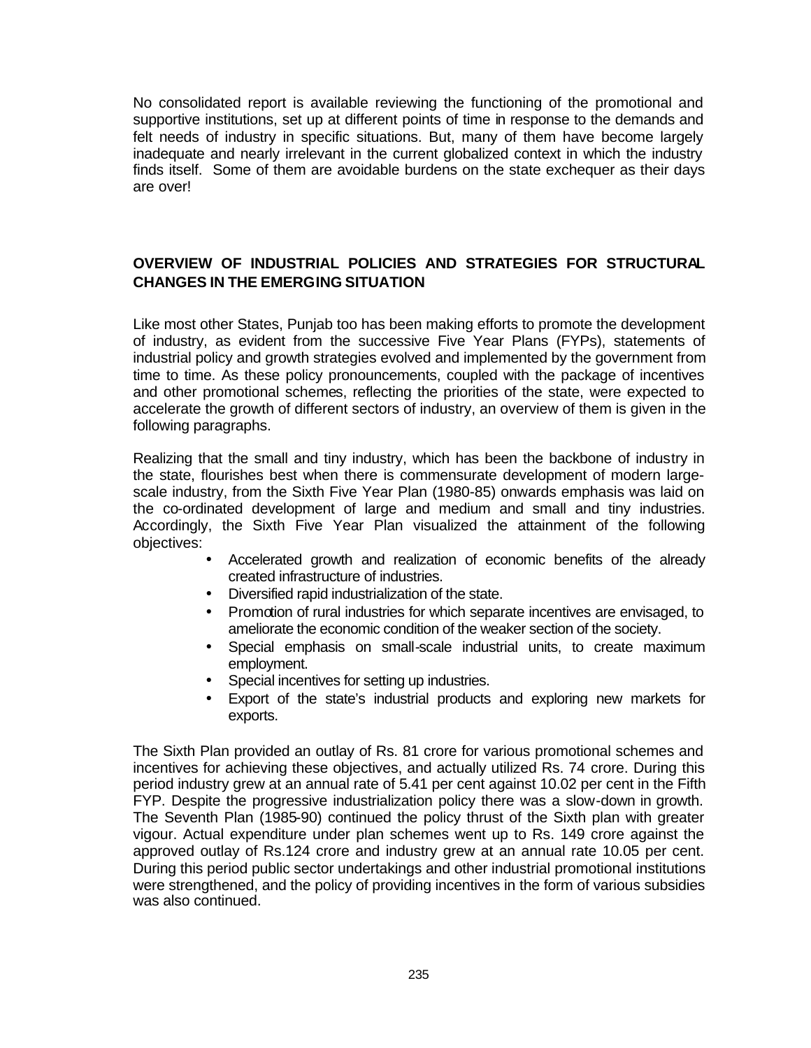No consolidated report is available reviewing the functioning of the promotional and supportive institutions, set up at different points of time in response to the demands and felt needs of industry in specific situations. But, many of them have become largely inadequate and nearly irrelevant in the current globalized context in which the industry finds itself. Some of them are avoidable burdens on the state exchequer as their days are over!

## OVERVIEW OF INDUSTRIAL POLICIES AND STRATEGIES FOR STRUCTURAL CHANGES IN THE EMERGING SITUATION

Like most other States, Punjab too has been making efforts to promote the development of industry, as evident from the successive Five Year Plans (FYPs), statements of industrial policy and growth strategies evolved and implemented by the government from time to time. As these policy pronouncements, coupled with the package of incentives and other promotional schemes, reflecting the priorities of the state, were expected to accelerate the growth of different sectors of industry, an overview of them is given in the following paragraphs.

Realizing that the small and tiny industry, which has been the backbone of industry in the state, flourishes best when there is commensurate development of modern large-scale industry, from the Sixth Five Year Plan (1980-85) onwards emphasis was laid on the co-ordinated development of large and medium and small and tiny industries. Accordingly, the Sixth Five Year Plan visualized the attainment of the following objectives:

- Accelerated growth and realization of economic benefits of the already created infrastructure of industries.
- Diversified rapid industrialization of the state.
- Promotion of rural industries for which separate incentives are envisaged, to ameliorate the economic condition of the weaker section of the society.
- Special emphasis on small-scale industrial units, to create maximum employment.
- Special incentives for setting up industries.
- Export of the state's industrial products and exploring new markets for exports.

The Sixth Plan provided an outlay of Rs. 81 crore for various promotional schemes and incentives for achieving these objectives, and actually utilized Rs. 74 crore. During this period industry grew at an annual rate of 5.41 per cent against 10.02 per cent in the Fifth FYP. Despite the progressive industrialization policy there was a slow-down in growth. The Seventh Plan (1985-90) continued the policy thrust of the Sixth plan with greater vigour. Actual expenditure under plan schemes went up to Rs. 149 crore against the approved outlay of Rs.124 crore and industry grew at an annual rate 10.05 per cent. During this period public sector undertakings and other industrial promotional institutions were strengthened, and the policy of providing incentives in the form of various subsidies was also continued.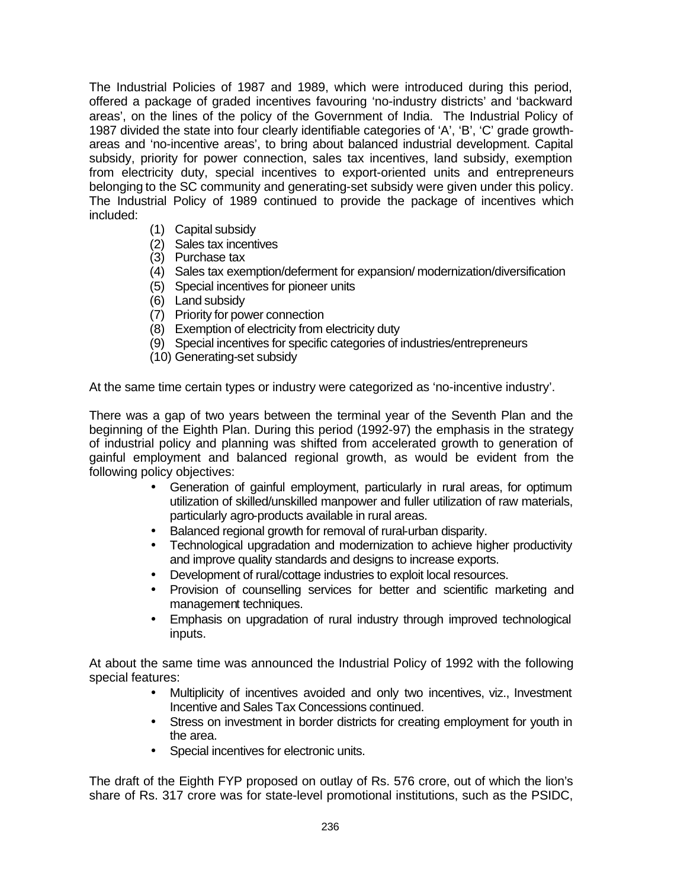The Industrial Policies of 1987 and 1989, which were introduced during this period, offered a package of graded incentives favouring 'no-industry districts' and 'backward areas', on the lines of the policy of the Government of India. The Industrial Policy of 1987 divided the state into four clearly identifiable categories of 'A', 'B', 'C' grade growth-areas and 'no-incentive areas', to bring about balanced industrial development. Capital subsidy, priority for power connection, sales tax incentives, land subsidy, exemption from electricity duty, special incentives to export-oriented units and entrepreneurs belonging to the SC community and generating-set subsidy were given under this policy. The Industrial Policy of 1989 continued to provide the package of incentives which included:

(1) Capital subsidy
(2) Sales tax incentives
(3) Purchase tax
(4) Sales tax exemption/deferment for expansion/ modernization/diversification
(5) Special incentives for pioneer units
(6) Land subsidy
(7) Priority for power connection
(8) Exemption of electricity from electricity duty
(9) Special incentives for specific categories of industries/entrepreneurs
(10) Generating-set subsidy

At the same time certain types or industry were categorized as 'no-incentive industry'.

There was a gap of two years between the terminal year of the Seventh Plan and the beginning of the Eighth Plan. During this period (1992-97) the emphasis in the strategy of industrial policy and planning was shifted from accelerated growth to generation of gainful employment and balanced regional growth, as would be evident from the following policy objectives:

- Generation of gainful employment, particularly in rural areas, for optimum utilization of skilled/unskilled manpower and fuller utilization of raw materials, particularly agro-products available in rural areas.
- Balanced regional growth for removal of rural-urban disparity.
- Technological upgradation and modernization to achieve higher productivity and improve quality standards and designs to increase exports.
- Development of rural/cottage industries to exploit local resources.
- Provision of counselling services for better and scientific marketing and management techniques.
- Emphasis on upgradation of rural industry through improved technological inputs.

At about the same time was announced the Industrial Policy of 1992 with the following special features:

- Multiplicity of incentives avoided and only two incentives, viz., Investment Incentive and Sales Tax Concessions continued.
- Stress on investment in border districts for creating employment for youth in the area.
- Special incentives for electronic units.

The draft of the Eighth FYP proposed on outlay of Rs. 576 crore, out of which the lion's share of Rs. 317 crore was for state-level promotional institutions, such as the PSIDC,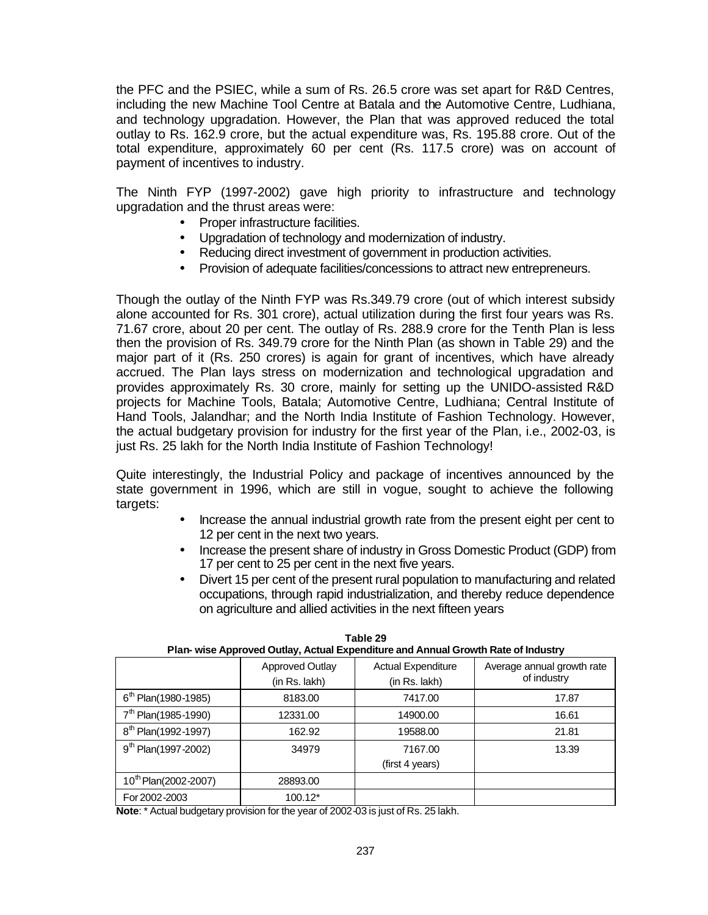the PFC and the PSIEC, while a sum of Rs. 26.5 crore was set apart for R&D Centres, including the new Machine Tool Centre at Batala and the Automotive Centre, Ludhiana, and technology upgradation. However, the Plan that was approved reduced the total outlay to Rs. 162.9 crore, but the actual expenditure was, Rs. 195.88 crore. Out of the total expenditure, approximately 60 per cent (Rs. 117.5 crore) was on account of payment of incentives to industry.

The Ninth FYP (1997-2002) gave high priority to infrastructure and technology upgradation and the thrust areas were:

- Proper infrastructure facilities.
- Upgradation of technology and modernization of industry.
- Reducing direct investment of government in production activities.
- Provision of adequate facilities/concessions to attract new entrepreneurs.

Though the outlay of the Ninth FYP was Rs.349.79 crore (out of which interest subsidy alone accounted for Rs. 301 crore), actual utilization during the first four years was Rs. 71.67 crore, about 20 per cent. The outlay of Rs. 288.9 crore for the Tenth Plan is less then the provision of Rs. 349.79 crore for the Ninth Plan (as shown in Table 29) and the major part of it (Rs. 250 crores) is again for grant of incentives, which have already accrued. The Plan lays stress on modernization and technological upgradation and provides approximately Rs. 30 crore, mainly for setting up the UNIDO-assisted R&D projects for Machine Tools, Batala; Automotive Centre, Ludhiana; Central Institute of Hand Tools, Jalandhar; and the North India Institute of Fashion Technology. However, the actual budgetary provision for industry for the first year of the Plan, i.e., 2002-03, is just Rs. 25 lakh for the North India Institute of Fashion Technology!

Quite interestingly, the Industrial Policy and package of incentives announced by the state government in 1996, which are still in vogue, sought to achieve the following targets:

- Increase the annual industrial growth rate from the present eight per cent to 12 per cent in the next two years.
- Increase the present share of industry in Gross Domestic Product (GDP) from 17 per cent to 25 per cent in the next five years.
- Divert 15 per cent of the present rural population to manufacturing and related occupations, through rapid industrialization, and thereby reduce dependence on agriculture and allied activities in the next fifteen years

**Table 29**
**Plan- wise Approved Outlay, Actual Expenditure and Annual Growth Rate of Industry**

| | Approved Outlay (in Rs. lakh) | Actual Expenditure (in Rs. lakh) | Average annual growth rate of industry |
|---|---|---|---|
| 6th Plan(1980-1985) | 8183.00 | 7417.00 | 17.87 |
| 7th Plan(1985-1990) | 12331.00 | 14900.00 | 16.61 |
| 8th Plan(1992-1997) | 162.92 | 19588.00 | 21.81 |
| 9th Plan(1997-2002) | 34979 | 7167.00 (first 4 years) | 13.39 |
| 10th Plan(2002-2007) | 28893.00 | | |
| For 2002-2003 | 100.12* | | |

**Note**: * Actual budgetary provision for the year of 2002-03 is just of Rs. 25 lakh.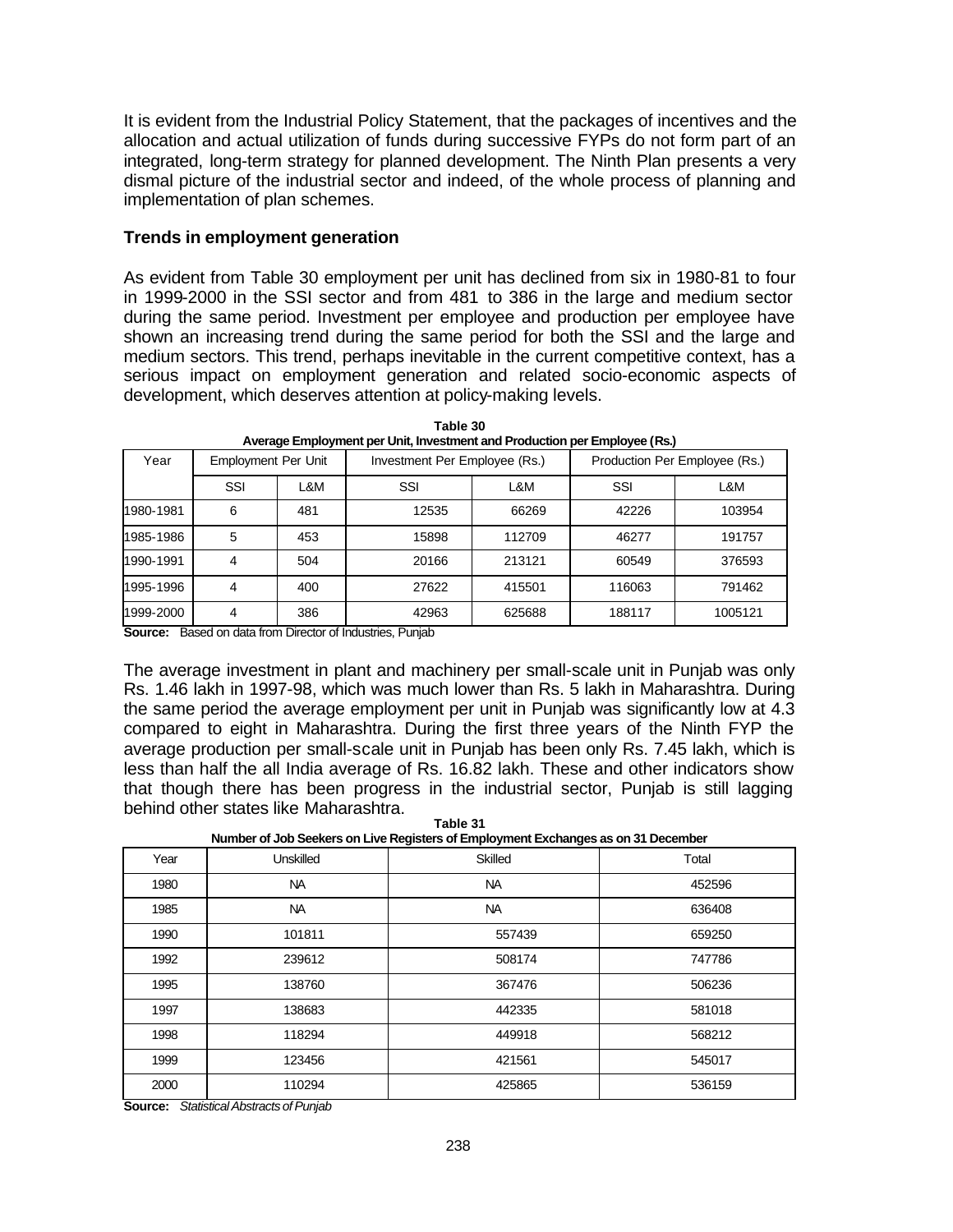It is evident from the Industrial Policy Statement, that the packages of incentives and the allocation and actual utilization of funds during successive FYPs do not form part of an integrated, long-term strategy for planned development. The Ninth Plan presents a very dismal picture of the industrial sector and indeed, of the whole process of planning and implementation of plan schemes.

### Trends in employment generation

As evident from Table 30 employment per unit has declined from six in 1980-81 to four in 1999-2000 in the SSI sector and from 481 to 386 in the large and medium sector during the same period. Investment per employee and production per employee have shown an increasing trend during the same period for both the SSI and the large and medium sectors. This trend, perhaps inevitable in the current competitive context, has a serious impact on employment generation and related socio-economic aspects of development, which deserves attention at policy-making levels.

**Table 30**
**Average Employment per Unit, Investment and Production per Employee (Rs.)**

| Year | Employment Per Unit | | Investment Per Employee (Rs.) | | Production Per Employee (Rs.) | |
|---|---|---|---|---|---|---|
| | SSI | L&M | SSI | L&M | SSI | L&M |
| 1980-1981 | 6 | 481 | 12535 | 66269 | 42226 | 103954 |
| 1985-1986 | 5 | 453 | 15898 | 112709 | 46277 | 191757 |
| 1990-1991 | 4 | 504 | 20166 | 213121 | 60549 | 376593 |
| 1995-1996 | 4 | 400 | 27622 | 415501 | 116063 | 791462 |
| 1999-2000 | 4 | 386 | 42963 | 625688 | 188117 | 1005121 |

**Source:** Based on data from Director of Industries, Punjab

The average investment in plant and machinery per small-scale unit in Punjab was only Rs. 1.46 lakh in 1997-98, which was much lower than Rs. 5 lakh in Maharashtra. During the same period the average employment per unit in Punjab was significantly low at 4.3 compared to eight in Maharashtra. During the first three years of the Ninth FYP the average production per small-scale unit in Punjab has been only Rs. 7.45 lakh, which is less than half the all India average of Rs. 16.82 lakh. These and other indicators show that though there has been progress in the industrial sector, Punjab is still lagging behind other states like Maharashtra.

**Table 31**
**Number of Job Seekers on Live Registers of Employment Exchanges as on 31 December**

| Year | Unskilled | Skilled | Total |
|---|---|---|---|
| 1980 | NA | NA | 452596 |
| 1985 | NA | NA | 636408 |
| 1990 | 101811 | 557439 | 659250 |
| 1992 | 239612 | 508174 | 747786 |
| 1995 | 138760 | 367476 | 506236 |
| 1997 | 138683 | 442335 | 581018 |
| 1998 | 118294 | 449918 | 568212 |
| 1999 | 123456 | 421561 | 545017 |
| 2000 | 110294 | 425865 | 536159 |

**Source:** *Statistical Abstracts of Punjab*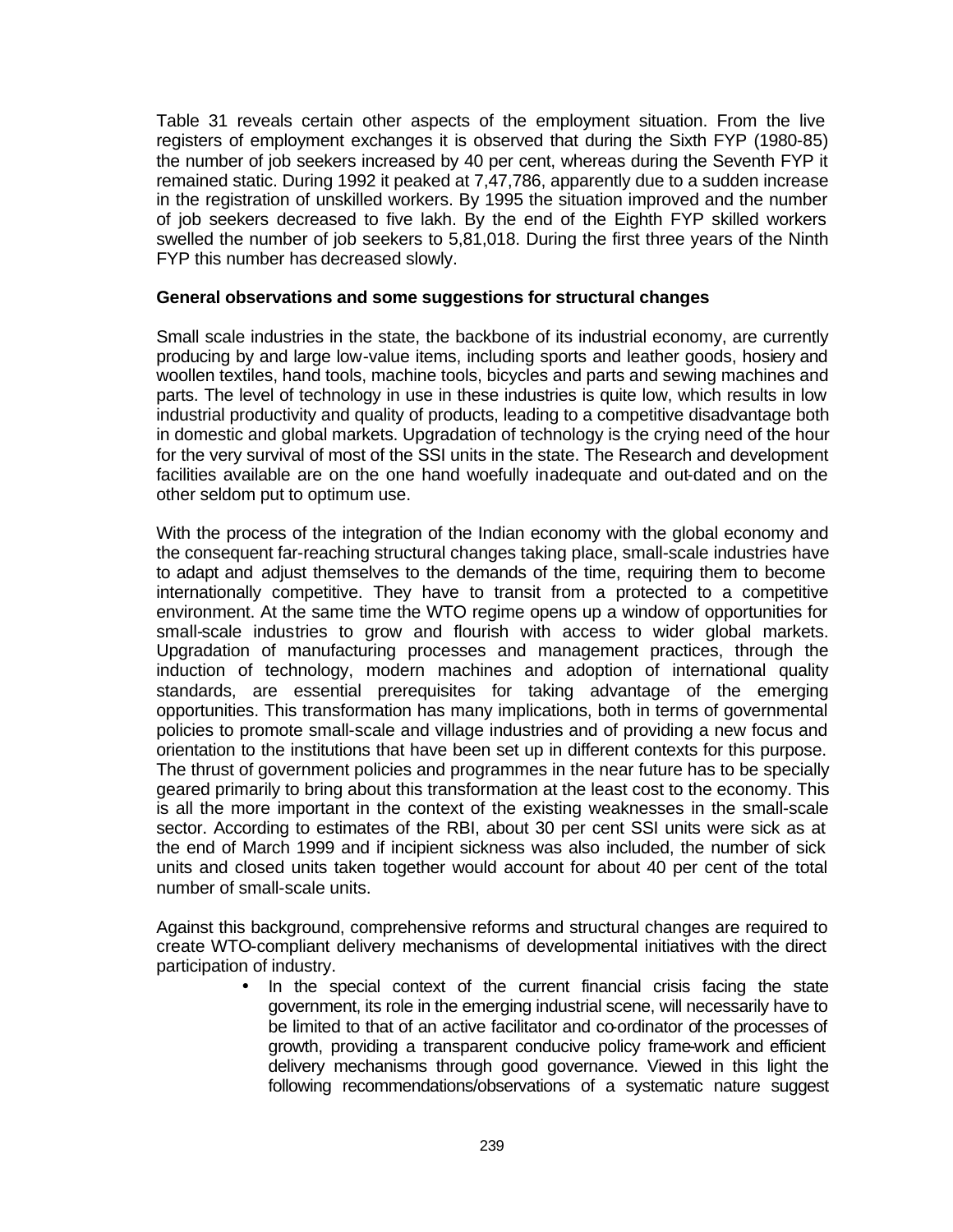Table 31 reveals certain other aspects of the employment situation. From the live registers of employment exchanges it is observed that during the Sixth FYP (1980-85) the number of job seekers increased by 40 per cent, whereas during the Seventh FYP it remained static. During 1992 it peaked at 7,47,786, apparently due to a sudden increase in the registration of unskilled workers. By 1995 the situation improved and the number of job seekers decreased to five lakh. By the end of the Eighth FYP skilled workers swelled the number of job seekers to 5,81,018. During the first three years of the Ninth FYP this number has decreased slowly.

**General observations and some suggestions for structural changes**

Small scale industries in the state, the backbone of its industrial economy, are currently producing by and large low-value items, including sports and leather goods, hosiery and woollen textiles, hand tools, machine tools, bicycles and parts and sewing machines and parts. The level of technology in use in these industries is quite low, which results in low industrial productivity and quality of products, leading to a competitive disadvantage both in domestic and global markets. Upgradation of technology is the crying need of the hour for the very survival of most of the SSI units in the state. The Research and development facilities available are on the one hand woefully inadequate and out-dated and on the other seldom put to optimum use.

With the process of the integration of the Indian economy with the global economy and the consequent far-reaching structural changes taking place, small-scale industries have to adapt and adjust themselves to the demands of the time, requiring them to become internationally competitive. They have to transit from a protected to a competitive environment. At the same time the WTO regime opens up a window of opportunities for small-scale industries to grow and flourish with access to wider global markets. Upgradation of manufacturing processes and management practices, through the induction of technology, modern machines and adoption of international quality standards, are essential prerequisites for taking advantage of the emerging opportunities. This transformation has many implications, both in terms of governmental policies to promote small-scale and village industries and of providing a new focus and orientation to the institutions that have been set up in different contexts for this purpose. The thrust of government policies and programmes in the near future has to be specially geared primarily to bring about this transformation at the least cost to the economy. This is all the more important in the context of the existing weaknesses in the small-scale sector. According to estimates of the RBI, about 30 per cent SSI units were sick as at the end of March 1999 and if incipient sickness was also included, the number of sick units and closed units taken together would account for about 40 per cent of the total number of small-scale units.

Against this background, comprehensive reforms and structural changes are required to create WTO-compliant delivery mechanisms of developmental initiatives with the direct participation of industry.

- In the special context of the current financial crisis facing the state government, its role in the emerging industrial scene, will necessarily have to be limited to that of an active facilitator and co-ordinator of the processes of growth, providing a transparent conducive policy frame-work and efficient delivery mechanisms through good governance. Viewed in this light the following recommendations/observations of a systematic nature suggest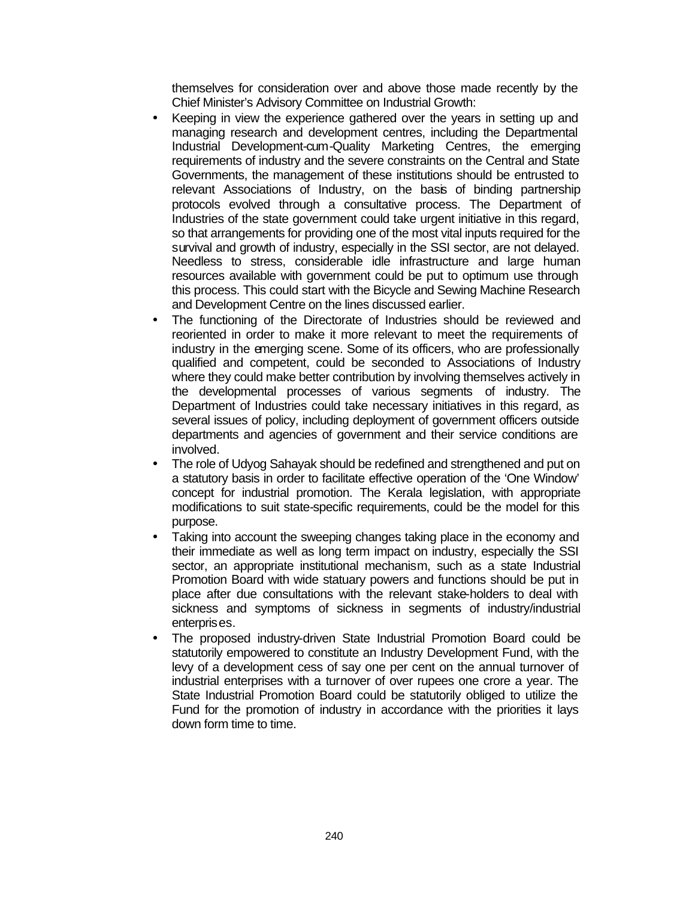themselves for consideration over and above those made recently by the Chief Minister's Advisory Committee on Industrial Growth:

- Keeping in view the experience gathered over the years in setting up and managing research and development centres, including the Departmental Industrial Development-cum-Quality Marketing Centres, the emerging requirements of industry and the severe constraints on the Central and State Governments, the management of these institutions should be entrusted to relevant Associations of Industry, on the basis of binding partnership protocols evolved through a consultative process. The Department of Industries of the state government could take urgent initiative in this regard, so that arrangements for providing one of the most vital inputs required for the survival and growth of industry, especially in the SSI sector, are not delayed. Needless to stress, considerable idle infrastructure and large human resources available with government could be put to optimum use through this process. This could start with the Bicycle and Sewing Machine Research and Development Centre on the lines discussed earlier.
- The functioning of the Directorate of Industries should be reviewed and reoriented in order to make it more relevant to meet the requirements of industry in the emerging scene. Some of its officers, who are professionally qualified and competent, could be seconded to Associations of Industry where they could make better contribution by involving themselves actively in the developmental processes of various segments of industry. The Department of Industries could take necessary initiatives in this regard, as several issues of policy, including deployment of government officers outside departments and agencies of government and their service conditions are involved.
- The role of Udyog Sahayak should be redefined and strengthened and put on a statutory basis in order to facilitate effective operation of the 'One Window' concept for industrial promotion. The Kerala legislation, with appropriate modifications to suit state-specific requirements, could be the model for this purpose.
- Taking into account the sweeping changes taking place in the economy and their immediate as well as long term impact on industry, especially the SSI sector, an appropriate institutional mechanism, such as a state Industrial Promotion Board with wide statuary powers and functions should be put in place after due consultations with the relevant stake-holders to deal with sickness and symptoms of sickness in segments of industry/industrial enterprises.
- The proposed industry-driven State Industrial Promotion Board could be statutorily empowered to constitute an Industry Development Fund, with the levy of a development cess of say one per cent on the annual turnover of industrial enterprises with a turnover of over rupees one crore a year. The State Industrial Promotion Board could be statutorily obliged to utilize the Fund for the promotion of industry in accordance with the priorities it lays down form time to time.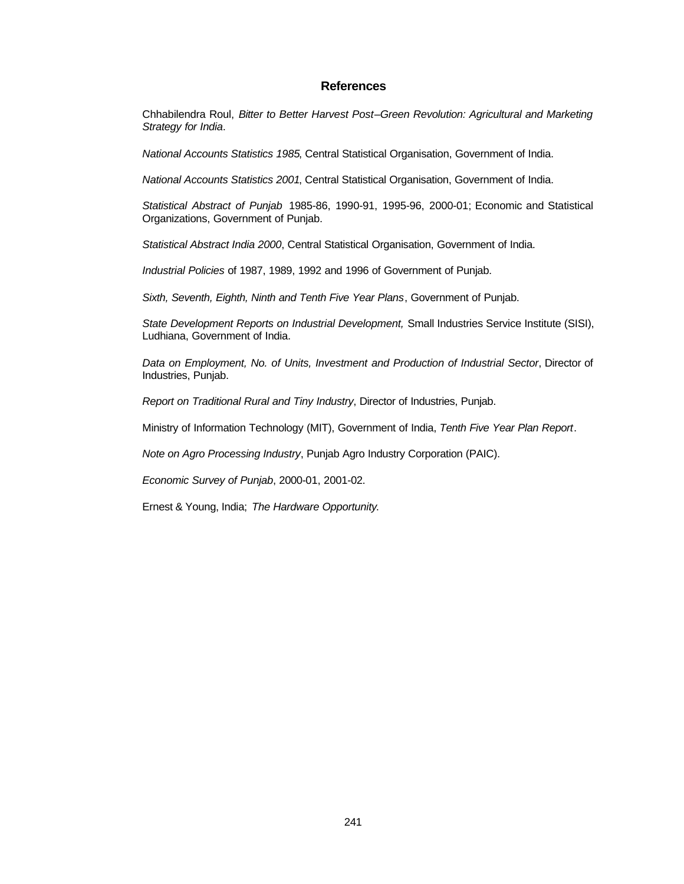## References

Chhabilendra Roul, *Bitter to Better Harvest Post–Green Revolution: Agricultural and Marketing Strategy for India*.

*National Accounts Statistics 1985*, Central Statistical Organisation, Government of India.

*National Accounts Statistics 2001*, Central Statistical Organisation, Government of India.

*Statistical Abstract of Punjab* 1985-86, 1990-91, 1995-96, 2000-01; Economic and Statistical Organizations, Government of Punjab.

*Statistical Abstract India 2000*, Central Statistical Organisation, Government of India.

*Industrial Policies* of 1987, 1989, 1992 and 1996 of Government of Punjab.

*Sixth, Seventh, Eighth, Ninth and Tenth Five Year Plans*, Government of Punjab.

*State Development Reports on Industrial Development,* Small Industries Service Institute (SISI), Ludhiana, Government of India.

*Data on Employment, No. of Units, Investment and Production of Industrial Sector*, Director of Industries, Punjab.

*Report on Traditional Rural and Tiny Industry*, Director of Industries, Punjab.

Ministry of Information Technology (MIT), Government of India, *Tenth Five Year Plan Report*.

*Note on Agro Processing Industry*, Punjab Agro Industry Corporation (PAIC).

*Economic Survey of Punjab*, 2000-01, 2001-02.

Ernest & Young, India; *The Hardware Opportunity.*